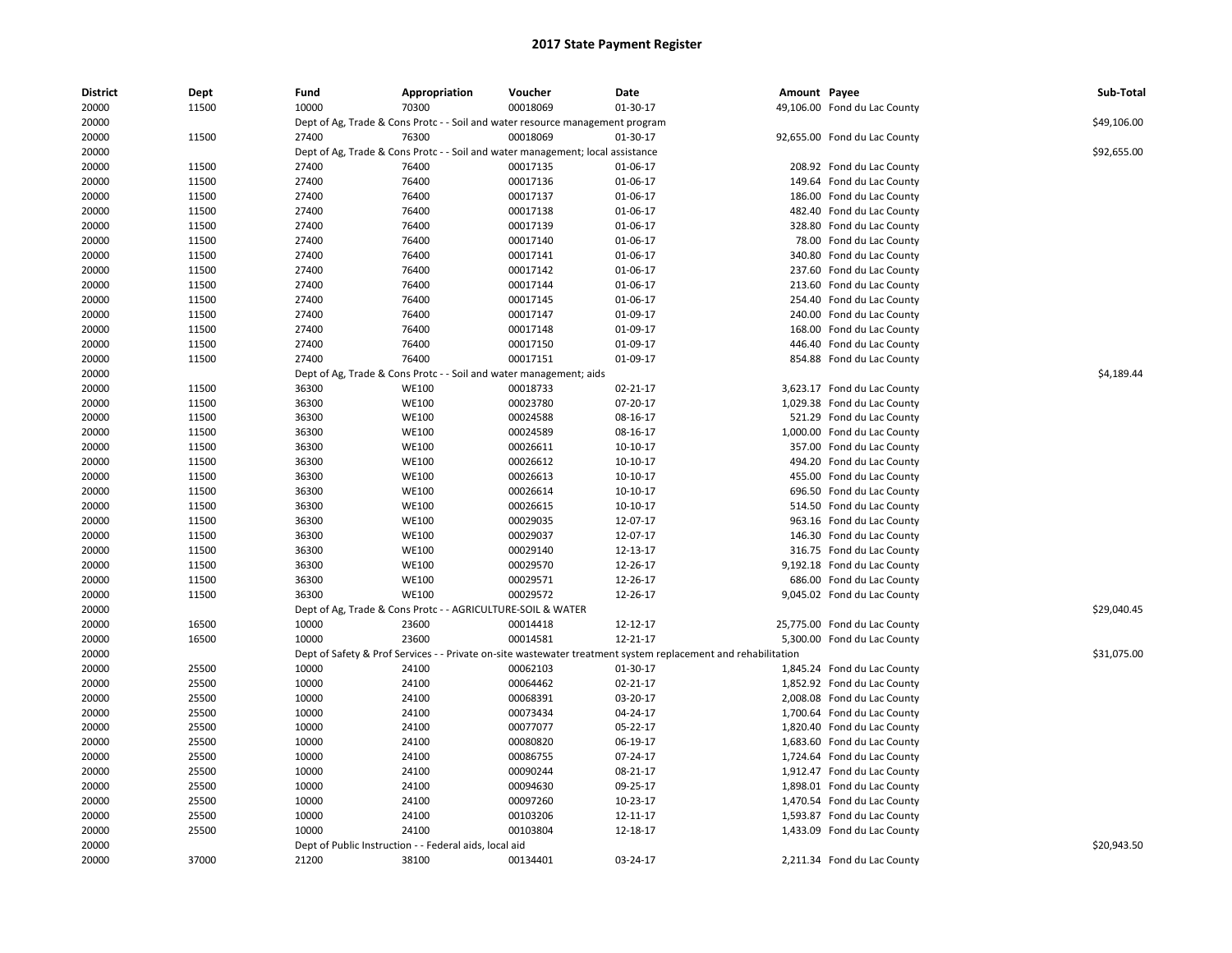# 2017 State Payment Register

| District | Dept | Fund | Appropriation | Voucher | Date | Amount | Payee | Sub-Total |
|---|---|---|---|---|---|---|---|---|
| 20000 | 11500 | 10000 | 70300 | 00018069 | 01-30-17 | 49,106.00 | Fond du Lac County | |
| 20000 | | Dept of Ag, Trade & Cons Protc - - Soil and water resource management program | | | | | | $49,106.00 |
| 20000 | 11500 | 27400 | 76300 | 00018069 | 01-30-17 | 92,655.00 | Fond du Lac County | |
| 20000 | | Dept of Ag, Trade & Cons Protc - - Soil and water management; local assistance | | | | | | $92,655.00 |
| 20000 | 11500 | 27400 | 76400 | 00017135 | 01-06-17 | 208.92 | Fond du Lac County | |
| 20000 | 11500 | 27400 | 76400 | 00017136 | 01-06-17 | 149.64 | Fond du Lac County | |
| 20000 | 11500 | 27400 | 76400 | 00017137 | 01-06-17 | 186.00 | Fond du Lac County | |
| 20000 | 11500 | 27400 | 76400 | 00017138 | 01-06-17 | 482.40 | Fond du Lac County | |
| 20000 | 11500 | 27400 | 76400 | 00017139 | 01-06-17 | 328.80 | Fond du Lac County | |
| 20000 | 11500 | 27400 | 76400 | 00017140 | 01-06-17 | 78.00 | Fond du Lac County | |
| 20000 | 11500 | 27400 | 76400 | 00017141 | 01-06-17 | 340.80 | Fond du Lac County | |
| 20000 | 11500 | 27400 | 76400 | 00017142 | 01-06-17 | 237.60 | Fond du Lac County | |
| 20000 | 11500 | 27400 | 76400 | 00017144 | 01-06-17 | 213.60 | Fond du Lac County | |
| 20000 | 11500 | 27400 | 76400 | 00017145 | 01-06-17 | 254.40 | Fond du Lac County | |
| 20000 | 11500 | 27400 | 76400 | 00017147 | 01-09-17 | 240.00 | Fond du Lac County | |
| 20000 | 11500 | 27400 | 76400 | 00017148 | 01-09-17 | 168.00 | Fond du Lac County | |
| 20000 | 11500 | 27400 | 76400 | 00017150 | 01-09-17 | 446.40 | Fond du Lac County | |
| 20000 | 11500 | 27400 | 76400 | 00017151 | 01-09-17 | 854.88 | Fond du Lac County | |
| 20000 | | Dept of Ag, Trade & Cons Protc - - Soil and water management; aids | | | | | | $4,189.44 |
| 20000 | 11500 | 36300 | WE100 | 00018733 | 02-21-17 | 3,623.17 | Fond du Lac County | |
| 20000 | 11500 | 36300 | WE100 | 00023780 | 07-20-17 | 1,029.38 | Fond du Lac County | |
| 20000 | 11500 | 36300 | WE100 | 00024588 | 08-16-17 | 521.29 | Fond du Lac County | |
| 20000 | 11500 | 36300 | WE100 | 00024589 | 08-16-17 | 1,000.00 | Fond du Lac County | |
| 20000 | 11500 | 36300 | WE100 | 00026611 | 10-10-17 | 357.00 | Fond du Lac County | |
| 20000 | 11500 | 36300 | WE100 | 00026612 | 10-10-17 | 494.20 | Fond du Lac County | |
| 20000 | 11500 | 36300 | WE100 | 00026613 | 10-10-17 | 455.00 | Fond du Lac County | |
| 20000 | 11500 | 36300 | WE100 | 00026614 | 10-10-17 | 696.50 | Fond du Lac County | |
| 20000 | 11500 | 36300 | WE100 | 00026615 | 10-10-17 | 514.50 | Fond du Lac County | |
| 20000 | 11500 | 36300 | WE100 | 00029035 | 12-07-17 | 963.16 | Fond du Lac County | |
| 20000 | 11500 | 36300 | WE100 | 00029037 | 12-07-17 | 146.30 | Fond du Lac County | |
| 20000 | 11500 | 36300 | WE100 | 00029140 | 12-13-17 | 316.75 | Fond du Lac County | |
| 20000 | 11500 | 36300 | WE100 | 00029570 | 12-26-17 | 9,192.18 | Fond du Lac County | |
| 20000 | 11500 | 36300 | WE100 | 00029571 | 12-26-17 | 686.00 | Fond du Lac County | |
| 20000 | 11500 | 36300 | WE100 | 00029572 | 12-26-17 | 9,045.02 | Fond du Lac County | |
| 20000 | | Dept of Ag, Trade & Cons Protc - - AGRICULTURE-SOIL & WATER | | | | | | $29,040.45 |
| 20000 | 16500 | 10000 | 23600 | 00014418 | 12-12-17 | 25,775.00 | Fond du Lac County | |
| 20000 | 16500 | 10000 | 23600 | 00014581 | 12-21-17 | 5,300.00 | Fond du Lac County | |
| 20000 | | Dept of Safety & Prof Services - - Private on-site wastewater treatment system replacement and rehabilitation | | | | | | $31,075.00 |
| 20000 | 25500 | 10000 | 24100 | 00062103 | 01-30-17 | 1,845.24 | Fond du Lac County | |
| 20000 | 25500 | 10000 | 24100 | 00064462 | 02-21-17 | 1,852.92 | Fond du Lac County | |
| 20000 | 25500 | 10000 | 24100 | 00068391 | 03-20-17 | 2,008.08 | Fond du Lac County | |
| 20000 | 25500 | 10000 | 24100 | 00073434 | 04-24-17 | 1,700.64 | Fond du Lac County | |
| 20000 | 25500 | 10000 | 24100 | 00077077 | 05-22-17 | 1,820.40 | Fond du Lac County | |
| 20000 | 25500 | 10000 | 24100 | 00080820 | 06-19-17 | 1,683.60 | Fond du Lac County | |
| 20000 | 25500 | 10000 | 24100 | 00086755 | 07-24-17 | 1,724.64 | Fond du Lac County | |
| 20000 | 25500 | 10000 | 24100 | 00090244 | 08-21-17 | 1,912.47 | Fond du Lac County | |
| 20000 | 25500 | 10000 | 24100 | 00094630 | 09-25-17 | 1,898.01 | Fond du Lac County | |
| 20000 | 25500 | 10000 | 24100 | 00097260 | 10-23-17 | 1,470.54 | Fond du Lac County | |
| 20000 | 25500 | 10000 | 24100 | 00103206 | 12-11-17 | 1,593.87 | Fond du Lac County | |
| 20000 | 25500 | 10000 | 24100 | 00103804 | 12-18-17 | 1,433.09 | Fond du Lac County | |
| 20000 | | Dept of Public Instruction - - Federal aids, local aid | | | | | | $20,943.50 |
| 20000 | 37000 | 21200 | 38100 | 00134401 | 03-24-17 | 2,211.34 | Fond du Lac County | |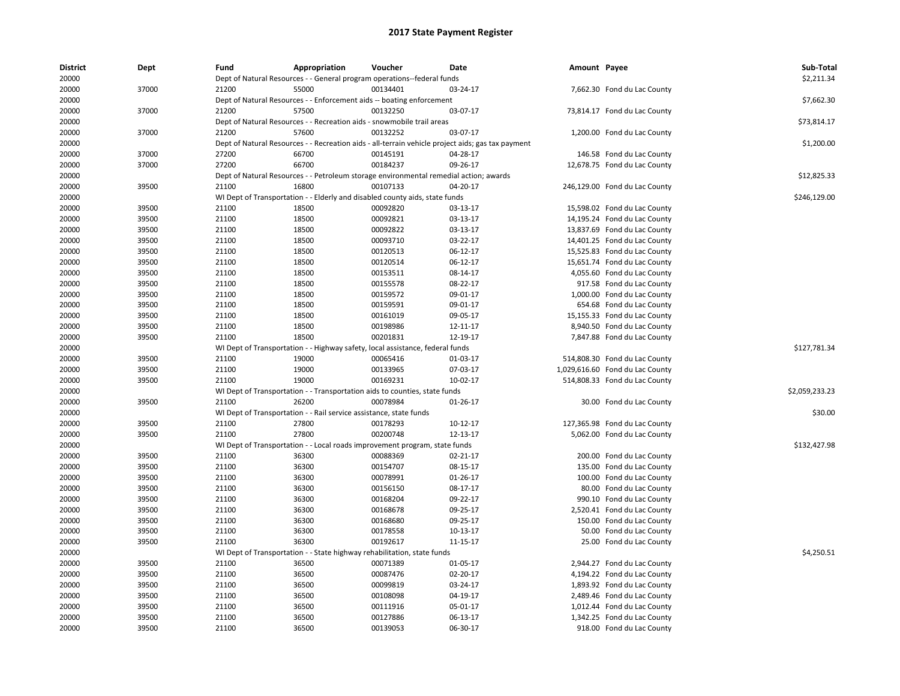# 2017 State Payment Register

| District | Dept | Fund | Appropriation | Voucher | Date | Amount | Payee | Sub-Total |
|---|---|---|---|---|---|---|---|---|
| 20000 | | Dept of Natural Resources - - General program operations--federal funds | | | | | | $2,211.34 |
| 20000 | 37000 | 21200 | 55000 | 00134401 | 03-24-17 | 7,662.30 | Fond du Lac County | |
| 20000 | | Dept of Natural Resources - - Enforcement aids -- boating enforcement | | | | | | $7,662.30 |
| 20000 | 37000 | 21200 | 57500 | 00132250 | 03-07-17 | 73,814.17 | Fond du Lac County | |
| 20000 | | Dept of Natural Resources - - Recreation aids - snowmobile trail areas | | | | | | $73,814.17 |
| 20000 | 37000 | 21200 | 57600 | 00132252 | 03-07-17 | 1,200.00 | Fond du Lac County | |
| 20000 | | Dept of Natural Resources - - Recreation aids - all-terrain vehicle project aids; gas tax payment | | | | | | $1,200.00 |
| 20000 | 37000 | 27200 | 66700 | 00145191 | 04-28-17 | 146.58 | Fond du Lac County | |
| 20000 | 37000 | 27200 | 66700 | 00184237 | 09-26-17 | 12,678.75 | Fond du Lac County | |
| 20000 | | Dept of Natural Resources - - Petroleum storage environmental remedial action; awards | | | | | | $12,825.33 |
| 20000 | 39500 | 21100 | 16800 | 00107133 | 04-20-17 | 246,129.00 | Fond du Lac County | |
| 20000 | | WI Dept of Transportation - - Elderly and disabled county aids, state funds | | | | | | $246,129.00 |
| 20000 | 39500 | 21100 | 18500 | 00092820 | 03-13-17 | 15,598.02 | Fond du Lac County | |
| 20000 | 39500 | 21100 | 18500 | 00092821 | 03-13-17 | 14,195.24 | Fond du Lac County | |
| 20000 | 39500 | 21100 | 18500 | 00092822 | 03-13-17 | 13,837.69 | Fond du Lac County | |
| 20000 | 39500 | 21100 | 18500 | 00093710 | 03-22-17 | 14,401.25 | Fond du Lac County | |
| 20000 | 39500 | 21100 | 18500 | 00120513 | 06-12-17 | 15,525.83 | Fond du Lac County | |
| 20000 | 39500 | 21100 | 18500 | 00120514 | 06-12-17 | 15,651.74 | Fond du Lac County | |
| 20000 | 39500 | 21100 | 18500 | 00153511 | 08-14-17 | 4,055.60 | Fond du Lac County | |
| 20000 | 39500 | 21100 | 18500 | 00155578 | 08-22-17 | 917.58 | Fond du Lac County | |
| 20000 | 39500 | 21100 | 18500 | 00159572 | 09-01-17 | 1,000.00 | Fond du Lac County | |
| 20000 | 39500 | 21100 | 18500 | 00159591 | 09-01-17 | 654.68 | Fond du Lac County | |
| 20000 | 39500 | 21100 | 18500 | 00161019 | 09-05-17 | 15,155.33 | Fond du Lac County | |
| 20000 | 39500 | 21100 | 18500 | 00198986 | 12-11-17 | 8,940.50 | Fond du Lac County | |
| 20000 | 39500 | 21100 | 18500 | 00201831 | 12-19-17 | 7,847.88 | Fond du Lac County | |
| 20000 | | WI Dept of Transportation - - Highway safety, local assistance, federal funds | | | | | | $127,781.34 |
| 20000 | 39500 | 21100 | 19000 | 00065416 | 01-03-17 | 514,808.30 | Fond du Lac County | |
| 20000 | 39500 | 21100 | 19000 | 00133965 | 07-03-17 | 1,029,616.60 | Fond du Lac County | |
| 20000 | 39500 | 21100 | 19000 | 00169231 | 10-02-17 | 514,808.33 | Fond du Lac County | |
| 20000 | | WI Dept of Transportation - - Transportation aids to counties, state funds | | | | | | $2,059,233.23 |
| 20000 | 39500 | 21100 | 26200 | 00078984 | 01-26-17 | 30.00 | Fond du Lac County | |
| 20000 | | WI Dept of Transportation - - Rail service assistance, state funds | | | | | | $30.00 |
| 20000 | 39500 | 21100 | 27800 | 00178293 | 10-12-17 | 127,365.98 | Fond du Lac County | |
| 20000 | 39500 | 21100 | 27800 | 00200748 | 12-13-17 | 5,062.00 | Fond du Lac County | |
| 20000 | | WI Dept of Transportation - - Local roads improvement program, state funds | | | | | | $132,427.98 |
| 20000 | 39500 | 21100 | 36300 | 00088369 | 02-21-17 | 200.00 | Fond du Lac County | |
| 20000 | 39500 | 21100 | 36300 | 00154707 | 08-15-17 | 135.00 | Fond du Lac County | |
| 20000 | 39500 | 21100 | 36300 | 00078991 | 01-26-17 | 100.00 | Fond du Lac County | |
| 20000 | 39500 | 21100 | 36300 | 00156150 | 08-17-17 | 80.00 | Fond du Lac County | |
| 20000 | 39500 | 21100 | 36300 | 00168204 | 09-22-17 | 990.10 | Fond du Lac County | |
| 20000 | 39500 | 21100 | 36300 | 00168678 | 09-25-17 | 2,520.41 | Fond du Lac County | |
| 20000 | 39500 | 21100 | 36300 | 00168680 | 09-25-17 | 150.00 | Fond du Lac County | |
| 20000 | 39500 | 21100 | 36300 | 00178558 | 10-13-17 | 50.00 | Fond du Lac County | |
| 20000 | 39500 | 21100 | 36300 | 00192617 | 11-15-17 | 25.00 | Fond du Lac County | |
| 20000 | | WI Dept of Transportation - - State highway rehabilitation, state funds | | | | | | $4,250.51 |
| 20000 | 39500 | 21100 | 36500 | 00071389 | 01-05-17 | 2,944.27 | Fond du Lac County | |
| 20000 | 39500 | 21100 | 36500 | 00087476 | 02-20-17 | 4,194.22 | Fond du Lac County | |
| 20000 | 39500 | 21100 | 36500 | 00099819 | 03-24-17 | 1,893.92 | Fond du Lac County | |
| 20000 | 39500 | 21100 | 36500 | 00108098 | 04-19-17 | 2,489.46 | Fond du Lac County | |
| 20000 | 39500 | 21100 | 36500 | 00111916 | 05-01-17 | 1,012.44 | Fond du Lac County | |
| 20000 | 39500 | 21100 | 36500 | 00127886 | 06-13-17 | 1,342.25 | Fond du Lac County | |
| 20000 | 39500 | 21100 | 36500 | 00139053 | 06-30-17 | 918.00 | Fond du Lac County | |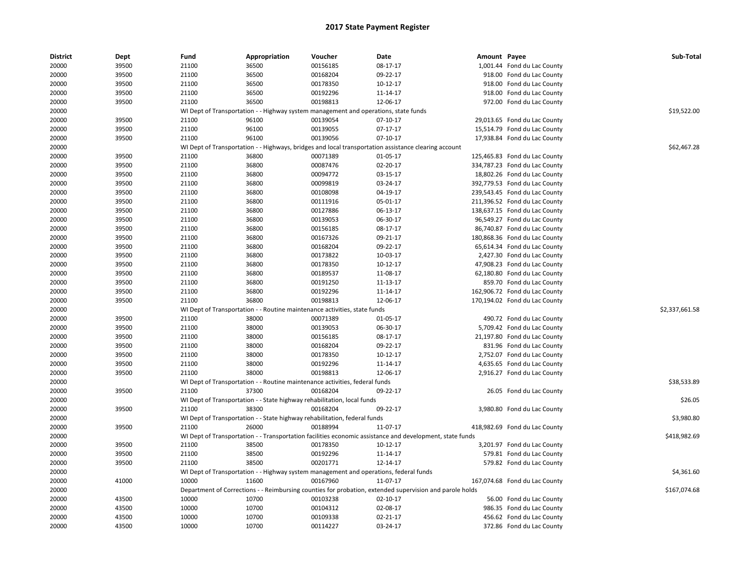# 2017 State Payment Register

| District | Dept | Fund | Appropriation | Voucher | Date | Amount | Payee | Sub-Total |
|---|---|---|---|---|---|---|---|---|
| 20000 | 39500 | 21100 | 36500 | 00156185 | 08-17-17 | 1,001.44 | Fond du Lac County | |
| 20000 | 39500 | 21100 | 36500 | 00168204 | 09-22-17 | 918.00 | Fond du Lac County | |
| 20000 | 39500 | 21100 | 36500 | 00178350 | 10-12-17 | 918.00 | Fond du Lac County | |
| 20000 | 39500 | 21100 | 36500 | 00192296 | 11-14-17 | 918.00 | Fond du Lac County | |
| 20000 | 39500 | 21100 | 36500 | 00198813 | 12-06-17 | 972.00 | Fond du Lac County | |
| 20000 | | WI Dept of Transportation - - Highway system management and operations, state funds | | | | | | $19,522.00 |
| 20000 | 39500 | 21100 | 96100 | 00139054 | 07-10-17 | 29,013.65 | Fond du Lac County | |
| 20000 | 39500 | 21100 | 96100 | 00139055 | 07-17-17 | 15,514.79 | Fond du Lac County | |
| 20000 | 39500 | 21100 | 96100 | 00139056 | 07-10-17 | 17,938.84 | Fond du Lac County | |
| 20000 | | WI Dept of Transportation - - Highways, bridges and local transportation assistance clearing account | | | | | | $62,467.28 |
| 20000 | 39500 | 21100 | 36800 | 00071389 | 01-05-17 | 125,465.83 | Fond du Lac County | |
| 20000 | 39500 | 21100 | 36800 | 00087476 | 02-20-17 | 334,787.23 | Fond du Lac County | |
| 20000 | 39500 | 21100 | 36800 | 00094772 | 03-15-17 | 18,802.26 | Fond du Lac County | |
| 20000 | 39500 | 21100 | 36800 | 00099819 | 03-24-17 | 392,779.53 | Fond du Lac County | |
| 20000 | 39500 | 21100 | 36800 | 00108098 | 04-19-17 | 239,543.45 | Fond du Lac County | |
| 20000 | 39500 | 21100 | 36800 | 00111916 | 05-01-17 | 211,396.52 | Fond du Lac County | |
| 20000 | 39500 | 21100 | 36800 | 00127886 | 06-13-17 | 138,637.15 | Fond du Lac County | |
| 20000 | 39500 | 21100 | 36800 | 00139053 | 06-30-17 | 96,549.27 | Fond du Lac County | |
| 20000 | 39500 | 21100 | 36800 | 00156185 | 08-17-17 | 86,740.87 | Fond du Lac County | |
| 20000 | 39500 | 21100 | 36800 | 00167326 | 09-21-17 | 180,868.36 | Fond du Lac County | |
| 20000 | 39500 | 21100 | 36800 | 00168204 | 09-22-17 | 65,614.34 | Fond du Lac County | |
| 20000 | 39500 | 21100 | 36800 | 00173822 | 10-03-17 | 2,427.30 | Fond du Lac County | |
| 20000 | 39500 | 21100 | 36800 | 00178350 | 10-12-17 | 47,908.23 | Fond du Lac County | |
| 20000 | 39500 | 21100 | 36800 | 00189537 | 11-08-17 | 62,180.80 | Fond du Lac County | |
| 20000 | 39500 | 21100 | 36800 | 00191250 | 11-13-17 | 859.70 | Fond du Lac County | |
| 20000 | 39500 | 21100 | 36800 | 00192296 | 11-14-17 | 162,906.72 | Fond du Lac County | |
| 20000 | 39500 | 21100 | 36800 | 00198813 | 12-06-17 | 170,194.02 | Fond du Lac County | |
| 20000 | | WI Dept of Transportation - - Routine maintenance activities, state funds | | | | | | $2,337,661.58 |
| 20000 | 39500 | 21100 | 38000 | 00071389 | 01-05-17 | 490.72 | Fond du Lac County | |
| 20000 | 39500 | 21100 | 38000 | 00139053 | 06-30-17 | 5,709.42 | Fond du Lac County | |
| 20000 | 39500 | 21100 | 38000 | 00156185 | 08-17-17 | 21,197.80 | Fond du Lac County | |
| 20000 | 39500 | 21100 | 38000 | 00168204 | 09-22-17 | 831.96 | Fond du Lac County | |
| 20000 | 39500 | 21100 | 38000 | 00178350 | 10-12-17 | 2,752.07 | Fond du Lac County | |
| 20000 | 39500 | 21100 | 38000 | 00192296 | 11-14-17 | 4,635.65 | Fond du Lac County | |
| 20000 | 39500 | 21100 | 38000 | 00198813 | 12-06-17 | 2,916.27 | Fond du Lac County | |
| 20000 | | WI Dept of Transportation - - Routine maintenance activities, federal funds | | | | | | $38,533.89 |
| 20000 | 39500 | 21100 | 37300 | 00168204 | 09-22-17 | 26.05 | Fond du Lac County | |
| 20000 | | WI Dept of Transportation - - State highway rehabilitation, local funds | | | | | | $26.05 |
| 20000 | 39500 | 21100 | 38300 | 00168204 | 09-22-17 | 3,980.80 | Fond du Lac County | |
| 20000 | | WI Dept of Transportation - - State highway rehabilitation, federal funds | | | | | | $3,980.80 |
| 20000 | 39500 | 21100 | 26000 | 00188994 | 11-07-17 | 418,982.69 | Fond du Lac County | |
| 20000 | | WI Dept of Transportation - - Transportation facilities economic assistance and development, state funds | | | | | | $418,982.69 |
| 20000 | 39500 | 21100 | 38500 | 00178350 | 10-12-17 | 3,201.97 | Fond du Lac County | |
| 20000 | 39500 | 21100 | 38500 | 00192296 | 11-14-17 | 579.81 | Fond du Lac County | |
| 20000 | 39500 | 21100 | 38500 | 00201771 | 12-14-17 | 579.82 | Fond du Lac County | |
| 20000 | | WI Dept of Transportation - - Highway system management and operations, federal funds | | | | | | $4,361.60 |
| 20000 | 41000 | 10000 | 11600 | 00167960 | 11-07-17 | 167,074.68 | Fond du Lac County | |
| 20000 | | Department of Corrections - - Reimbursing counties for probation, extended supervision and parole holds | | | | | | $167,074.68 |
| 20000 | 43500 | 10000 | 10700 | 00103238 | 02-10-17 | 56.00 | Fond du Lac County | |
| 20000 | 43500 | 10000 | 10700 | 00104312 | 02-08-17 | 986.35 | Fond du Lac County | |
| 20000 | 43500 | 10000 | 10700 | 00109338 | 02-21-17 | 456.62 | Fond du Lac County | |
| 20000 | 43500 | 10000 | 10700 | 00114227 | 03-24-17 | 372.86 | Fond du Lac County | |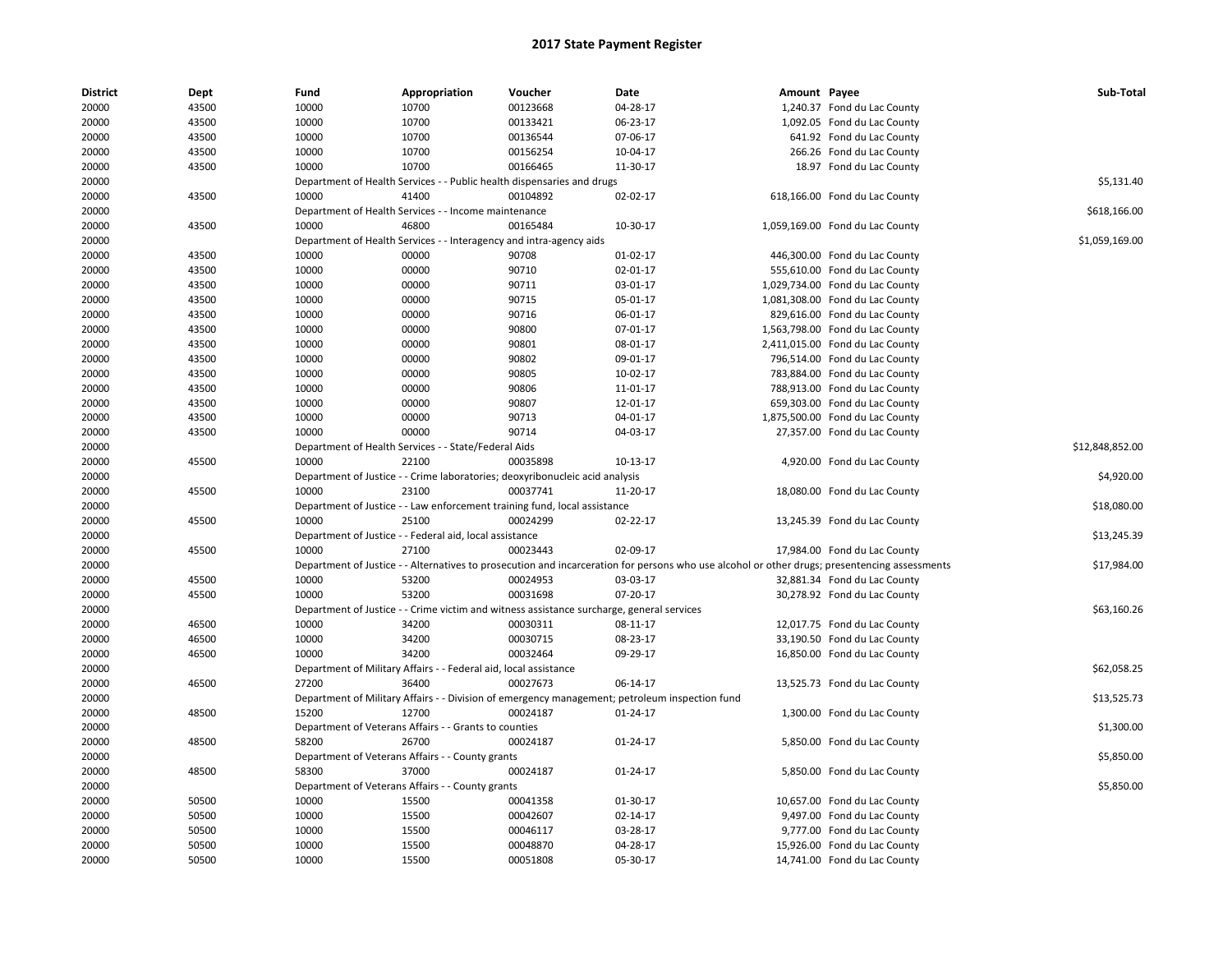# 2017 State Payment Register

| District | Dept | Fund | Appropriation | Voucher | Date | Amount | Payee | Sub-Total |
|---|---|---|---|---|---|---|---|---|
| 20000 | 43500 | 10000 | 10700 | 00123668 | 04-28-17 | 1,240.37 | Fond du Lac County | |
| 20000 | 43500 | 10000 | 10700 | 00133421 | 06-23-17 | 1,092.05 | Fond du Lac County | |
| 20000 | 43500 | 10000 | 10700 | 00136544 | 07-06-17 | 641.92 | Fond du Lac County | |
| 20000 | 43500 | 10000 | 10700 | 00156254 | 10-04-17 | 266.26 | Fond du Lac County | |
| 20000 | 43500 | 10000 | 10700 | 00166465 | 11-30-17 | 18.97 | Fond du Lac County | |
| 20000 | | Department of Health Services - - Public health dispensaries and drugs | | | | | | $5,131.40 |
| 20000 | 43500 | 10000 | 41400 | 00104892 | 02-02-17 | 618,166.00 | Fond du Lac County | |
| 20000 | | Department of Health Services - - Income maintenance | | | | | | $618,166.00 |
| 20000 | 43500 | 10000 | 46800 | 00165484 | 10-30-17 | 1,059,169.00 | Fond du Lac County | |
| 20000 | | Department of Health Services - - Interagency and intra-agency aids | | | | | | $1,059,169.00 |
| 20000 | 43500 | 10000 | 00000 | 90708 | 01-02-17 | 446,300.00 | Fond du Lac County | |
| 20000 | 43500 | 10000 | 00000 | 90710 | 02-01-17 | 555,610.00 | Fond du Lac County | |
| 20000 | 43500 | 10000 | 00000 | 90711 | 03-01-17 | 1,029,734.00 | Fond du Lac County | |
| 20000 | 43500 | 10000 | 00000 | 90715 | 05-01-17 | 1,081,308.00 | Fond du Lac County | |
| 20000 | 43500 | 10000 | 00000 | 90716 | 06-01-17 | 829,616.00 | Fond du Lac County | |
| 20000 | 43500 | 10000 | 00000 | 90800 | 07-01-17 | 1,563,798.00 | Fond du Lac County | |
| 20000 | 43500 | 10000 | 00000 | 90801 | 08-01-17 | 2,411,015.00 | Fond du Lac County | |
| 20000 | 43500 | 10000 | 00000 | 90802 | 09-01-17 | 796,514.00 | Fond du Lac County | |
| 20000 | 43500 | 10000 | 00000 | 90805 | 10-02-17 | 783,884.00 | Fond du Lac County | |
| 20000 | 43500 | 10000 | 00000 | 90806 | 11-01-17 | 788,913.00 | Fond du Lac County | |
| 20000 | 43500 | 10000 | 00000 | 90807 | 12-01-17 | 659,303.00 | Fond du Lac County | |
| 20000 | 43500 | 10000 | 00000 | 90713 | 04-01-17 | 1,875,500.00 | Fond du Lac County | |
| 20000 | 43500 | 10000 | 00000 | 90714 | 04-03-17 | 27,357.00 | Fond du Lac County | |
| 20000 | | Department of Health Services - - State/Federal Aids | | | | | | $12,848,852.00 |
| 20000 | 45500 | 10000 | 22100 | 00035898 | 10-13-17 | 4,920.00 | Fond du Lac County | |
| 20000 | | Department of Justice - - Crime laboratories; deoxyribonucleic acid analysis | | | | | | $4,920.00 |
| 20000 | 45500 | 10000 | 23100 | 00037741 | 11-20-17 | 18,080.00 | Fond du Lac County | |
| 20000 | | Department of Justice - - Law enforcement training fund, local assistance | | | | | | $18,080.00 |
| 20000 | 45500 | 10000 | 25100 | 00024299 | 02-22-17 | 13,245.39 | Fond du Lac County | |
| 20000 | | Department of Justice - - Federal aid, local assistance | | | | | | $13,245.39 |
| 20000 | 45500 | 10000 | 27100 | 00023443 | 02-09-17 | 17,984.00 | Fond du Lac County | |
| 20000 | | Department of Justice - - Alternatives to prosecution and incarceration for persons who use alcohol or other drugs; presentencing assessments | | | | | | $17,984.00 |
| 20000 | 45500 | 10000 | 53200 | 00024953 | 03-03-17 | 32,881.34 | Fond du Lac County | |
| 20000 | 45500 | 10000 | 53200 | 00031698 | 07-20-17 | 30,278.92 | Fond du Lac County | |
| 20000 | | Department of Justice - - Crime victim and witness assistance surcharge, general services | | | | | | $63,160.26 |
| 20000 | 46500 | 10000 | 34200 | 00030311 | 08-11-17 | 12,017.75 | Fond du Lac County | |
| 20000 | 46500 | 10000 | 34200 | 00030715 | 08-23-17 | 33,190.50 | Fond du Lac County | |
| 20000 | 46500 | 10000 | 34200 | 00032464 | 09-29-17 | 16,850.00 | Fond du Lac County | |
| 20000 | | Department of Military Affairs - - Federal aid, local assistance | | | | | | $62,058.25 |
| 20000 | 46500 | 27200 | 36400 | 00027673 | 06-14-17 | 13,525.73 | Fond du Lac County | |
| 20000 | | Department of Military Affairs - - Division of emergency management; petroleum inspection fund | | | | | | $13,525.73 |
| 20000 | 48500 | 15200 | 12700 | 00024187 | 01-24-17 | 1,300.00 | Fond du Lac County | |
| 20000 | | Department of Veterans Affairs - - Grants to counties | | | | | | $1,300.00 |
| 20000 | 48500 | 58200 | 26700 | 00024187 | 01-24-17 | 5,850.00 | Fond du Lac County | |
| 20000 | | Department of Veterans Affairs - - County grants | | | | | | $5,850.00 |
| 20000 | 48500 | 58300 | 37000 | 00024187 | 01-24-17 | 5,850.00 | Fond du Lac County | |
| 20000 | | Department of Veterans Affairs - - County grants | | | | | | $5,850.00 |
| 20000 | 50500 | 10000 | 15500 | 00041358 | 01-30-17 | 10,657.00 | Fond du Lac County | |
| 20000 | 50500 | 10000 | 15500 | 00042607 | 02-14-17 | 9,497.00 | Fond du Lac County | |
| 20000 | 50500 | 10000 | 15500 | 00046117 | 03-28-17 | 9,777.00 | Fond du Lac County | |
| 20000 | 50500 | 10000 | 15500 | 00048870 | 04-28-17 | 15,926.00 | Fond du Lac County | |
| 20000 | 50500 | 10000 | 15500 | 00051808 | 05-30-17 | 14,741.00 | Fond du Lac County | |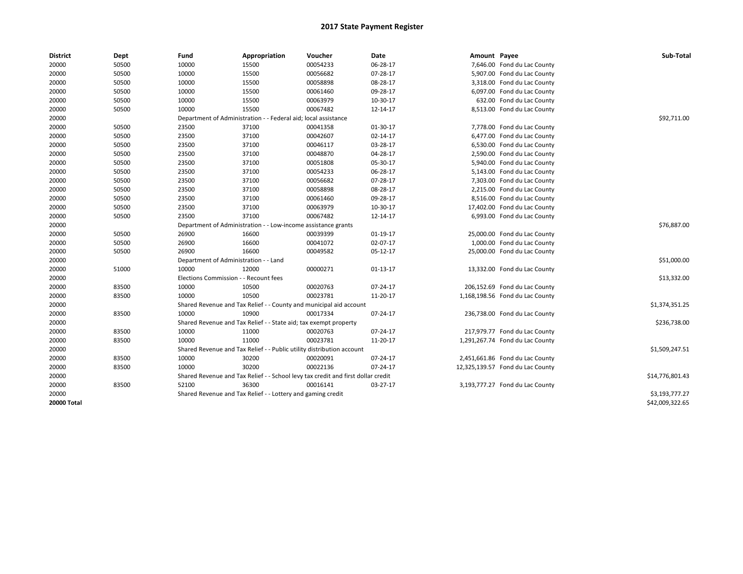# 2017 State Payment Register

| District | Dept | Fund | Appropriation | Voucher | Date | Amount | Payee | Sub-Total |
|---|---|---|---|---|---|---|---|---|
| 20000 | 50500 | 10000 | 15500 | 00054233 | 06-28-17 | 7,646.00 | Fond du Lac County | |
| 20000 | 50500 | 10000 | 15500 | 00056682 | 07-28-17 | 5,907.00 | Fond du Lac County | |
| 20000 | 50500 | 10000 | 15500 | 00058898 | 08-28-17 | 3,318.00 | Fond du Lac County | |
| 20000 | 50500 | 10000 | 15500 | 00061460 | 09-28-17 | 6,097.00 | Fond du Lac County | |
| 20000 | 50500 | 10000 | 15500 | 00063979 | 10-30-17 | 632.00 | Fond du Lac County | |
| 20000 | 50500 | 10000 | 15500 | 00067482 | 12-14-17 | 8,513.00 | Fond du Lac County | |
| 20000 | | Department of Administration - - Federal aid; local assistance | | | | | | $92,711.00 |
| 20000 | 50500 | 23500 | 37100 | 00041358 | 01-30-17 | 7,778.00 | Fond du Lac County | |
| 20000 | 50500 | 23500 | 37100 | 00042607 | 02-14-17 | 6,477.00 | Fond du Lac County | |
| 20000 | 50500 | 23500 | 37100 | 00046117 | 03-28-17 | 6,530.00 | Fond du Lac County | |
| 20000 | 50500 | 23500 | 37100 | 00048870 | 04-28-17 | 2,590.00 | Fond du Lac County | |
| 20000 | 50500 | 23500 | 37100 | 00051808 | 05-30-17 | 5,940.00 | Fond du Lac County | |
| 20000 | 50500 | 23500 | 37100 | 00054233 | 06-28-17 | 5,143.00 | Fond du Lac County | |
| 20000 | 50500 | 23500 | 37100 | 00056682 | 07-28-17 | 7,303.00 | Fond du Lac County | |
| 20000 | 50500 | 23500 | 37100 | 00058898 | 08-28-17 | 2,215.00 | Fond du Lac County | |
| 20000 | 50500 | 23500 | 37100 | 00061460 | 09-28-17 | 8,516.00 | Fond du Lac County | |
| 20000 | 50500 | 23500 | 37100 | 00063979 | 10-30-17 | 17,402.00 | Fond du Lac County | |
| 20000 | 50500 | 23500 | 37100 | 00067482 | 12-14-17 | 6,993.00 | Fond du Lac County | |
| 20000 | | Department of Administration - - Low-income assistance grants | | | | | | $76,887.00 |
| 20000 | 50500 | 26900 | 16600 | 00039399 | 01-19-17 | 25,000.00 | Fond du Lac County | |
| 20000 | 50500 | 26900 | 16600 | 00041072 | 02-07-17 | 1,000.00 | Fond du Lac County | |
| 20000 | 50500 | 26900 | 16600 | 00049582 | 05-12-17 | 25,000.00 | Fond du Lac County | |
| 20000 | | Department of Administration - - Land | | | | | | $51,000.00 |
| 20000 | 51000 | 10000 | 12000 | 00000271 | 01-13-17 | 13,332.00 | Fond du Lac County | |
| 20000 | | Elections Commission - - Recount fees | | | | | | $13,332.00 |
| 20000 | 83500 | 10000 | 10500 | 00020763 | 07-24-17 | 206,152.69 | Fond du Lac County | |
| 20000 | 83500 | 10000 | 10500 | 00023781 | 11-20-17 | 1,168,198.56 | Fond du Lac County | |
| 20000 | | Shared Revenue and Tax Relief - - County and municipal aid account | | | | | | $1,374,351.25 |
| 20000 | 83500 | 10000 | 10900 | 00017334 | 07-24-17 | 236,738.00 | Fond du Lac County | |
| 20000 | | Shared Revenue and Tax Relief - - State aid; tax exempt property | | | | | | $236,738.00 |
| 20000 | 83500 | 10000 | 11000 | 00020763 | 07-24-17 | 217,979.77 | Fond du Lac County | |
| 20000 | 83500 | 10000 | 11000 | 00023781 | 11-20-17 | 1,291,267.74 | Fond du Lac County | |
| 20000 | | Shared Revenue and Tax Relief - - Public utility distribution account | | | | | | $1,509,247.51 |
| 20000 | 83500 | 10000 | 30200 | 00020091 | 07-24-17 | 2,451,661.86 | Fond du Lac County | |
| 20000 | 83500 | 10000 | 30200 | 00022136 | 07-24-17 | 12,325,139.57 | Fond du Lac County | |
| 20000 | | Shared Revenue and Tax Relief - - School levy tax credit and first dollar credit | | | | | | $14,776,801.43 |
| 20000 | 83500 | 52100 | 36300 | 00016141 | 03-27-17 | 3,193,777.27 | Fond du Lac County | |
| 20000 | | Shared Revenue and Tax Relief - - Lottery and gaming credit | | | | | | $3,193,777.27 |
| **20000 Total** | | | | | | | | $42,009,322.65 |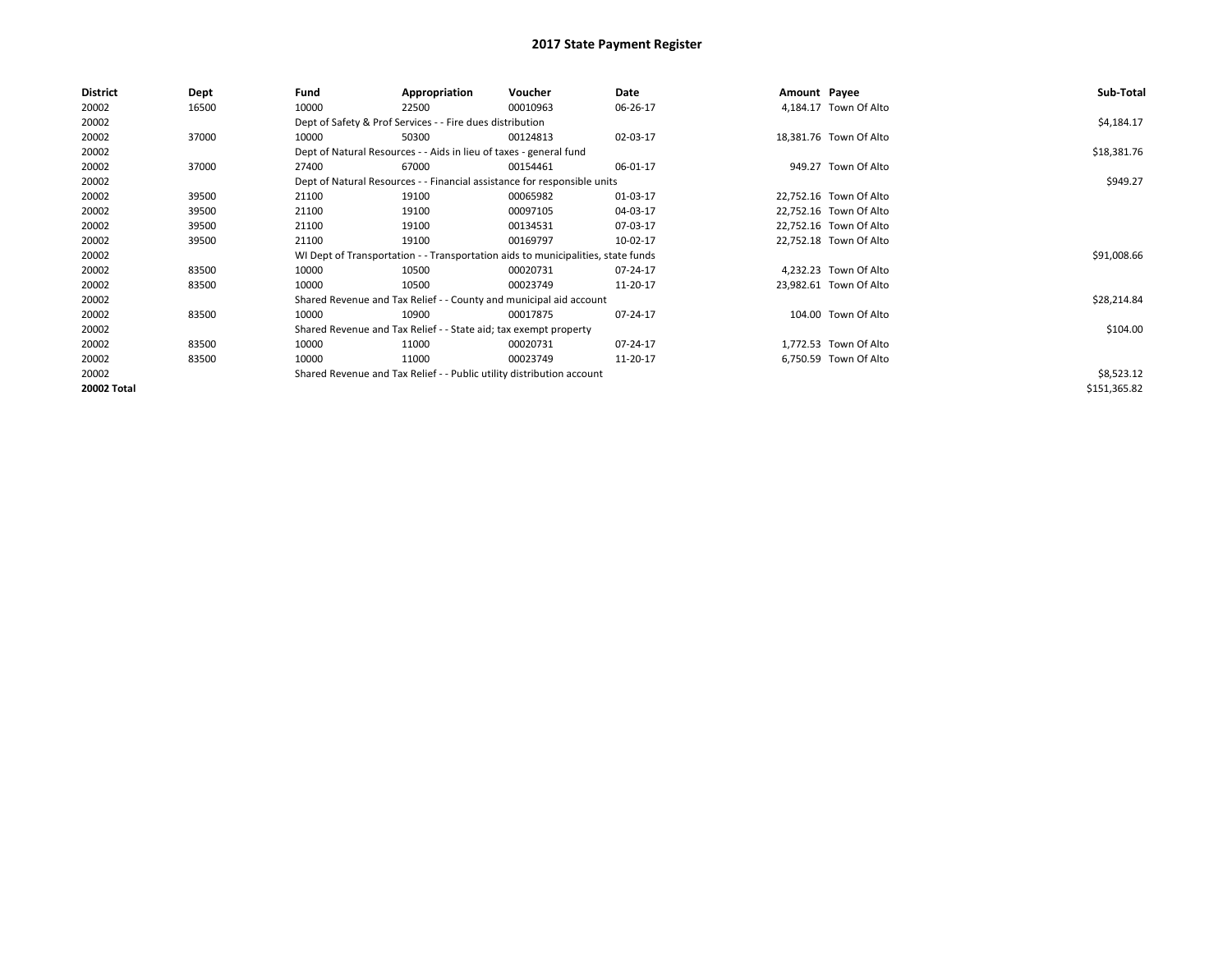# 2017 State Payment Register

| District | Dept | Fund | Appropriation | Voucher | Date | Amount | Payee | Sub-Total |
|---|---|---|---|---|---|---|---|---|
| 20002 | 16500 | 10000 | 22500 | 00010963 | 06-26-17 | 4,184.17 | Town Of Alto | |
| 20002 | | Dept of Safety & Prof Services - - Fire dues distribution | | | | | | $4,184.17 |
| 20002 | 37000 | 10000 | 50300 | 00124813 | 02-03-17 | 18,381.76 | Town Of Alto | |
| 20002 | | Dept of Natural Resources - - Aids in lieu of taxes - general fund | | | | | | $18,381.76 |
| 20002 | 37000 | 27400 | 67000 | 00154461 | 06-01-17 | 949.27 | Town Of Alto | |
| 20002 | | Dept of Natural Resources - - Financial assistance for responsible units | | | | | | $949.27 |
| 20002 | 39500 | 21100 | 19100 | 00065982 | 01-03-17 | 22,752.16 | Town Of Alto | |
| 20002 | 39500 | 21100 | 19100 | 00097105 | 04-03-17 | 22,752.16 | Town Of Alto | |
| 20002 | 39500 | 21100 | 19100 | 00134531 | 07-03-17 | 22,752.16 | Town Of Alto | |
| 20002 | 39500 | 21100 | 19100 | 00169797 | 10-02-17 | 22,752.18 | Town Of Alto | |
| 20002 | | WI Dept of Transportation - - Transportation aids to municipalities, state funds | | | | | | $91,008.66 |
| 20002 | 83500 | 10000 | 10500 | 00020731 | 07-24-17 | 4,232.23 | Town Of Alto | |
| 20002 | 83500 | 10000 | 10500 | 00023749 | 11-20-17 | 23,982.61 | Town Of Alto | |
| 20002 | | Shared Revenue and Tax Relief - - County and municipal aid account | | | | | | $28,214.84 |
| 20002 | 83500 | 10000 | 10900 | 00017875 | 07-24-17 | 104.00 | Town Of Alto | |
| 20002 | | Shared Revenue and Tax Relief - - State aid; tax exempt property | | | | | | $104.00 |
| 20002 | 83500 | 10000 | 11000 | 00020731 | 07-24-17 | 1,772.53 | Town Of Alto | |
| 20002 | 83500 | 10000 | 11000 | 00023749 | 11-20-17 | 6,750.59 | Town Of Alto | |
| 20002 | | Shared Revenue and Tax Relief - - Public utility distribution account | | | | | | $8,523.12 |
| **20002 Total** | | | | | | | | $151,365.82 |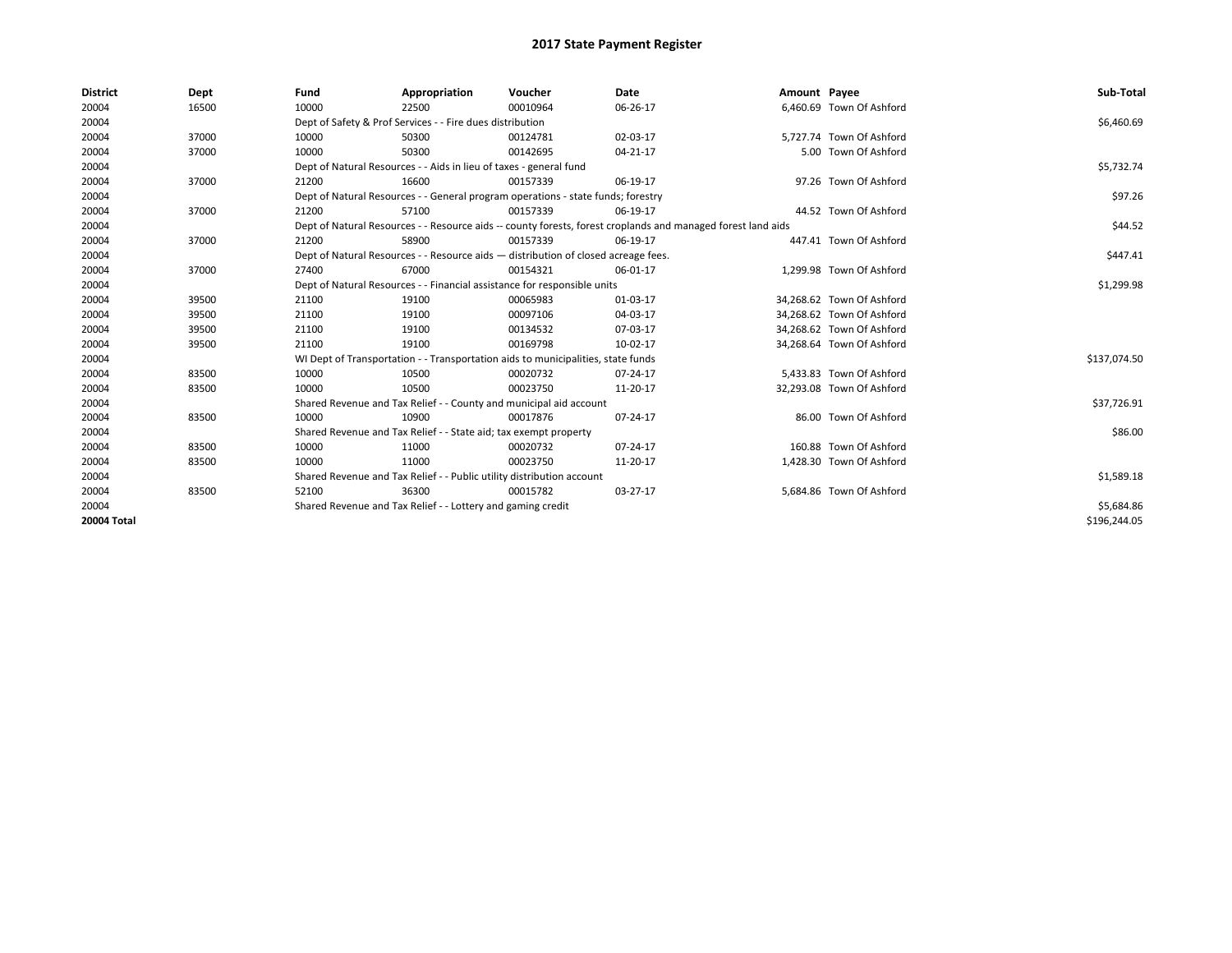# 2017 State Payment Register

| District | Dept | Fund | Appropriation | Voucher | Date | Amount | Payee | Sub-Total |
|---|---|---|---|---|---|---|---|---|
| 20004 | 16500 | 10000 | 22500 | 00010964 | 06-26-17 | 6,460.69 | Town Of Ashford | |
| 20004 | | Dept of Safety & Prof Services - - Fire dues distribution | | | | | | $6,460.69 |
| 20004 | 37000 | 10000 | 50300 | 00124781 | 02-03-17 | 5,727.74 | Town Of Ashford | |
| 20004 | 37000 | 10000 | 50300 | 00142695 | 04-21-17 | 5.00 | Town Of Ashford | |
| 20004 | | Dept of Natural Resources - - Aids in lieu of taxes - general fund | | | | | | $5,732.74 |
| 20004 | 37000 | 21200 | 16600 | 00157339 | 06-19-17 | 97.26 | Town Of Ashford | |
| 20004 | | Dept of Natural Resources - - General program operations - state funds; forestry | | | | | | $97.26 |
| 20004 | 37000 | 21200 | 57100 | 00157339 | 06-19-17 | 44.52 | Town Of Ashford | |
| 20004 | | Dept of Natural Resources - - Resource aids -- county forests, forest croplands and managed forest land aids | | | | | | $44.52 |
| 20004 | 37000 | 21200 | 58900 | 00157339 | 06-19-17 | 447.41 | Town Of Ashford | |
| 20004 | | Dept of Natural Resources - - Resource aids — distribution of closed acreage fees. | | | | | | $447.41 |
| 20004 | 37000 | 27400 | 67000 | 00154321 | 06-01-17 | 1,299.98 | Town Of Ashford | |
| 20004 | | Dept of Natural Resources - - Financial assistance for responsible units | | | | | | $1,299.98 |
| 20004 | 39500 | 21100 | 19100 | 00065983 | 01-03-17 | 34,268.62 | Town Of Ashford | |
| 20004 | 39500 | 21100 | 19100 | 00097106 | 04-03-17 | 34,268.62 | Town Of Ashford | |
| 20004 | 39500 | 21100 | 19100 | 00134532 | 07-03-17 | 34,268.62 | Town Of Ashford | |
| 20004 | 39500 | 21100 | 19100 | 00169798 | 10-02-17 | 34,268.64 | Town Of Ashford | |
| 20004 | | WI Dept of Transportation - - Transportation aids to municipalities, state funds | | | | | | $137,074.50 |
| 20004 | 83500 | 10000 | 10500 | 00020732 | 07-24-17 | 5,433.83 | Town Of Ashford | |
| 20004 | 83500 | 10000 | 10500 | 00023750 | 11-20-17 | 32,293.08 | Town Of Ashford | |
| 20004 | | Shared Revenue and Tax Relief - - County and municipal aid account | | | | | | $37,726.91 |
| 20004 | 83500 | 10000 | 10900 | 00017876 | 07-24-17 | 86.00 | Town Of Ashford | |
| 20004 | | Shared Revenue and Tax Relief - - State aid; tax exempt property | | | | | | $86.00 |
| 20004 | 83500 | 10000 | 11000 | 00020732 | 07-24-17 | 160.88 | Town Of Ashford | |
| 20004 | 83500 | 10000 | 11000 | 00023750 | 11-20-17 | 1,428.30 | Town Of Ashford | |
| 20004 | | Shared Revenue and Tax Relief - - Public utility distribution account | | | | | | $1,589.18 |
| 20004 | 83500 | 52100 | 36300 | 00015782 | 03-27-17 | 5,684.86 | Town Of Ashford | |
| 20004 | | Shared Revenue and Tax Relief - - Lottery and gaming credit | | | | | | $5,684.86 |
| **20004 Total** | | | | | | | | $196,244.05 |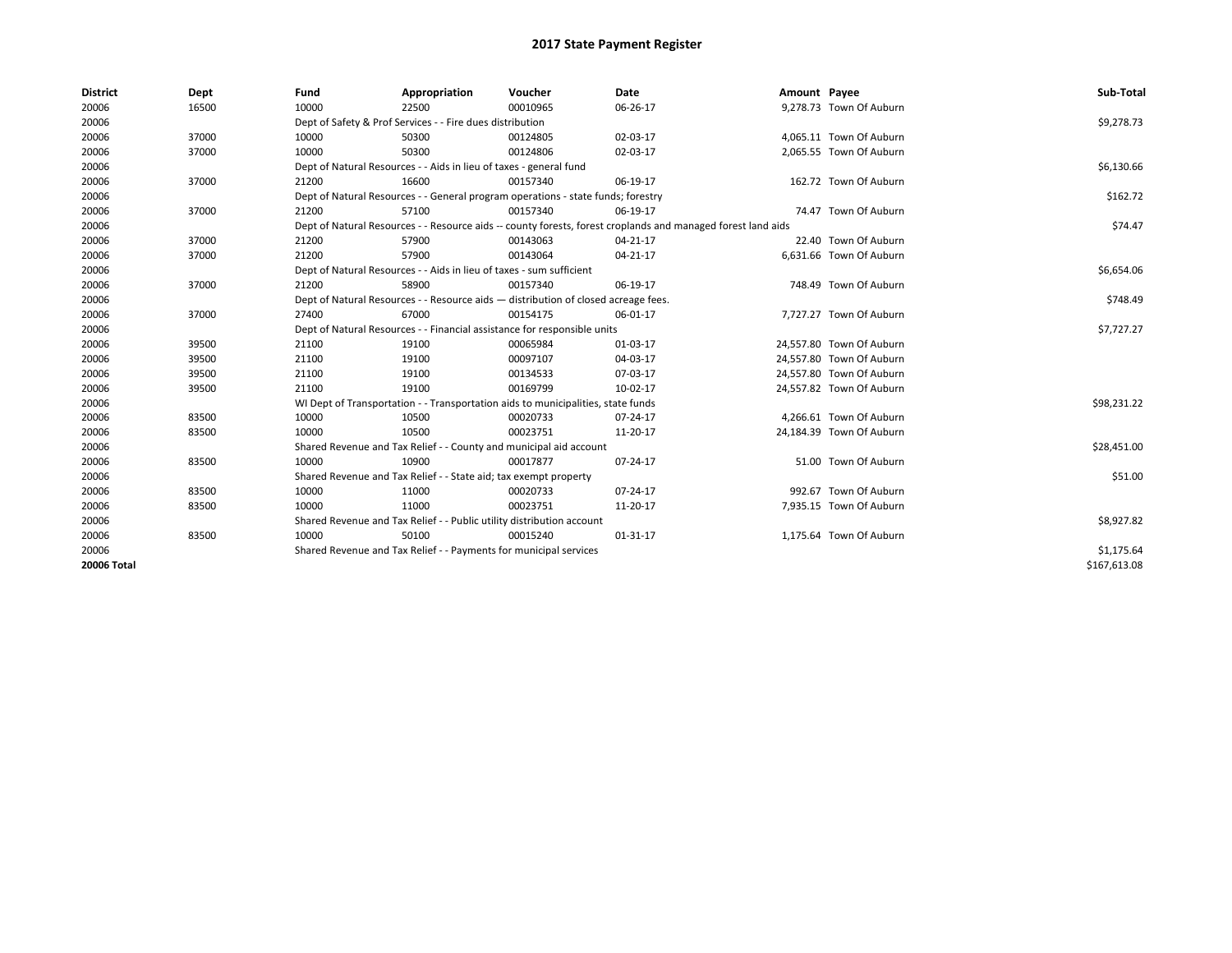# 2017 State Payment Register

| District | Dept | Fund | Appropriation | Voucher | Date | Amount | Payee | Sub-Total |
|---|---|---|---|---|---|---|---|---|
| 20006 | 16500 | 10000 | 22500 | 00010965 | 06-26-17 | 9,278.73 | Town Of Auburn | |
| 20006 | | Dept of Safety & Prof Services - - Fire dues distribution | | | | | | $9,278.73 |
| 20006 | 37000 | 10000 | 50300 | 00124805 | 02-03-17 | 4,065.11 | Town Of Auburn | |
| 20006 | 37000 | 10000 | 50300 | 00124806 | 02-03-17 | 2,065.55 | Town Of Auburn | |
| 20006 | | Dept of Natural Resources - - Aids in lieu of taxes - general fund | | | | | | $6,130.66 |
| 20006 | 37000 | 21200 | 16600 | 00157340 | 06-19-17 | 162.72 | Town Of Auburn | |
| 20006 | | Dept of Natural Resources - - General program operations - state funds; forestry | | | | | | $162.72 |
| 20006 | 37000 | 21200 | 57100 | 00157340 | 06-19-17 | 74.47 | Town Of Auburn | |
| 20006 | | Dept of Natural Resources - - Resource aids -- county forests, forest croplands and managed forest land aids | | | | | | $74.47 |
| 20006 | 37000 | 21200 | 57900 | 00143063 | 04-21-17 | 22.40 | Town Of Auburn | |
| 20006 | 37000 | 21200 | 57900 | 00143064 | 04-21-17 | 6,631.66 | Town Of Auburn | |
| 20006 | | Dept of Natural Resources - - Aids in lieu of taxes - sum sufficient | | | | | | $6,654.06 |
| 20006 | 37000 | 21200 | 58900 | 00157340 | 06-19-17 | 748.49 | Town Of Auburn | |
| 20006 | | Dept of Natural Resources - - Resource aids — distribution of closed acreage fees. | | | | | | $748.49 |
| 20006 | 37000 | 27400 | 67000 | 00154175 | 06-01-17 | 7,727.27 | Town Of Auburn | |
| 20006 | | Dept of Natural Resources - - Financial assistance for responsible units | | | | | | $7,727.27 |
| 20006 | 39500 | 21100 | 19100 | 00065984 | 01-03-17 | 24,557.80 | Town Of Auburn | |
| 20006 | 39500 | 21100 | 19100 | 00097107 | 04-03-17 | 24,557.80 | Town Of Auburn | |
| 20006 | 39500 | 21100 | 19100 | 00134533 | 07-03-17 | 24,557.80 | Town Of Auburn | |
| 20006 | 39500 | 21100 | 19100 | 00169799 | 10-02-17 | 24,557.82 | Town Of Auburn | |
| 20006 | | WI Dept of Transportation - - Transportation aids to municipalities, state funds | | | | | | $98,231.22 |
| 20006 | 83500 | 10000 | 10500 | 00020733 | 07-24-17 | 4,266.61 | Town Of Auburn | |
| 20006 | 83500 | 10000 | 10500 | 00023751 | 11-20-17 | 24,184.39 | Town Of Auburn | |
| 20006 | | Shared Revenue and Tax Relief - - County and municipal aid account | | | | | | $28,451.00 |
| 20006 | 83500 | 10000 | 10900 | 00017877 | 07-24-17 | 51.00 | Town Of Auburn | |
| 20006 | | Shared Revenue and Tax Relief - - State aid; tax exempt property | | | | | | $51.00 |
| 20006 | 83500 | 10000 | 11000 | 00020733 | 07-24-17 | 992.67 | Town Of Auburn | |
| 20006 | 83500 | 10000 | 11000 | 00023751 | 11-20-17 | 7,935.15 | Town Of Auburn | |
| 20006 | | Shared Revenue and Tax Relief - - Public utility distribution account | | | | | | $8,927.82 |
| 20006 | 83500 | 10000 | 50100 | 00015240 | 01-31-17 | 1,175.64 | Town Of Auburn | |
| 20006 | | Shared Revenue and Tax Relief - - Payments for municipal services | | | | | | $1,175.64 |
| **20006 Total** | | | | | | | | $167,613.08 |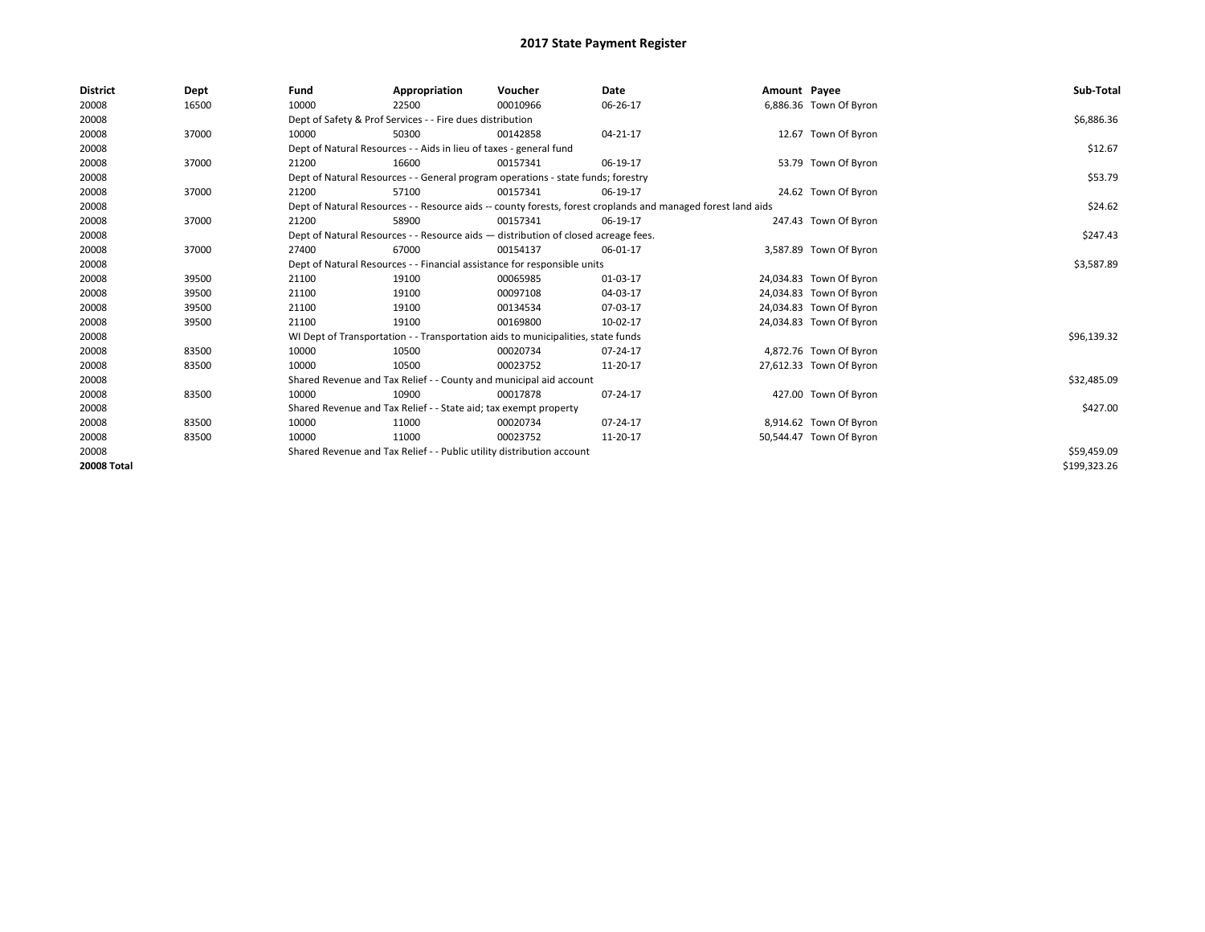# 2017 State Payment Register

| District | Dept | Fund | Appropriation | Voucher | Date | Amount | Payee | Sub-Total |
|---|---|---|---|---|---|---|---|---|
| 20008 | 16500 | 10000 | 22500 | 00010966 | 06-26-17 | 6,886.36 | Town Of Byron | |
| 20008 | | Dept of Safety & Prof Services - - Fire dues distribution | | | | | | $6,886.36 |
| 20008 | 37000 | 10000 | 50300 | 00142858 | 04-21-17 | 12.67 | Town Of Byron | |
| 20008 | | Dept of Natural Resources - - Aids in lieu of taxes - general fund | | | | | | $12.67 |
| 20008 | 37000 | 21200 | 16600 | 00157341 | 06-19-17 | 53.79 | Town Of Byron | |
| 20008 | | Dept of Natural Resources - - General program operations - state funds; forestry | | | | | | $53.79 |
| 20008 | 37000 | 21200 | 57100 | 00157341 | 06-19-17 | 24.62 | Town Of Byron | |
| 20008 | | Dept of Natural Resources - - Resource aids -- county forests, forest croplands and managed forest land aids | | | | | | $24.62 |
| 20008 | 37000 | 21200 | 58900 | 00157341 | 06-19-17 | 247.43 | Town Of Byron | |
| 20008 | | Dept of Natural Resources - - Resource aids — distribution of closed acreage fees. | | | | | | $247.43 |
| 20008 | 37000 | 27400 | 67000 | 00154137 | 06-01-17 | 3,587.89 | Town Of Byron | |
| 20008 | | Dept of Natural Resources - - Financial assistance for responsible units | | | | | | $3,587.89 |
| 20008 | 39500 | 21100 | 19100 | 00065985 | 01-03-17 | 24,034.83 | Town Of Byron | |
| 20008 | 39500 | 21100 | 19100 | 00097108 | 04-03-17 | 24,034.83 | Town Of Byron | |
| 20008 | 39500 | 21100 | 19100 | 00134534 | 07-03-17 | 24,034.83 | Town Of Byron | |
| 20008 | 39500 | 21100 | 19100 | 00169800 | 10-02-17 | 24,034.83 | Town Of Byron | |
| 20008 | | WI Dept of Transportation - - Transportation aids to municipalities, state funds | | | | | | $96,139.32 |
| 20008 | 83500 | 10000 | 10500 | 00020734 | 07-24-17 | 4,872.76 | Town Of Byron | |
| 20008 | 83500 | 10000 | 10500 | 00023752 | 11-20-17 | 27,612.33 | Town Of Byron | |
| 20008 | | Shared Revenue and Tax Relief - - County and municipal aid account | | | | | | $32,485.09 |
| 20008 | 83500 | 10000 | 10900 | 00017878 | 07-24-17 | 427.00 | Town Of Byron | |
| 20008 | | Shared Revenue and Tax Relief - - State aid; tax exempt property | | | | | | $427.00 |
| 20008 | 83500 | 10000 | 11000 | 00020734 | 07-24-17 | 8,914.62 | Town Of Byron | |
| 20008 | 83500 | 10000 | 11000 | 00023752 | 11-20-17 | 50,544.47 | Town Of Byron | |
| 20008 | | Shared Revenue and Tax Relief - - Public utility distribution account | | | | | | $59,459.09 |
| **20008 Total** | | | | | | | | $199,323.26 |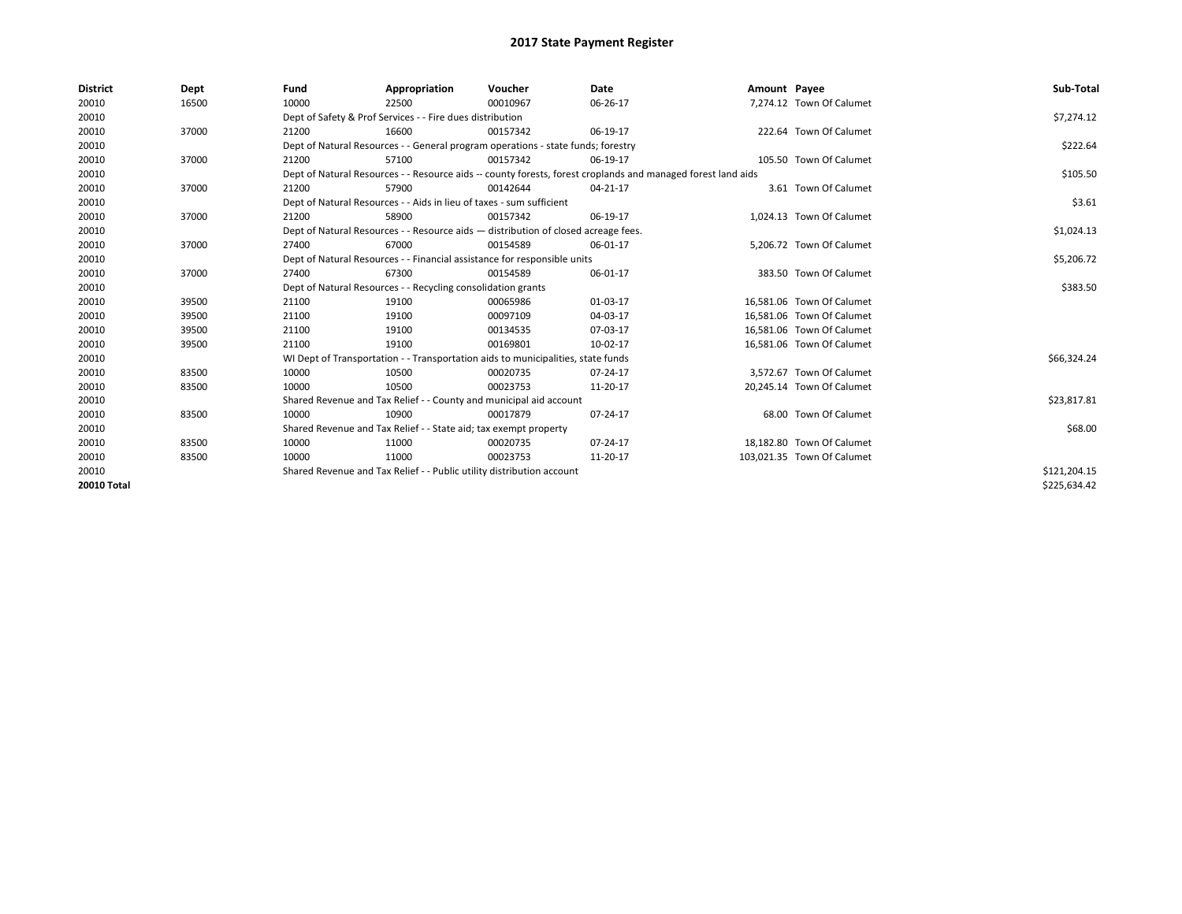# 2017 State Payment Register

| District | Dept | Fund | Appropriation | Voucher | Date | Amount | Payee | Sub-Total |
|---|---|---|---|---|---|---|---|---|
| 20010 | 16500 | 10000 | 22500 | 00010967 | 06-26-17 | 7,274.12 | Town Of Calumet | |
| 20010 | | Dept of Safety & Prof Services - - Fire dues distribution | | | | | | $7,274.12 |
| 20010 | 37000 | 21200 | 16600 | 00157342 | 06-19-17 | 222.64 | Town Of Calumet | |
| 20010 | | Dept of Natural Resources - - General program operations - state funds; forestry | | | | | | $222.64 |
| 20010 | 37000 | 21200 | 57100 | 00157342 | 06-19-17 | 105.50 | Town Of Calumet | |
| 20010 | | Dept of Natural Resources - - Resource aids -- county forests, forest croplands and managed forest land aids | | | | | | $105.50 |
| 20010 | 37000 | 21200 | 57900 | 00142644 | 04-21-17 | 3.61 | Town Of Calumet | |
| 20010 | | Dept of Natural Resources - - Aids in lieu of taxes - sum sufficient | | | | | | $3.61 |
| 20010 | 37000 | 21200 | 58900 | 00157342 | 06-19-17 | 1,024.13 | Town Of Calumet | |
| 20010 | | Dept of Natural Resources - - Resource aids — distribution of closed acreage fees. | | | | | | $1,024.13 |
| 20010 | 37000 | 27400 | 67000 | 00154589 | 06-01-17 | 5,206.72 | Town Of Calumet | |
| 20010 | | Dept of Natural Resources - - Financial assistance for responsible units | | | | | | $5,206.72 |
| 20010 | 37000 | 27400 | 67300 | 00154589 | 06-01-17 | 383.50 | Town Of Calumet | |
| 20010 | | Dept of Natural Resources - - Recycling consolidation grants | | | | | | $383.50 |
| 20010 | 39500 | 21100 | 19100 | 00065986 | 01-03-17 | 16,581.06 | Town Of Calumet | |
| 20010 | 39500 | 21100 | 19100 | 00097109 | 04-03-17 | 16,581.06 | Town Of Calumet | |
| 20010 | 39500 | 21100 | 19100 | 00134535 | 07-03-17 | 16,581.06 | Town Of Calumet | |
| 20010 | 39500 | 21100 | 19100 | 00169801 | 10-02-17 | 16,581.06 | Town Of Calumet | |
| 20010 | | WI Dept of Transportation - - Transportation aids to municipalities, state funds | | | | | | $66,324.24 |
| 20010 | 83500 | 10000 | 10500 | 00020735 | 07-24-17 | 3,572.67 | Town Of Calumet | |
| 20010 | 83500 | 10000 | 10500 | 00023753 | 11-20-17 | 20,245.14 | Town Of Calumet | |
| 20010 | | Shared Revenue and Tax Relief - - County and municipal aid account | | | | | | $23,817.81 |
| 20010 | 83500 | 10000 | 10900 | 00017879 | 07-24-17 | 68.00 | Town Of Calumet | |
| 20010 | | Shared Revenue and Tax Relief - - State aid; tax exempt property | | | | | | $68.00 |
| 20010 | 83500 | 10000 | 11000 | 00020735 | 07-24-17 | 18,182.80 | Town Of Calumet | |
| 20010 | 83500 | 10000 | 11000 | 00023753 | 11-20-17 | 103,021.35 | Town Of Calumet | |
| 20010 | | Shared Revenue and Tax Relief - - Public utility distribution account | | | | | | $121,204.15 |
| **20010 Total** | | | | | | | | $225,634.42 |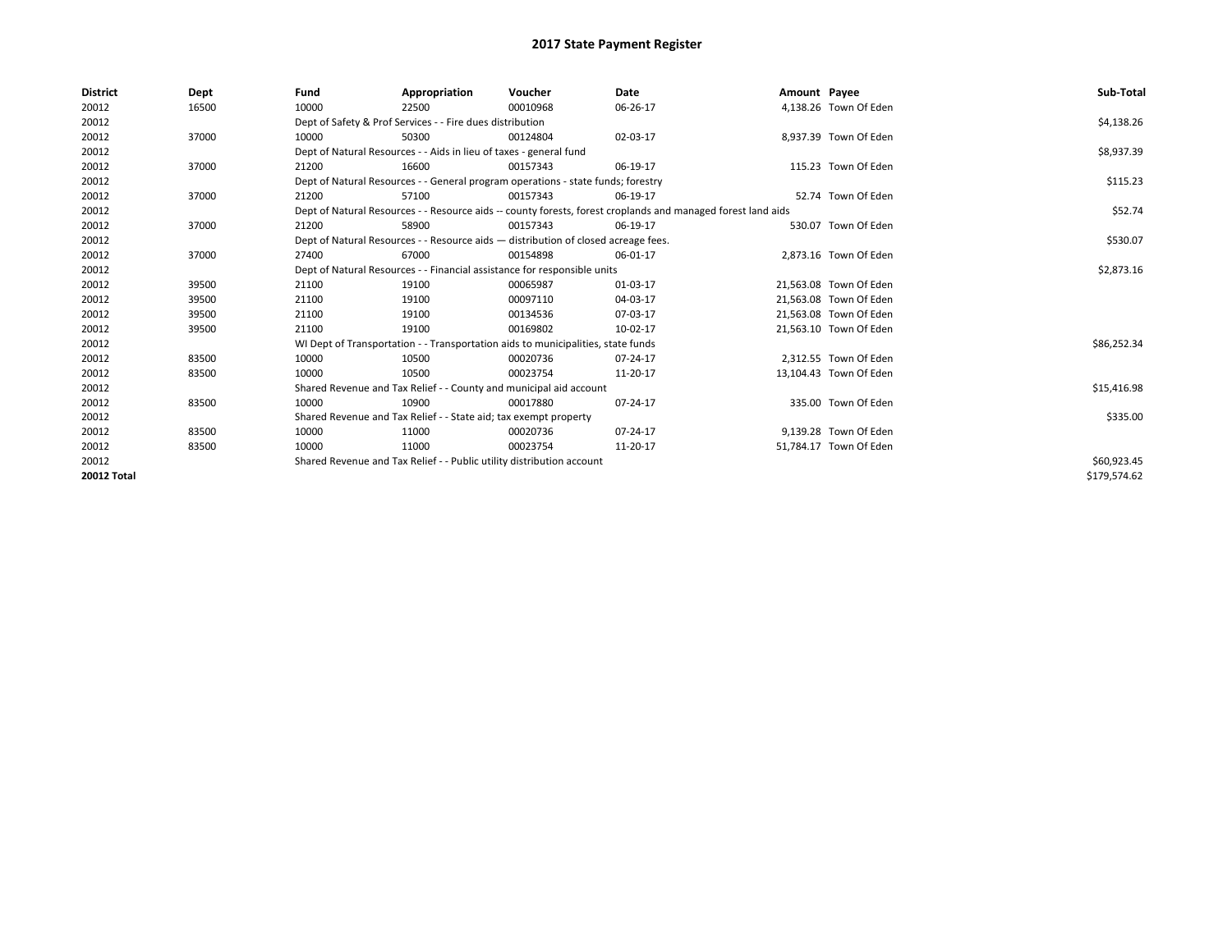# 2017 State Payment Register

| District | Dept | Fund | Appropriation | Voucher | Date | Amount | Payee | Sub-Total |
|---|---|---|---|---|---|---|---|---|
| 20012 | 16500 | 10000 | 22500 | 00010968 | 06-26-17 | 4,138.26 | Town Of Eden | |
| 20012 | | Dept of Safety & Prof Services - - Fire dues distribution | | | | | | $4,138.26 |
| 20012 | 37000 | 10000 | 50300 | 00124804 | 02-03-17 | 8,937.39 | Town Of Eden | |
| 20012 | | Dept of Natural Resources - - Aids in lieu of taxes - general fund | | | | | | $8,937.39 |
| 20012 | 37000 | 21200 | 16600 | 00157343 | 06-19-17 | 115.23 | Town Of Eden | |
| 20012 | | Dept of Natural Resources - - General program operations - state funds; forestry | | | | | | $115.23 |
| 20012 | 37000 | 21200 | 57100 | 00157343 | 06-19-17 | 52.74 | Town Of Eden | |
| 20012 | | Dept of Natural Resources - - Resource aids -- county forests, forest croplands and managed forest land aids | | | | | | $52.74 |
| 20012 | 37000 | 21200 | 58900 | 00157343 | 06-19-17 | 530.07 | Town Of Eden | |
| 20012 | | Dept of Natural Resources - - Resource aids — distribution of closed acreage fees. | | | | | | $530.07 |
| 20012 | 37000 | 27400 | 67000 | 00154898 | 06-01-17 | 2,873.16 | Town Of Eden | |
| 20012 | | Dept of Natural Resources - - Financial assistance for responsible units | | | | | | $2,873.16 |
| 20012 | 39500 | 21100 | 19100 | 00065987 | 01-03-17 | 21,563.08 | Town Of Eden | |
| 20012 | 39500 | 21100 | 19100 | 00097110 | 04-03-17 | 21,563.08 | Town Of Eden | |
| 20012 | 39500 | 21100 | 19100 | 00134536 | 07-03-17 | 21,563.08 | Town Of Eden | |
| 20012 | 39500 | 21100 | 19100 | 00169802 | 10-02-17 | 21,563.10 | Town Of Eden | |
| 20012 | | WI Dept of Transportation - - Transportation aids to municipalities, state funds | | | | | | $86,252.34 |
| 20012 | 83500 | 10000 | 10500 | 00020736 | 07-24-17 | 2,312.55 | Town Of Eden | |
| 20012 | 83500 | 10000 | 10500 | 00023754 | 11-20-17 | 13,104.43 | Town Of Eden | |
| 20012 | | Shared Revenue and Tax Relief - - County and municipal aid account | | | | | | $15,416.98 |
| 20012 | 83500 | 10000 | 10900 | 00017880 | 07-24-17 | 335.00 | Town Of Eden | |
| 20012 | | Shared Revenue and Tax Relief - - State aid; tax exempt property | | | | | | $335.00 |
| 20012 | 83500 | 10000 | 11000 | 00020736 | 07-24-17 | 9,139.28 | Town Of Eden | |
| 20012 | 83500 | 10000 | 11000 | 00023754 | 11-20-17 | 51,784.17 | Town Of Eden | |
| 20012 | | Shared Revenue and Tax Relief - - Public utility distribution account | | | | | | $60,923.45 |
| **20012 Total** | | | | | | | | $179,574.62 |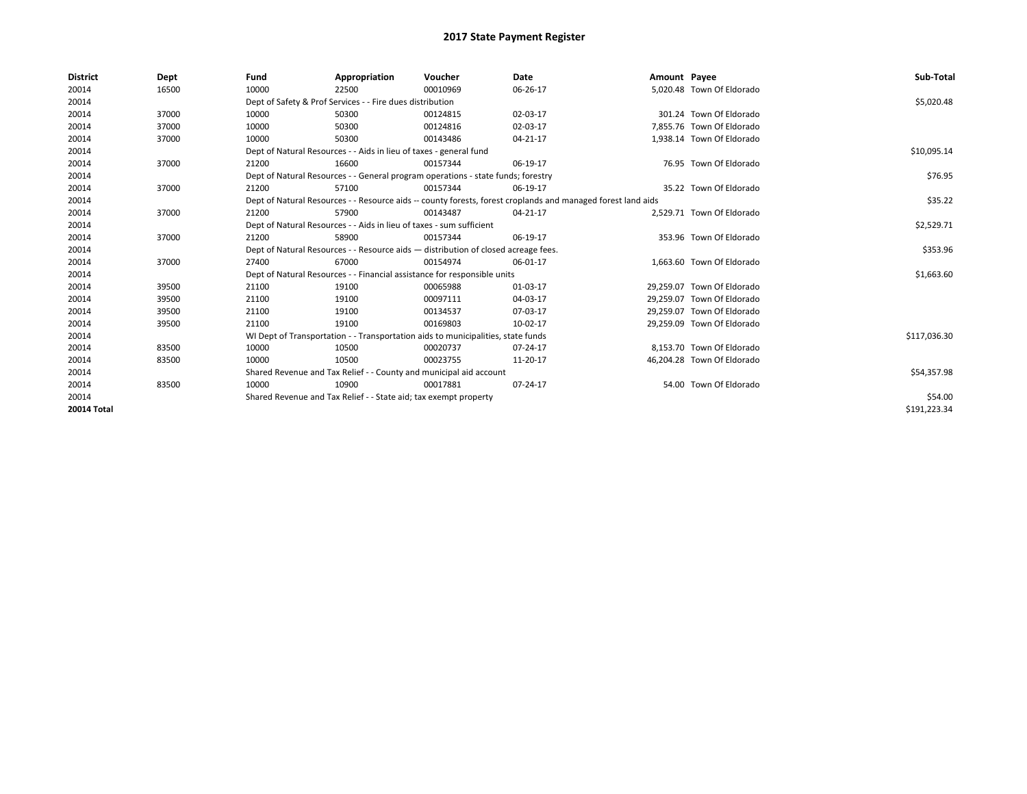# 2017 State Payment Register

| District | Dept | Fund | Appropriation | Voucher | Date | Amount | Payee | Sub-Total |
|---|---|---|---|---|---|---|---|---|
| 20014 | 16500 | 10000 | 22500 | 00010969 | 06-26-17 | 5,020.48 | Town Of Eldorado | |
| 20014 | | Dept of Safety & Prof Services - - Fire dues distribution | | | | | | $5,020.48 |
| 20014 | 37000 | 10000 | 50300 | 00124815 | 02-03-17 | 301.24 | Town Of Eldorado | |
| 20014 | 37000 | 10000 | 50300 | 00124816 | 02-03-17 | 7,855.76 | Town Of Eldorado | |
| 20014 | 37000 | 10000 | 50300 | 00143486 | 04-21-17 | 1,938.14 | Town Of Eldorado | |
| 20014 | | Dept of Natural Resources - - Aids in lieu of taxes - general fund | | | | | | $10,095.14 |
| 20014 | 37000 | 21200 | 16600 | 00157344 | 06-19-17 | 76.95 | Town Of Eldorado | |
| 20014 | | Dept of Natural Resources - - General program operations - state funds; forestry | | | | | | $76.95 |
| 20014 | 37000 | 21200 | 57100 | 00157344 | 06-19-17 | 35.22 | Town Of Eldorado | |
| 20014 | | Dept of Natural Resources - - Resource aids -- county forests, forest croplands and managed forest land aids | | | | | | $35.22 |
| 20014 | 37000 | 21200 | 57900 | 00143487 | 04-21-17 | 2,529.71 | Town Of Eldorado | |
| 20014 | | Dept of Natural Resources - - Aids in lieu of taxes - sum sufficient | | | | | | $2,529.71 |
| 20014 | 37000 | 21200 | 58900 | 00157344 | 06-19-17 | 353.96 | Town Of Eldorado | |
| 20014 | | Dept of Natural Resources - - Resource aids — distribution of closed acreage fees. | | | | | | $353.96 |
| 20014 | 37000 | 27400 | 67000 | 00154974 | 06-01-17 | 1,663.60 | Town Of Eldorado | |
| 20014 | | Dept of Natural Resources - - Financial assistance for responsible units | | | | | | $1,663.60 |
| 20014 | 39500 | 21100 | 19100 | 00065988 | 01-03-17 | 29,259.07 | Town Of Eldorado | |
| 20014 | 39500 | 21100 | 19100 | 00097111 | 04-03-17 | 29,259.07 | Town Of Eldorado | |
| 20014 | 39500 | 21100 | 19100 | 00134537 | 07-03-17 | 29,259.07 | Town Of Eldorado | |
| 20014 | 39500 | 21100 | 19100 | 00169803 | 10-02-17 | 29,259.09 | Town Of Eldorado | |
| 20014 | | WI Dept of Transportation - - Transportation aids to municipalities, state funds | | | | | | $117,036.30 |
| 20014 | 83500 | 10000 | 10500 | 00020737 | 07-24-17 | 8,153.70 | Town Of Eldorado | |
| 20014 | 83500 | 10000 | 10500 | 00023755 | 11-20-17 | 46,204.28 | Town Of Eldorado | |
| 20014 | | Shared Revenue and Tax Relief - - County and municipal aid account | | | | | | $54,357.98 |
| 20014 | 83500 | 10000 | 10900 | 00017881 | 07-24-17 | 54.00 | Town Of Eldorado | |
| 20014 | | Shared Revenue and Tax Relief - - State aid; tax exempt property | | | | | | $54.00 |
| **20014 Total** | | | | | | | | $191,223.34 |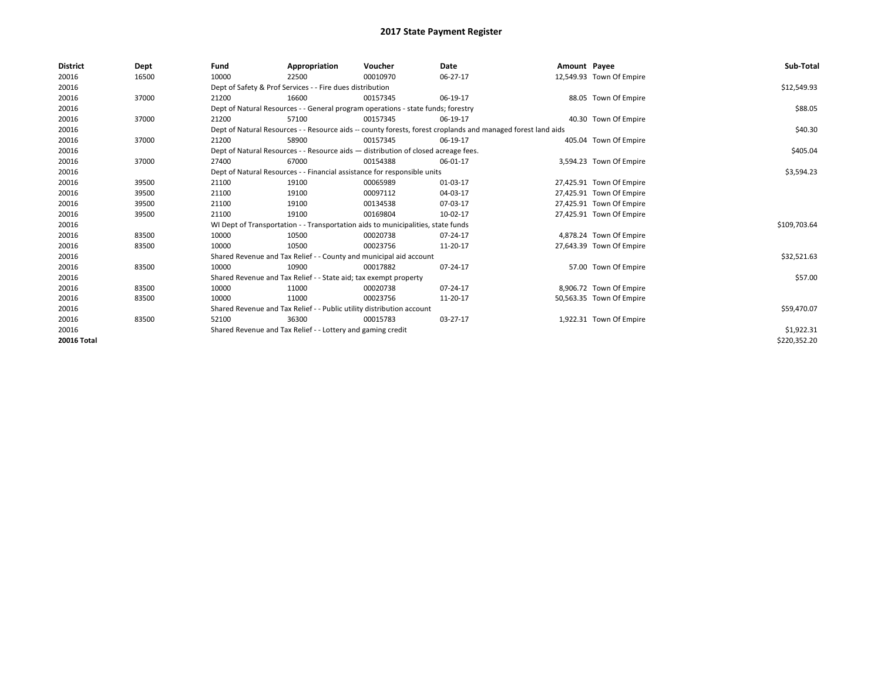# 2017 State Payment Register

| District | Dept | Fund | Appropriation | Voucher | Date | Amount | Payee | Sub-Total |
|---|---|---|---|---|---|---|---|---|
| 20016 | 16500 | 10000 | 22500 | 00010970 | 06-27-17 | 12,549.93 | Town Of Empire | |
| 20016 | | Dept of Safety & Prof Services - - Fire dues distribution | | | | | | $12,549.93 |
| 20016 | 37000 | 21200 | 16600 | 00157345 | 06-19-17 | 88.05 | Town Of Empire | |
| 20016 | | Dept of Natural Resources - - General program operations - state funds; forestry | | | | | | $88.05 |
| 20016 | 37000 | 21200 | 57100 | 00157345 | 06-19-17 | 40.30 | Town Of Empire | |
| 20016 | | Dept of Natural Resources - - Resource aids -- county forests, forest croplands and managed forest land aids | | | | | | $40.30 |
| 20016 | 37000 | 21200 | 58900 | 00157345 | 06-19-17 | 405.04 | Town Of Empire | |
| 20016 | | Dept of Natural Resources - - Resource aids — distribution of closed acreage fees. | | | | | | $405.04 |
| 20016 | 37000 | 27400 | 67000 | 00154388 | 06-01-17 | 3,594.23 | Town Of Empire | |
| 20016 | | Dept of Natural Resources - - Financial assistance for responsible units | | | | | | $3,594.23 |
| 20016 | 39500 | 21100 | 19100 | 00065989 | 01-03-17 | 27,425.91 | Town Of Empire | |
| 20016 | 39500 | 21100 | 19100 | 00097112 | 04-03-17 | 27,425.91 | Town Of Empire | |
| 20016 | 39500 | 21100 | 19100 | 00134538 | 07-03-17 | 27,425.91 | Town Of Empire | |
| 20016 | 39500 | 21100 | 19100 | 00169804 | 10-02-17 | 27,425.91 | Town Of Empire | |
| 20016 | | WI Dept of Transportation - - Transportation aids to municipalities, state funds | | | | | | $109,703.64 |
| 20016 | 83500 | 10000 | 10500 | 00020738 | 07-24-17 | 4,878.24 | Town Of Empire | |
| 20016 | 83500 | 10000 | 10500 | 00023756 | 11-20-17 | 27,643.39 | Town Of Empire | |
| 20016 | | Shared Revenue and Tax Relief - - County and municipal aid account | | | | | | $32,521.63 |
| 20016 | 83500 | 10000 | 10900 | 00017882 | 07-24-17 | 57.00 | Town Of Empire | |
| 20016 | | Shared Revenue and Tax Relief - - State aid; tax exempt property | | | | | | $57.00 |
| 20016 | 83500 | 10000 | 11000 | 00020738 | 07-24-17 | 8,906.72 | Town Of Empire | |
| 20016 | 83500 | 10000 | 11000 | 00023756 | 11-20-17 | 50,563.35 | Town Of Empire | |
| 20016 | | Shared Revenue and Tax Relief - - Public utility distribution account | | | | | | $59,470.07 |
| 20016 | 83500 | 52100 | 36300 | 00015783 | 03-27-17 | 1,922.31 | Town Of Empire | |
| 20016 | | Shared Revenue and Tax Relief - - Lottery and gaming credit | | | | | | $1,922.31 |
| **20016 Total** | | | | | | | | $220,352.20 |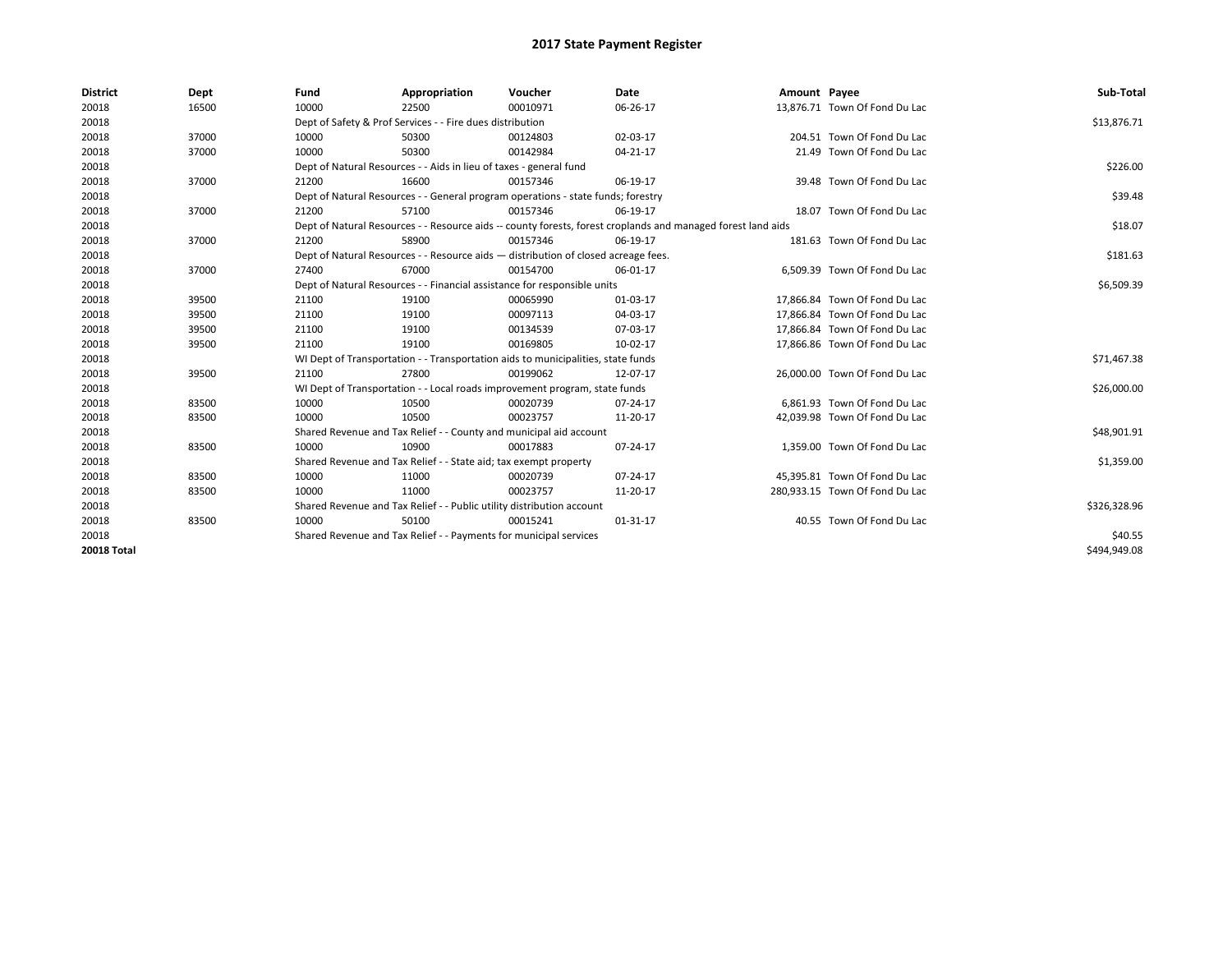# 2017 State Payment Register

| District | Dept | Fund | Appropriation | Voucher | Date | Amount | Payee | Sub-Total |
|---|---|---|---|---|---|---|---|---|
| 20018 | 16500 | 10000 | 22500 | 00010971 | 06-26-17 | 13,876.71 | Town Of Fond Du Lac | |
| 20018 | | Dept of Safety & Prof Services - - Fire dues distribution | | | | | | $13,876.71 |
| 20018 | 37000 | 10000 | 50300 | 00124803 | 02-03-17 | 204.51 | Town Of Fond Du Lac | |
| 20018 | 37000 | 10000 | 50300 | 00142984 | 04-21-17 | 21.49 | Town Of Fond Du Lac | |
| 20018 | | Dept of Natural Resources - - Aids in lieu of taxes - general fund | | | | | | $226.00 |
| 20018 | 37000 | 21200 | 16600 | 00157346 | 06-19-17 | 39.48 | Town Of Fond Du Lac | |
| 20018 | | Dept of Natural Resources - - General program operations - state funds; forestry | | | | | | $39.48 |
| 20018 | 37000 | 21200 | 57100 | 00157346 | 06-19-17 | 18.07 | Town Of Fond Du Lac | |
| 20018 | | Dept of Natural Resources - - Resource aids -- county forests, forest croplands and managed forest land aids | | | | | | $18.07 |
| 20018 | 37000 | 21200 | 58900 | 00157346 | 06-19-17 | 181.63 | Town Of Fond Du Lac | |
| 20018 | | Dept of Natural Resources - - Resource aids — distribution of closed acreage fees. | | | | | | $181.63 |
| 20018 | 37000 | 27400 | 67000 | 00154700 | 06-01-17 | 6,509.39 | Town Of Fond Du Lac | |
| 20018 | | Dept of Natural Resources - - Financial assistance for responsible units | | | | | | $6,509.39 |
| 20018 | 39500 | 21100 | 19100 | 00065990 | 01-03-17 | 17,866.84 | Town Of Fond Du Lac | |
| 20018 | 39500 | 21100 | 19100 | 00097113 | 04-03-17 | 17,866.84 | Town Of Fond Du Lac | |
| 20018 | 39500 | 21100 | 19100 | 00134539 | 07-03-17 | 17,866.84 | Town Of Fond Du Lac | |
| 20018 | 39500 | 21100 | 19100 | 00169805 | 10-02-17 | 17,866.86 | Town Of Fond Du Lac | |
| 20018 | | WI Dept of Transportation - - Transportation aids to municipalities, state funds | | | | | | $71,467.38 |
| 20018 | 39500 | 21100 | 27800 | 00199062 | 12-07-17 | 26,000.00 | Town Of Fond Du Lac | |
| 20018 | | WI Dept of Transportation - - Local roads improvement program, state funds | | | | | | $26,000.00 |
| 20018 | 83500 | 10000 | 10500 | 00020739 | 07-24-17 | 6,861.93 | Town Of Fond Du Lac | |
| 20018 | 83500 | 10000 | 10500 | 00023757 | 11-20-17 | 42,039.98 | Town Of Fond Du Lac | |
| 20018 | | Shared Revenue and Tax Relief - - County and municipal aid account | | | | | | $48,901.91 |
| 20018 | 83500 | 10000 | 10900 | 00017883 | 07-24-17 | 1,359.00 | Town Of Fond Du Lac | |
| 20018 | | Shared Revenue and Tax Relief - - State aid; tax exempt property | | | | | | $1,359.00 |
| 20018 | 83500 | 10000 | 11000 | 00020739 | 07-24-17 | 45,395.81 | Town Of Fond Du Lac | |
| 20018 | 83500 | 10000 | 11000 | 00023757 | 11-20-17 | 280,933.15 | Town Of Fond Du Lac | |
| 20018 | | Shared Revenue and Tax Relief - - Public utility distribution account | | | | | | $326,328.96 |
| 20018 | 83500 | 10000 | 50100 | 00015241 | 01-31-17 | 40.55 | Town Of Fond Du Lac | |
| 20018 | | Shared Revenue and Tax Relief - - Payments for municipal services | | | | | | $40.55 |
| **20018 Total** | | | | | | | | $494,949.08 |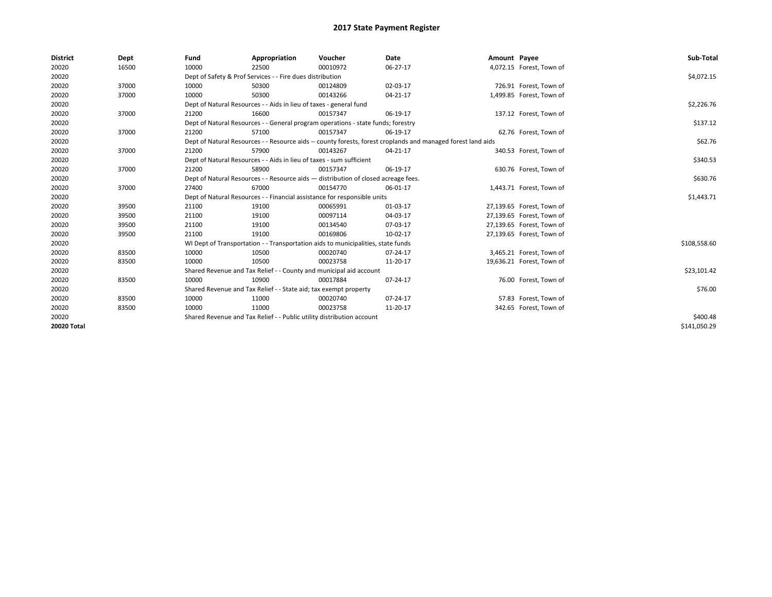# 2017 State Payment Register

| District | Dept | Fund | Appropriation | Voucher | Date | Amount | Payee | Sub-Total |
|---|---|---|---|---|---|---|---|---|
| 20020 | 16500 | 10000 | 22500 | 00010972 | 06-27-17 | 4,072.15 | Forest, Town of | |
| 20020 | | Dept of Safety & Prof Services - - Fire dues distribution | | | | | | $4,072.15 |
| 20020 | 37000 | 10000 | 50300 | 00124809 | 02-03-17 | 726.91 | Forest, Town of | |
| 20020 | 37000 | 10000 | 50300 | 00143266 | 04-21-17 | 1,499.85 | Forest, Town of | |
| 20020 | | Dept of Natural Resources - - Aids in lieu of taxes - general fund | | | | | | $2,226.76 |
| 20020 | 37000 | 21200 | 16600 | 00157347 | 06-19-17 | 137.12 | Forest, Town of | |
| 20020 | | Dept of Natural Resources - - General program operations - state funds; forestry | | | | | | $137.12 |
| 20020 | 37000 | 21200 | 57100 | 00157347 | 06-19-17 | 62.76 | Forest, Town of | |
| 20020 | | Dept of Natural Resources - - Resource aids -- county forests, forest croplands and managed forest land aids | | | | | | $62.76 |
| 20020 | 37000 | 21200 | 57900 | 00143267 | 04-21-17 | 340.53 | Forest, Town of | |
| 20020 | | Dept of Natural Resources - - Aids in lieu of taxes - sum sufficient | | | | | | $340.53 |
| 20020 | 37000 | 21200 | 58900 | 00157347 | 06-19-17 | 630.76 | Forest, Town of | |
| 20020 | | Dept of Natural Resources - - Resource aids — distribution of closed acreage fees. | | | | | | $630.76 |
| 20020 | 37000 | 27400 | 67000 | 00154770 | 06-01-17 | 1,443.71 | Forest, Town of | |
| 20020 | | Dept of Natural Resources - - Financial assistance for responsible units | | | | | | $1,443.71 |
| 20020 | 39500 | 21100 | 19100 | 00065991 | 01-03-17 | 27,139.65 | Forest, Town of | |
| 20020 | 39500 | 21100 | 19100 | 00097114 | 04-03-17 | 27,139.65 | Forest, Town of | |
| 20020 | 39500 | 21100 | 19100 | 00134540 | 07-03-17 | 27,139.65 | Forest, Town of | |
| 20020 | 39500 | 21100 | 19100 | 00169806 | 10-02-17 | 27,139.65 | Forest, Town of | |
| 20020 | | WI Dept of Transportation - - Transportation aids to municipalities, state funds | | | | | | $108,558.60 |
| 20020 | 83500 | 10000 | 10500 | 00020740 | 07-24-17 | 3,465.21 | Forest, Town of | |
| 20020 | 83500 | 10000 | 10500 | 00023758 | 11-20-17 | 19,636.21 | Forest, Town of | |
| 20020 | | Shared Revenue and Tax Relief - - County and municipal aid account | | | | | | $23,101.42 |
| 20020 | 83500 | 10000 | 10900 | 00017884 | 07-24-17 | 76.00 | Forest, Town of | |
| 20020 | | Shared Revenue and Tax Relief - - State aid; tax exempt property | | | | | | $76.00 |
| 20020 | 83500 | 10000 | 11000 | 00020740 | 07-24-17 | 57.83 | Forest, Town of | |
| 20020 | 83500 | 10000 | 11000 | 00023758 | 11-20-17 | 342.65 | Forest, Town of | |
| 20020 | | Shared Revenue and Tax Relief - - Public utility distribution account | | | | | | $400.48 |
| **20020 Total** | | | | | | | | $141,050.29 |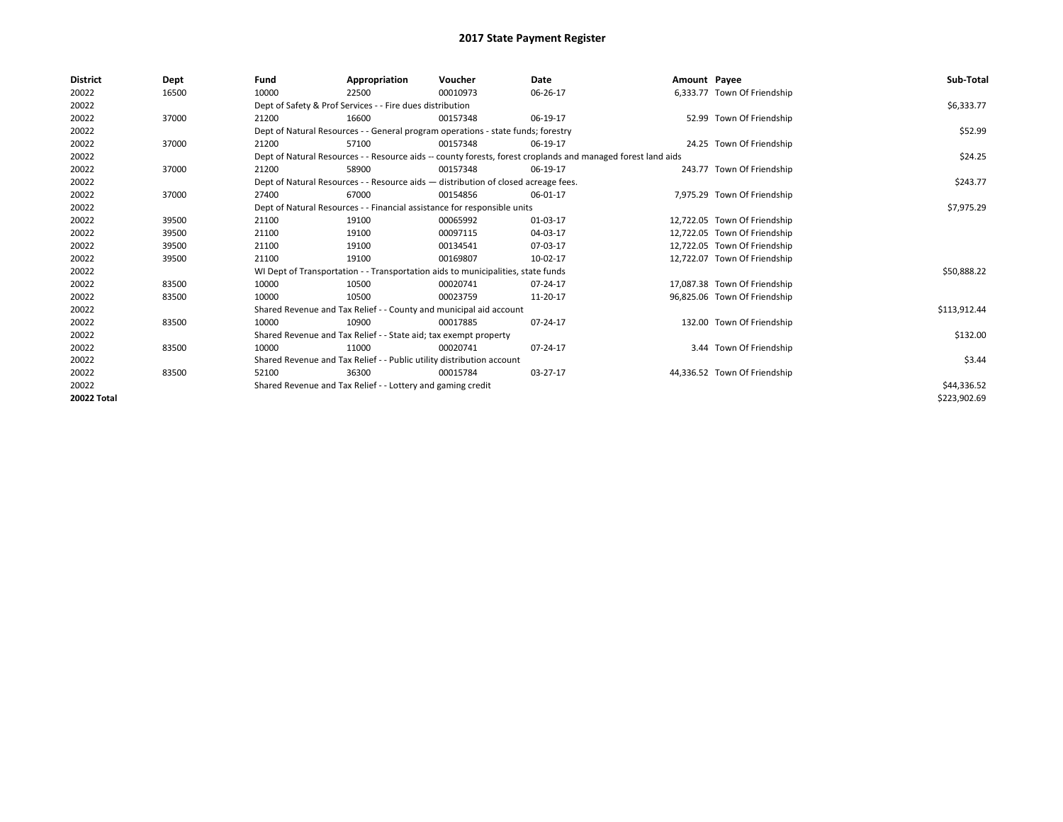# 2017 State Payment Register

| District | Dept | Fund | Appropriation | Voucher | Date | Amount | Payee | Sub-Total |
|---|---|---|---|---|---|---|---|---|
| 20022 | 16500 | 10000 | 22500 | 00010973 | 06-26-17 | 6,333.77 | Town Of Friendship | |
| 20022 | | Dept of Safety & Prof Services - - Fire dues distribution | | | | | | $6,333.77 |
| 20022 | 37000 | 21200 | 16600 | 00157348 | 06-19-17 | 52.99 | Town Of Friendship | |
| 20022 | | Dept of Natural Resources - - General program operations - state funds; forestry | | | | | | $52.99 |
| 20022 | 37000 | 21200 | 57100 | 00157348 | 06-19-17 | 24.25 | Town Of Friendship | |
| 20022 | | Dept of Natural Resources - - Resource aids -- county forests, forest croplands and managed forest land aids | | | | | | $24.25 |
| 20022 | 37000 | 21200 | 58900 | 00157348 | 06-19-17 | 243.77 | Town Of Friendship | |
| 20022 | | Dept of Natural Resources - - Resource aids — distribution of closed acreage fees. | | | | | | $243.77 |
| 20022 | 37000 | 27400 | 67000 | 00154856 | 06-01-17 | 7,975.29 | Town Of Friendship | |
| 20022 | | Dept of Natural Resources - - Financial assistance for responsible units | | | | | | $7,975.29 |
| 20022 | 39500 | 21100 | 19100 | 00065992 | 01-03-17 | 12,722.05 | Town Of Friendship | |
| 20022 | 39500 | 21100 | 19100 | 00097115 | 04-03-17 | 12,722.05 | Town Of Friendship | |
| 20022 | 39500 | 21100 | 19100 | 00134541 | 07-03-17 | 12,722.05 | Town Of Friendship | |
| 20022 | 39500 | 21100 | 19100 | 00169807 | 10-02-17 | 12,722.07 | Town Of Friendship | |
| 20022 | | WI Dept of Transportation - - Transportation aids to municipalities, state funds | | | | | | $50,888.22 |
| 20022 | 83500 | 10000 | 10500 | 00020741 | 07-24-17 | 17,087.38 | Town Of Friendship | |
| 20022 | 83500 | 10000 | 10500 | 00023759 | 11-20-17 | 96,825.06 | Town Of Friendship | |
| 20022 | | Shared Revenue and Tax Relief - - County and municipal aid account | | | | | | $113,912.44 |
| 20022 | 83500 | 10000 | 10900 | 00017885 | 07-24-17 | 132.00 | Town Of Friendship | |
| 20022 | | Shared Revenue and Tax Relief - - State aid; tax exempt property | | | | | | $132.00 |
| 20022 | 83500 | 10000 | 11000 | 00020741 | 07-24-17 | 3.44 | Town Of Friendship | |
| 20022 | | Shared Revenue and Tax Relief - - Public utility distribution account | | | | | | $3.44 |
| 20022 | 83500 | 52100 | 36300 | 00015784 | 03-27-17 | 44,336.52 | Town Of Friendship | |
| 20022 | | Shared Revenue and Tax Relief - - Lottery and gaming credit | | | | | | $44,336.52 |
| **20022 Total** | | | | | | | | $223,902.69 |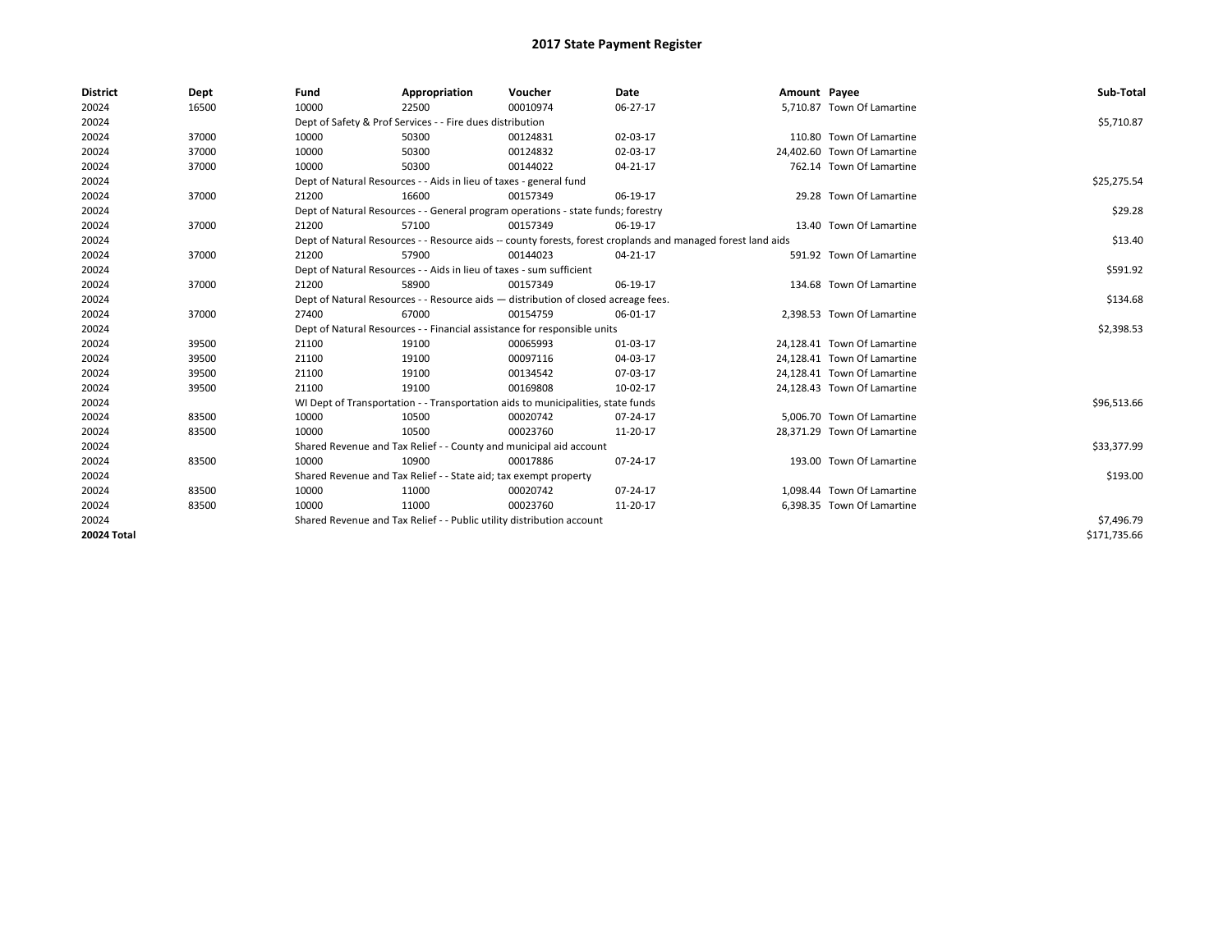# 2017 State Payment Register

| District | Dept | Fund | Appropriation | Voucher | Date | Amount | Payee | Sub-Total |
|---|---|---|---|---|---|---|---|---|
| 20024 | 16500 | 10000 | 22500 | 00010974 | 06-27-17 | 5,710.87 | Town Of Lamartine | |
| 20024 | | Dept of Safety & Prof Services - - Fire dues distribution | | | | | | $5,710.87 |
| 20024 | 37000 | 10000 | 50300 | 00124831 | 02-03-17 | 110.80 | Town Of Lamartine | |
| 20024 | 37000 | 10000 | 50300 | 00124832 | 02-03-17 | 24,402.60 | Town Of Lamartine | |
| 20024 | 37000 | 10000 | 50300 | 00144022 | 04-21-17 | 762.14 | Town Of Lamartine | |
| 20024 | | Dept of Natural Resources - - Aids in lieu of taxes - general fund | | | | | | $25,275.54 |
| 20024 | 37000 | 21200 | 16600 | 00157349 | 06-19-17 | 29.28 | Town Of Lamartine | |
| 20024 | | Dept of Natural Resources - - General program operations - state funds; forestry | | | | | | $29.28 |
| 20024 | 37000 | 21200 | 57100 | 00157349 | 06-19-17 | 13.40 | Town Of Lamartine | |
| 20024 | | Dept of Natural Resources - - Resource aids -- county forests, forest croplands and managed forest land aids | | | | | | $13.40 |
| 20024 | 37000 | 21200 | 57900 | 00144023 | 04-21-17 | 591.92 | Town Of Lamartine | |
| 20024 | | Dept of Natural Resources - - Aids in lieu of taxes - sum sufficient | | | | | | $591.92 |
| 20024 | 37000 | 21200 | 58900 | 00157349 | 06-19-17 | 134.68 | Town Of Lamartine | |
| 20024 | | Dept of Natural Resources - - Resource aids — distribution of closed acreage fees. | | | | | | $134.68 |
| 20024 | 37000 | 27400 | 67000 | 00154759 | 06-01-17 | 2,398.53 | Town Of Lamartine | |
| 20024 | | Dept of Natural Resources - - Financial assistance for responsible units | | | | | | $2,398.53 |
| 20024 | 39500 | 21100 | 19100 | 00065993 | 01-03-17 | 24,128.41 | Town Of Lamartine | |
| 20024 | 39500 | 21100 | 19100 | 00097116 | 04-03-17 | 24,128.41 | Town Of Lamartine | |
| 20024 | 39500 | 21100 | 19100 | 00134542 | 07-03-17 | 24,128.41 | Town Of Lamartine | |
| 20024 | 39500 | 21100 | 19100 | 00169808 | 10-02-17 | 24,128.43 | Town Of Lamartine | |
| 20024 | | WI Dept of Transportation - - Transportation aids to municipalities, state funds | | | | | | $96,513.66 |
| 20024 | 83500 | 10000 | 10500 | 00020742 | 07-24-17 | 5,006.70 | Town Of Lamartine | |
| 20024 | 83500 | 10000 | 10500 | 00023760 | 11-20-17 | 28,371.29 | Town Of Lamartine | |
| 20024 | | Shared Revenue and Tax Relief - - County and municipal aid account | | | | | | $33,377.99 |
| 20024 | 83500 | 10000 | 10900 | 00017886 | 07-24-17 | 193.00 | Town Of Lamartine | |
| 20024 | | Shared Revenue and Tax Relief - - State aid; tax exempt property | | | | | | $193.00 |
| 20024 | 83500 | 10000 | 11000 | 00020742 | 07-24-17 | 1,098.44 | Town Of Lamartine | |
| 20024 | 83500 | 10000 | 11000 | 00023760 | 11-20-17 | 6,398.35 | Town Of Lamartine | |
| 20024 | | Shared Revenue and Tax Relief - - Public utility distribution account | | | | | | $7,496.79 |
| **20024 Total** | | | | | | | | $171,735.66 |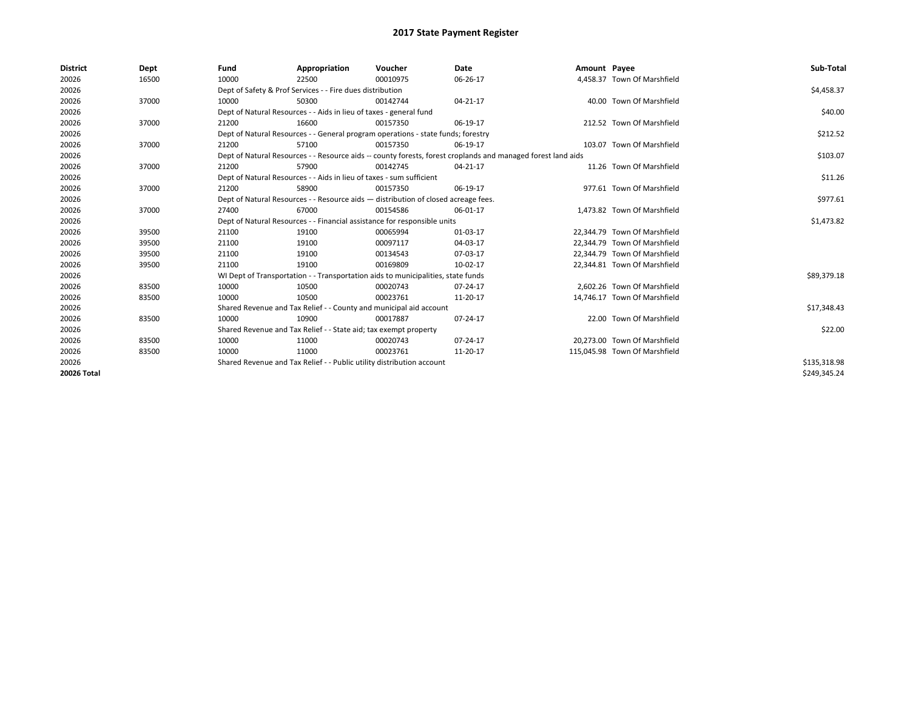# 2017 State Payment Register

| District | Dept | Fund | Appropriation | Voucher | Date | Amount | Payee | Sub-Total |
|---|---|---|---|---|---|---|---|---|
| 20026 | 16500 | 10000 | 22500 | 00010975 | 06-26-17 | 4,458.37 | Town Of Marshfield | |
| 20026 | | Dept of Safety & Prof Services - - Fire dues distribution | | | | | | $4,458.37 |
| 20026 | 37000 | 10000 | 50300 | 00142744 | 04-21-17 | 40.00 | Town Of Marshfield | |
| 20026 | | Dept of Natural Resources - - Aids in lieu of taxes - general fund | | | | | | $40.00 |
| 20026 | 37000 | 21200 | 16600 | 00157350 | 06-19-17 | 212.52 | Town Of Marshfield | |
| 20026 | | Dept of Natural Resources - - General program operations - state funds; forestry | | | | | | $212.52 |
| 20026 | 37000 | 21200 | 57100 | 00157350 | 06-19-17 | 103.07 | Town Of Marshfield | |
| 20026 | | Dept of Natural Resources - - Resource aids -- county forests, forest croplands and managed forest land aids | | | | | | $103.07 |
| 20026 | 37000 | 21200 | 57900 | 00142745 | 04-21-17 | 11.26 | Town Of Marshfield | |
| 20026 | | Dept of Natural Resources - - Aids in lieu of taxes - sum sufficient | | | | | | $11.26 |
| 20026 | 37000 | 21200 | 58900 | 00157350 | 06-19-17 | 977.61 | Town Of Marshfield | |
| 20026 | | Dept of Natural Resources - - Resource aids — distribution of closed acreage fees. | | | | | | $977.61 |
| 20026 | 37000 | 27400 | 67000 | 00154586 | 06-01-17 | 1,473.82 | Town Of Marshfield | |
| 20026 | | Dept of Natural Resources - - Financial assistance for responsible units | | | | | | $1,473.82 |
| 20026 | 39500 | 21100 | 19100 | 00065994 | 01-03-17 | 22,344.79 | Town Of Marshfield | |
| 20026 | 39500 | 21100 | 19100 | 00097117 | 04-03-17 | 22,344.79 | Town Of Marshfield | |
| 20026 | 39500 | 21100 | 19100 | 00134543 | 07-03-17 | 22,344.79 | Town Of Marshfield | |
| 20026 | 39500 | 21100 | 19100 | 00169809 | 10-02-17 | 22,344.81 | Town Of Marshfield | |
| 20026 | | WI Dept of Transportation - - Transportation aids to municipalities, state funds | | | | | | $89,379.18 |
| 20026 | 83500 | 10000 | 10500 | 00020743 | 07-24-17 | 2,602.26 | Town Of Marshfield | |
| 20026 | 83500 | 10000 | 10500 | 00023761 | 11-20-17 | 14,746.17 | Town Of Marshfield | |
| 20026 | | Shared Revenue and Tax Relief - - County and municipal aid account | | | | | | $17,348.43 |
| 20026 | 83500 | 10000 | 10900 | 00017887 | 07-24-17 | 22.00 | Town Of Marshfield | |
| 20026 | | Shared Revenue and Tax Relief - - State aid; tax exempt property | | | | | | $22.00 |
| 20026 | 83500 | 10000 | 11000 | 00020743 | 07-24-17 | 20,273.00 | Town Of Marshfield | |
| 20026 | 83500 | 10000 | 11000 | 00023761 | 11-20-17 | 115,045.98 | Town Of Marshfield | |
| 20026 | | Shared Revenue and Tax Relief - - Public utility distribution account | | | | | | $135,318.98 |
| **20026 Total** | | | | | | | | $249,345.24 |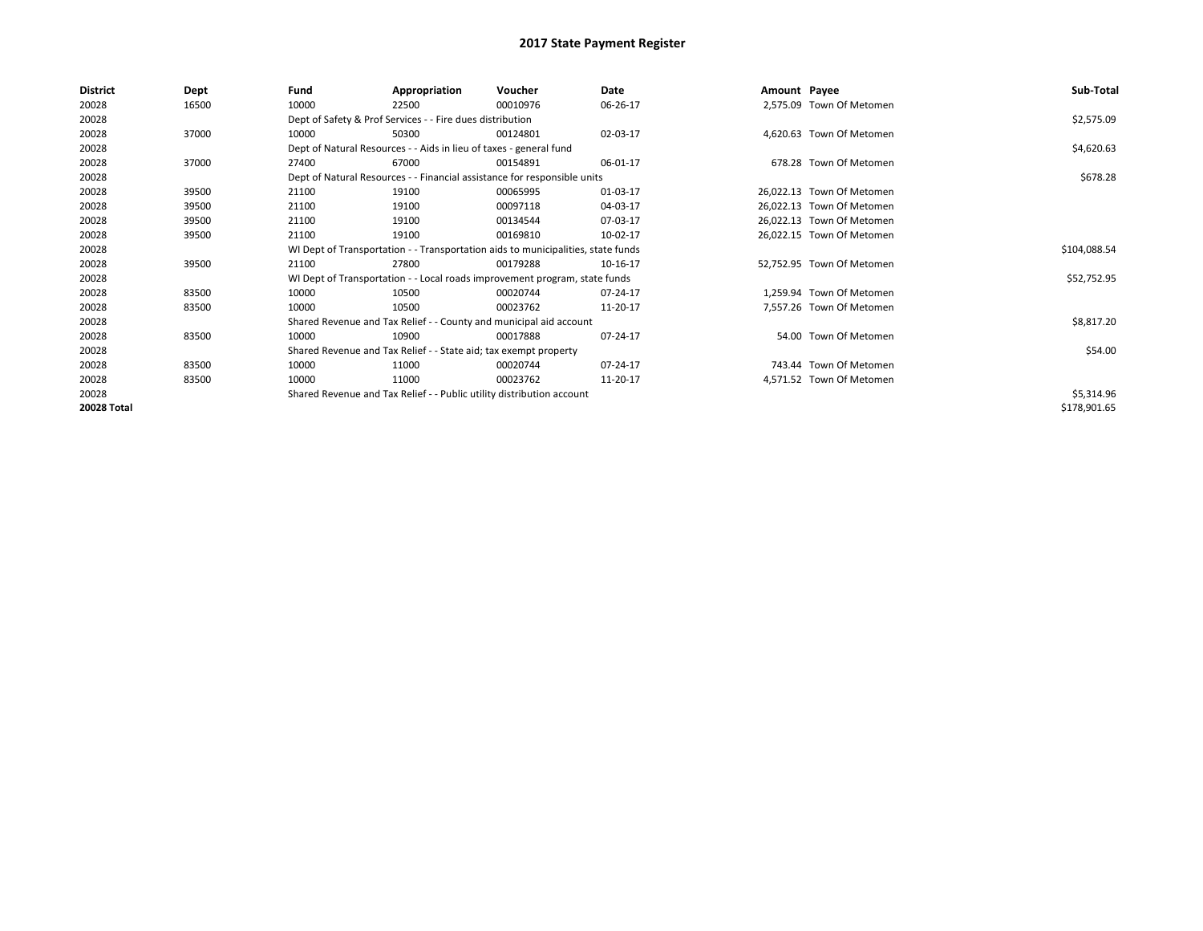# 2017 State Payment Register

| District | Dept | Fund | Appropriation | Voucher | Date | Amount | Payee | Sub-Total |
|---|---|---|---|---|---|---|---|---|
| 20028 | 16500 | 10000 | 22500 | 00010976 | 06-26-17 | 2,575.09 | Town Of Metomen | |
| 20028 | | Dept of Safety & Prof Services - - Fire dues distribution | | | | | | $2,575.09 |
| 20028 | 37000 | 10000 | 50300 | 00124801 | 02-03-17 | 4,620.63 | Town Of Metomen | |
| 20028 | | Dept of Natural Resources - - Aids in lieu of taxes - general fund | | | | | | $4,620.63 |
| 20028 | 37000 | 27400 | 67000 | 00154891 | 06-01-17 | 678.28 | Town Of Metomen | |
| 20028 | | Dept of Natural Resources - - Financial assistance for responsible units | | | | | | $678.28 |
| 20028 | 39500 | 21100 | 19100 | 00065995 | 01-03-17 | 26,022.13 | Town Of Metomen | |
| 20028 | 39500 | 21100 | 19100 | 00097118 | 04-03-17 | 26,022.13 | Town Of Metomen | |
| 20028 | 39500 | 21100 | 19100 | 00134544 | 07-03-17 | 26,022.13 | Town Of Metomen | |
| 20028 | 39500 | 21100 | 19100 | 00169810 | 10-02-17 | 26,022.15 | Town Of Metomen | |
| 20028 | | WI Dept of Transportation - - Transportation aids to municipalities, state funds | | | | | | $104,088.54 |
| 20028 | 39500 | 21100 | 27800 | 00179288 | 10-16-17 | 52,752.95 | Town Of Metomen | |
| 20028 | | WI Dept of Transportation - - Local roads improvement program, state funds | | | | | | $52,752.95 |
| 20028 | 83500 | 10000 | 10500 | 00020744 | 07-24-17 | 1,259.94 | Town Of Metomen | |
| 20028 | 83500 | 10000 | 10500 | 00023762 | 11-20-17 | 7,557.26 | Town Of Metomen | |
| 20028 | | Shared Revenue and Tax Relief - - County and municipal aid account | | | | | | $8,817.20 |
| 20028 | 83500 | 10000 | 10900 | 00017888 | 07-24-17 | 54.00 | Town Of Metomen | |
| 20028 | | Shared Revenue and Tax Relief - - State aid; tax exempt property | | | | | | $54.00 |
| 20028 | 83500 | 10000 | 11000 | 00020744 | 07-24-17 | 743.44 | Town Of Metomen | |
| 20028 | 83500 | 10000 | 11000 | 00023762 | 11-20-17 | 4,571.52 | Town Of Metomen | |
| 20028 | | Shared Revenue and Tax Relief - - Public utility distribution account | | | | | | $5,314.96 |
| **20028 Total** | | | | | | | | $178,901.65 |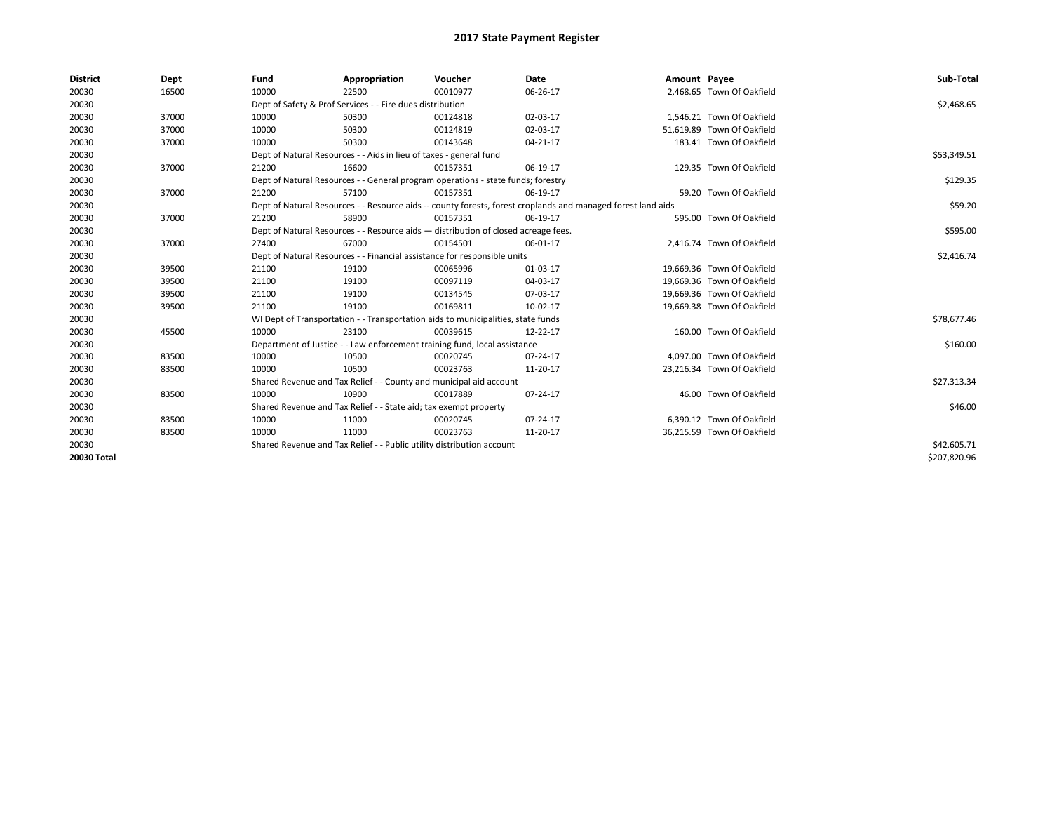# 2017 State Payment Register

| District | Dept | Fund | Appropriation | Voucher | Date | Amount | Payee | Sub-Total |
|---|---|---|---|---|---|---|---|---|
| 20030 | 16500 | 10000 | 22500 | 00010977 | 06-26-17 | 2,468.65 | Town Of Oakfield | |
| 20030 | | Dept of Safety & Prof Services - - Fire dues distribution | | | | | | $2,468.65 |
| 20030 | 37000 | 10000 | 50300 | 00124818 | 02-03-17 | 1,546.21 | Town Of Oakfield | |
| 20030 | 37000 | 10000 | 50300 | 00124819 | 02-03-17 | 51,619.89 | Town Of Oakfield | |
| 20030 | 37000 | 10000 | 50300 | 00143648 | 04-21-17 | 183.41 | Town Of Oakfield | |
| 20030 | | Dept of Natural Resources - - Aids in lieu of taxes - general fund | | | | | | $53,349.51 |
| 20030 | 37000 | 21200 | 16600 | 00157351 | 06-19-17 | 129.35 | Town Of Oakfield | |
| 20030 | | Dept of Natural Resources - - General program operations - state funds; forestry | | | | | | $129.35 |
| 20030 | 37000 | 21200 | 57100 | 00157351 | 06-19-17 | 59.20 | Town Of Oakfield | |
| 20030 | | Dept of Natural Resources - - Resource aids -- county forests, forest croplands and managed forest land aids | | | | | | $59.20 |
| 20030 | 37000 | 21200 | 58900 | 00157351 | 06-19-17 | 595.00 | Town Of Oakfield | |
| 20030 | | Dept of Natural Resources - - Resource aids — distribution of closed acreage fees. | | | | | | $595.00 |
| 20030 | 37000 | 27400 | 67000 | 00154501 | 06-01-17 | 2,416.74 | Town Of Oakfield | |
| 20030 | | Dept of Natural Resources - - Financial assistance for responsible units | | | | | | $2,416.74 |
| 20030 | 39500 | 21100 | 19100 | 00065996 | 01-03-17 | 19,669.36 | Town Of Oakfield | |
| 20030 | 39500 | 21100 | 19100 | 00097119 | 04-03-17 | 19,669.36 | Town Of Oakfield | |
| 20030 | 39500 | 21100 | 19100 | 00134545 | 07-03-17 | 19,669.36 | Town Of Oakfield | |
| 20030 | 39500 | 21100 | 19100 | 00169811 | 10-02-17 | 19,669.38 | Town Of Oakfield | |
| 20030 | | WI Dept of Transportation - - Transportation aids to municipalities, state funds | | | | | | $78,677.46 |
| 20030 | 45500 | 10000 | 23100 | 00039615 | 12-22-17 | 160.00 | Town Of Oakfield | |
| 20030 | | Department of Justice - - Law enforcement training fund, local assistance | | | | | | $160.00 |
| 20030 | 83500 | 10000 | 10500 | 00020745 | 07-24-17 | 4,097.00 | Town Of Oakfield | |
| 20030 | 83500 | 10000 | 10500 | 00023763 | 11-20-17 | 23,216.34 | Town Of Oakfield | |
| 20030 | | Shared Revenue and Tax Relief - - County and municipal aid account | | | | | | $27,313.34 |
| 20030 | 83500 | 10000 | 10900 | 00017889 | 07-24-17 | 46.00 | Town Of Oakfield | |
| 20030 | | Shared Revenue and Tax Relief - - State aid; tax exempt property | | | | | | $46.00 |
| 20030 | 83500 | 10000 | 11000 | 00020745 | 07-24-17 | 6,390.12 | Town Of Oakfield | |
| 20030 | 83500 | 10000 | 11000 | 00023763 | 11-20-17 | 36,215.59 | Town Of Oakfield | |
| 20030 | | Shared Revenue and Tax Relief - - Public utility distribution account | | | | | | $42,605.71 |
| **20030 Total** | | | | | | | | $207,820.96 |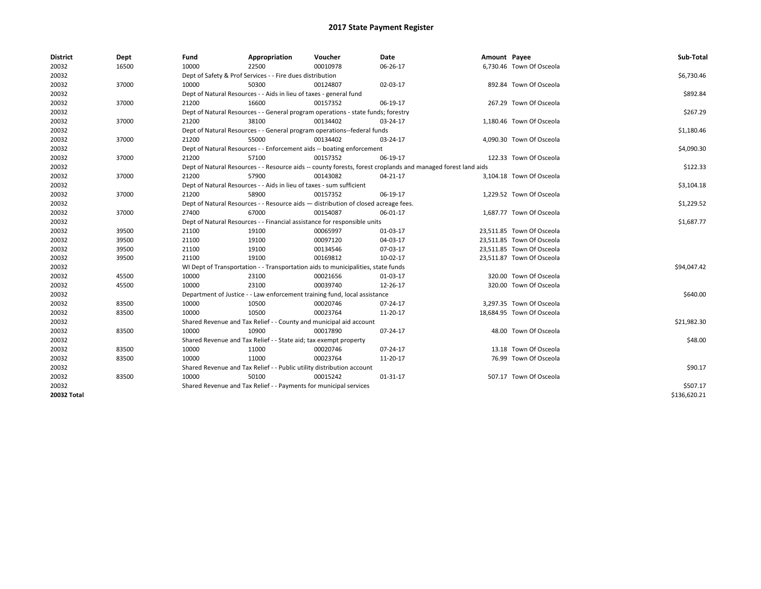# 2017 State Payment Register

| District | Dept | Fund | Appropriation | Voucher | Date | Amount | Payee | Sub-Total |
|---|---|---|---|---|---|---|---|---|
| 20032 | 16500 | 10000 | 22500 | 00010978 | 06-26-17 | 6,730.46 | Town Of Osceola | |
| 20032 | | Dept of Safety & Prof Services - - Fire dues distribution | | | | | | $6,730.46 |
| 20032 | 37000 | 10000 | 50300 | 00124807 | 02-03-17 | 892.84 | Town Of Osceola | |
| 20032 | | Dept of Natural Resources - - Aids in lieu of taxes - general fund | | | | | | $892.84 |
| 20032 | 37000 | 21200 | 16600 | 00157352 | 06-19-17 | 267.29 | Town Of Osceola | |
| 20032 | | Dept of Natural Resources - - General program operations - state funds; forestry | | | | | | $267.29 |
| 20032 | 37000 | 21200 | 38100 | 00134402 | 03-24-17 | 1,180.46 | Town Of Osceola | |
| 20032 | | Dept of Natural Resources - - General program operations--federal funds | | | | | | $1,180.46 |
| 20032 | 37000 | 21200 | 55000 | 00134402 | 03-24-17 | 4,090.30 | Town Of Osceola | |
| 20032 | | Dept of Natural Resources - - Enforcement aids -- boating enforcement | | | | | | $4,090.30 |
| 20032 | 37000 | 21200 | 57100 | 00157352 | 06-19-17 | 122.33 | Town Of Osceola | |
| 20032 | | Dept of Natural Resources - - Resource aids -- county forests, forest croplands and managed forest land aids | | | | | | $122.33 |
| 20032 | 37000 | 21200 | 57900 | 00143082 | 04-21-17 | 3,104.18 | Town Of Osceola | |
| 20032 | | Dept of Natural Resources - - Aids in lieu of taxes - sum sufficient | | | | | | $3,104.18 |
| 20032 | 37000 | 21200 | 58900 | 00157352 | 06-19-17 | 1,229.52 | Town Of Osceola | |
| 20032 | | Dept of Natural Resources - - Resource aids — distribution of closed acreage fees. | | | | | | $1,229.52 |
| 20032 | 37000 | 27400 | 67000 | 00154087 | 06-01-17 | 1,687.77 | Town Of Osceola | |
| 20032 | | Dept of Natural Resources - - Financial assistance for responsible units | | | | | | $1,687.77 |
| 20032 | 39500 | 21100 | 19100 | 00065997 | 01-03-17 | 23,511.85 | Town Of Osceola | |
| 20032 | 39500 | 21100 | 19100 | 00097120 | 04-03-17 | 23,511.85 | Town Of Osceola | |
| 20032 | 39500 | 21100 | 19100 | 00134546 | 07-03-17 | 23,511.85 | Town Of Osceola | |
| 20032 | 39500 | 21100 | 19100 | 00169812 | 10-02-17 | 23,511.87 | Town Of Osceola | |
| 20032 | | WI Dept of Transportation - - Transportation aids to municipalities, state funds | | | | | | $94,047.42 |
| 20032 | 45500 | 10000 | 23100 | 00021656 | 01-03-17 | 320.00 | Town Of Osceola | |
| 20032 | 45500 | 10000 | 23100 | 00039740 | 12-26-17 | 320.00 | Town Of Osceola | |
| 20032 | | Department of Justice - - Law enforcement training fund, local assistance | | | | | | $640.00 |
| 20032 | 83500 | 10000 | 10500 | 00020746 | 07-24-17 | 3,297.35 | Town Of Osceola | |
| 20032 | 83500 | 10000 | 10500 | 00023764 | 11-20-17 | 18,684.95 | Town Of Osceola | |
| 20032 | | Shared Revenue and Tax Relief - - County and municipal aid account | | | | | | $21,982.30 |
| 20032 | 83500 | 10000 | 10900 | 00017890 | 07-24-17 | 48.00 | Town Of Osceola | |
| 20032 | | Shared Revenue and Tax Relief - - State aid; tax exempt property | | | | | | $48.00 |
| 20032 | 83500 | 10000 | 11000 | 00020746 | 07-24-17 | 13.18 | Town Of Osceola | |
| 20032 | 83500 | 10000 | 11000 | 00023764 | 11-20-17 | 76.99 | Town Of Osceola | |
| 20032 | | Shared Revenue and Tax Relief - - Public utility distribution account | | | | | | $90.17 |
| 20032 | 83500 | 10000 | 50100 | 00015242 | 01-31-17 | 507.17 | Town Of Osceola | |
| 20032 | | Shared Revenue and Tax Relief - - Payments for municipal services | | | | | | $507.17 |
| **20032 Total** | | | | | | | | $136,620.21 |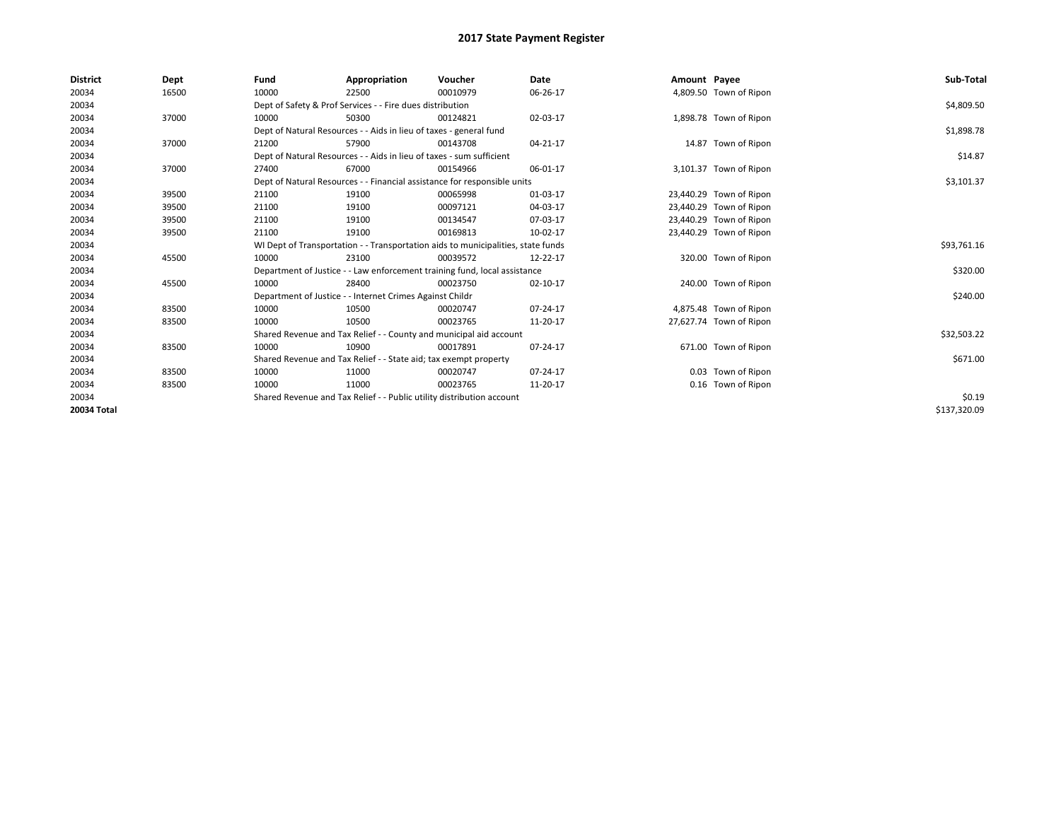# 2017 State Payment Register

| District | Dept | Fund | Appropriation | Voucher | Date | Amount | Payee | Sub-Total |
|---|---|---|---|---|---|---|---|---|
| 20034 | 16500 | 10000 | 22500 | 00010979 | 06-26-17 | 4,809.50 | Town of Ripon | |
| 20034 | | Dept of Safety & Prof Services - - Fire dues distribution | | | | | | $4,809.50 |
| 20034 | 37000 | 10000 | 50300 | 00124821 | 02-03-17 | 1,898.78 | Town of Ripon | |
| 20034 | | Dept of Natural Resources - - Aids in lieu of taxes - general fund | | | | | | $1,898.78 |
| 20034 | 37000 | 21200 | 57900 | 00143708 | 04-21-17 | 14.87 | Town of Ripon | |
| 20034 | | Dept of Natural Resources - - Aids in lieu of taxes - sum sufficient | | | | | | $14.87 |
| 20034 | 37000 | 27400 | 67000 | 00154966 | 06-01-17 | 3,101.37 | Town of Ripon | |
| 20034 | | Dept of Natural Resources - - Financial assistance for responsible units | | | | | | $3,101.37 |
| 20034 | 39500 | 21100 | 19100 | 00065998 | 01-03-17 | 23,440.29 | Town of Ripon | |
| 20034 | 39500 | 21100 | 19100 | 00097121 | 04-03-17 | 23,440.29 | Town of Ripon | |
| 20034 | 39500 | 21100 | 19100 | 00134547 | 07-03-17 | 23,440.29 | Town of Ripon | |
| 20034 | 39500 | 21100 | 19100 | 00169813 | 10-02-17 | 23,440.29 | Town of Ripon | |
| 20034 | | WI Dept of Transportation - - Transportation aids to municipalities, state funds | | | | | | $93,761.16 |
| 20034 | 45500 | 10000 | 23100 | 00039572 | 12-22-17 | 320.00 | Town of Ripon | |
| 20034 | | Department of Justice - - Law enforcement training fund, local assistance | | | | | | $320.00 |
| 20034 | 45500 | 10000 | 28400 | 00023750 | 02-10-17 | 240.00 | Town of Ripon | |
| 20034 | | Department of Justice - - Internet Crimes Against Childr | | | | | | $240.00 |
| 20034 | 83500 | 10000 | 10500 | 00020747 | 07-24-17 | 4,875.48 | Town of Ripon | |
| 20034 | 83500 | 10000 | 10500 | 00023765 | 11-20-17 | 27,627.74 | Town of Ripon | |
| 20034 | | Shared Revenue and Tax Relief - - County and municipal aid account | | | | | | $32,503.22 |
| 20034 | 83500 | 10000 | 10900 | 00017891 | 07-24-17 | 671.00 | Town of Ripon | |
| 20034 | | Shared Revenue and Tax Relief - - State aid; tax exempt property | | | | | | $671.00 |
| 20034 | 83500 | 10000 | 11000 | 00020747 | 07-24-17 | 0.03 | Town of Ripon | |
| 20034 | 83500 | 10000 | 11000 | 00023765 | 11-20-17 | 0.16 | Town of Ripon | |
| 20034 | | Shared Revenue and Tax Relief - - Public utility distribution account | | | | | | $0.19 |
| 20034 Total | | | | | | | | $137,320.09 |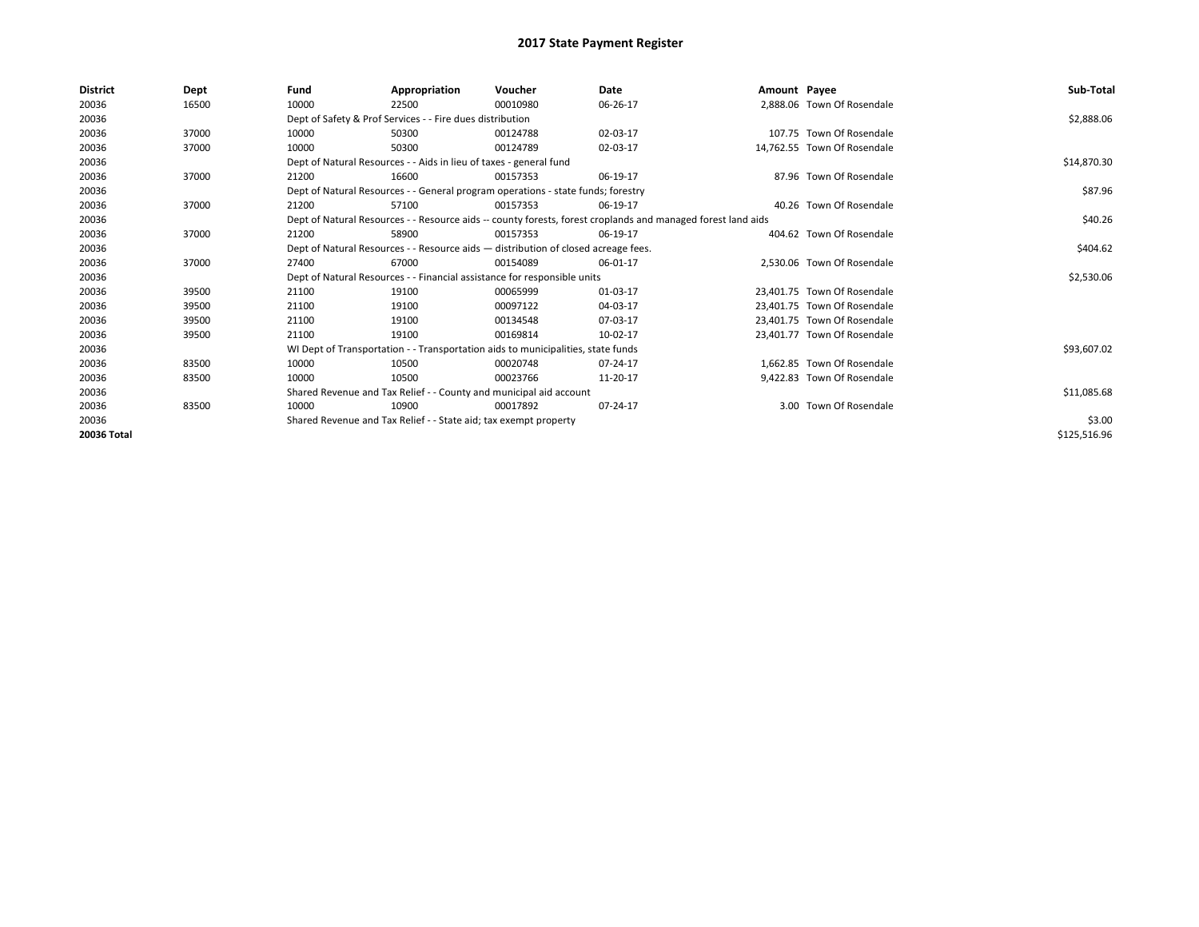# 2017 State Payment Register

| District | Dept | Fund | Appropriation | Voucher | Date | Amount | Payee | Sub-Total |
|---|---|---|---|---|---|---|---|---|
| 20036 | 16500 | 10000 | 22500 | 00010980 | 06-26-17 | 2,888.06 | Town Of Rosendale | |
| 20036 | | Dept of Safety & Prof Services - - Fire dues distribution | | | | | | $2,888.06 |
| 20036 | 37000 | 10000 | 50300 | 00124788 | 02-03-17 | 107.75 | Town Of Rosendale | |
| 20036 | 37000 | 10000 | 50300 | 00124789 | 02-03-17 | 14,762.55 | Town Of Rosendale | |
| 20036 | | Dept of Natural Resources - - Aids in lieu of taxes - general fund | | | | | | $14,870.30 |
| 20036 | 37000 | 21200 | 16600 | 00157353 | 06-19-17 | 87.96 | Town Of Rosendale | |
| 20036 | | Dept of Natural Resources - - General program operations - state funds; forestry | | | | | | $87.96 |
| 20036 | 37000 | 21200 | 57100 | 00157353 | 06-19-17 | 40.26 | Town Of Rosendale | |
| 20036 | | Dept of Natural Resources - - Resource aids -- county forests, forest croplands and managed forest land aids | | | | | | $40.26 |
| 20036 | 37000 | 21200 | 58900 | 00157353 | 06-19-17 | 404.62 | Town Of Rosendale | |
| 20036 | | Dept of Natural Resources - - Resource aids — distribution of closed acreage fees. | | | | | | $404.62 |
| 20036 | 37000 | 27400 | 67000 | 00154089 | 06-01-17 | 2,530.06 | Town Of Rosendale | |
| 20036 | | Dept of Natural Resources - - Financial assistance for responsible units | | | | | | $2,530.06 |
| 20036 | 39500 | 21100 | 19100 | 00065999 | 01-03-17 | 23,401.75 | Town Of Rosendale | |
| 20036 | 39500 | 21100 | 19100 | 00097122 | 04-03-17 | 23,401.75 | Town Of Rosendale | |
| 20036 | 39500 | 21100 | 19100 | 00134548 | 07-03-17 | 23,401.75 | Town Of Rosendale | |
| 20036 | 39500 | 21100 | 19100 | 00169814 | 10-02-17 | 23,401.77 | Town Of Rosendale | |
| 20036 | | WI Dept of Transportation - - Transportation aids to municipalities, state funds | | | | | | $93,607.02 |
| 20036 | 83500 | 10000 | 10500 | 00020748 | 07-24-17 | 1,662.85 | Town Of Rosendale | |
| 20036 | 83500 | 10000 | 10500 | 00023766 | 11-20-17 | 9,422.83 | Town Of Rosendale | |
| 20036 | | Shared Revenue and Tax Relief - - County and municipal aid account | | | | | | $11,085.68 |
| 20036 | 83500 | 10000 | 10900 | 00017892 | 07-24-17 | 3.00 | Town Of Rosendale | |
| 20036 | | Shared Revenue and Tax Relief - - State aid; tax exempt property | | | | | | $3.00 |
| **20036 Total** | | | | | | | | $125,516.96 |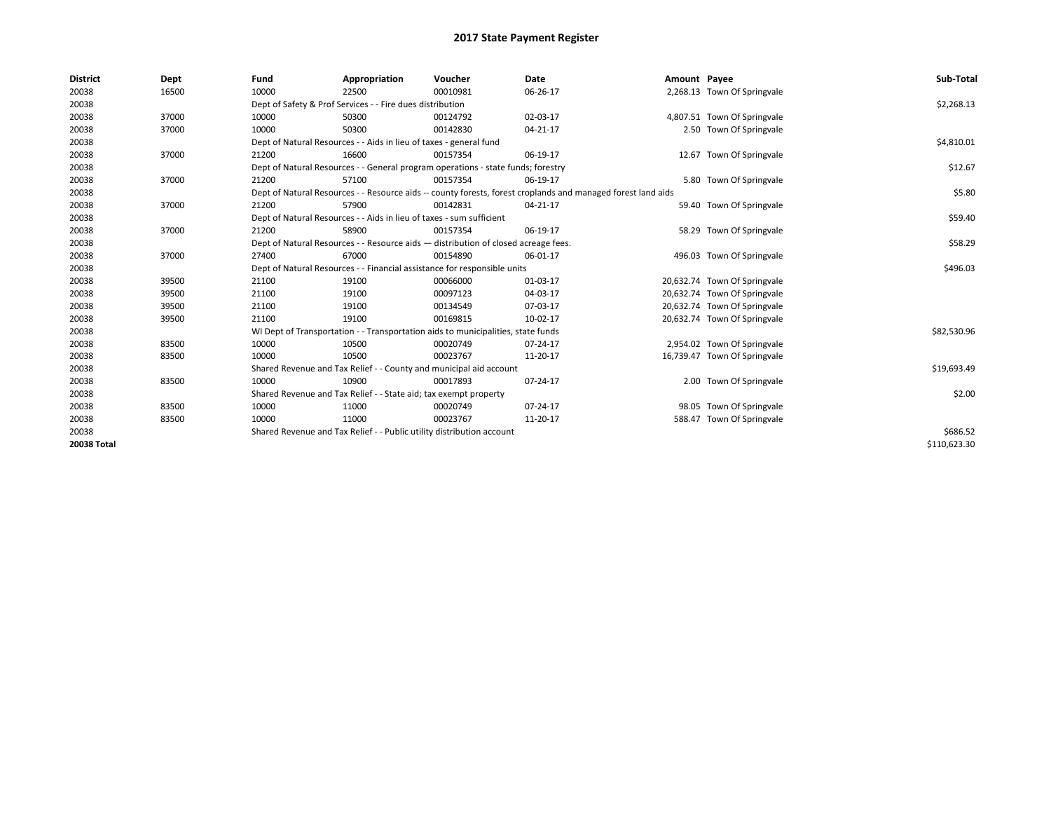# 2017 State Payment Register

| District | Dept | Fund | Appropriation | Voucher | Date | Amount | Payee | Sub-Total |
|---|---|---|---|---|---|---|---|---|
| 20038 | 16500 | 10000 | 22500 | 00010981 | 06-26-17 | 2,268.13 | Town Of Springvale | |
| 20038 | | Dept of Safety & Prof Services - - Fire dues distribution | | | | | | $2,268.13 |
| 20038 | 37000 | 10000 | 50300 | 00124792 | 02-03-17 | 4,807.51 | Town Of Springvale | |
| 20038 | 37000 | 10000 | 50300 | 00142830 | 04-21-17 | 2.50 | Town Of Springvale | |
| 20038 | | Dept of Natural Resources - - Aids in lieu of taxes - general fund | | | | | | $4,810.01 |
| 20038 | 37000 | 21200 | 16600 | 00157354 | 06-19-17 | 12.67 | Town Of Springvale | |
| 20038 | | Dept of Natural Resources - - General program operations - state funds; forestry | | | | | | $12.67 |
| 20038 | 37000 | 21200 | 57100 | 00157354 | 06-19-17 | 5.80 | Town Of Springvale | |
| 20038 | | Dept of Natural Resources - - Resource aids -- county forests, forest croplands and managed forest land aids | | | | | | $5.80 |
| 20038 | 37000 | 21200 | 57900 | 00142831 | 04-21-17 | 59.40 | Town Of Springvale | |
| 20038 | | Dept of Natural Resources - - Aids in lieu of taxes - sum sufficient | | | | | | $59.40 |
| 20038 | 37000 | 21200 | 58900 | 00157354 | 06-19-17 | 58.29 | Town Of Springvale | |
| 20038 | | Dept of Natural Resources - - Resource aids — distribution of closed acreage fees. | | | | | | $58.29 |
| 20038 | 37000 | 27400 | 67000 | 00154890 | 06-01-17 | 496.03 | Town Of Springvale | |
| 20038 | | Dept of Natural Resources - - Financial assistance for responsible units | | | | | | $496.03 |
| 20038 | 39500 | 21100 | 19100 | 00066000 | 01-03-17 | 20,632.74 | Town Of Springvale | |
| 20038 | 39500 | 21100 | 19100 | 00097123 | 04-03-17 | 20,632.74 | Town Of Springvale | |
| 20038 | 39500 | 21100 | 19100 | 00134549 | 07-03-17 | 20,632.74 | Town Of Springvale | |
| 20038 | 39500 | 21100 | 19100 | 00169815 | 10-02-17 | 20,632.74 | Town Of Springvale | |
| 20038 | | WI Dept of Transportation - - Transportation aids to municipalities, state funds | | | | | | $82,530.96 |
| 20038 | 83500 | 10000 | 10500 | 00020749 | 07-24-17 | 2,954.02 | Town Of Springvale | |
| 20038 | 83500 | 10000 | 10500 | 00023767 | 11-20-17 | 16,739.47 | Town Of Springvale | |
| 20038 | | Shared Revenue and Tax Relief - - County and municipal aid account | | | | | | $19,693.49 |
| 20038 | 83500 | 10000 | 10900 | 00017893 | 07-24-17 | 2.00 | Town Of Springvale | |
| 20038 | | Shared Revenue and Tax Relief - - State aid; tax exempt property | | | | | | $2.00 |
| 20038 | 83500 | 10000 | 11000 | 00020749 | 07-24-17 | 98.05 | Town Of Springvale | |
| 20038 | 83500 | 10000 | 11000 | 00023767 | 11-20-17 | 588.47 | Town Of Springvale | |
| 20038 | | Shared Revenue and Tax Relief - - Public utility distribution account | | | | | | $686.52 |
| **20038 Total** | | | | | | | | $110,623.30 |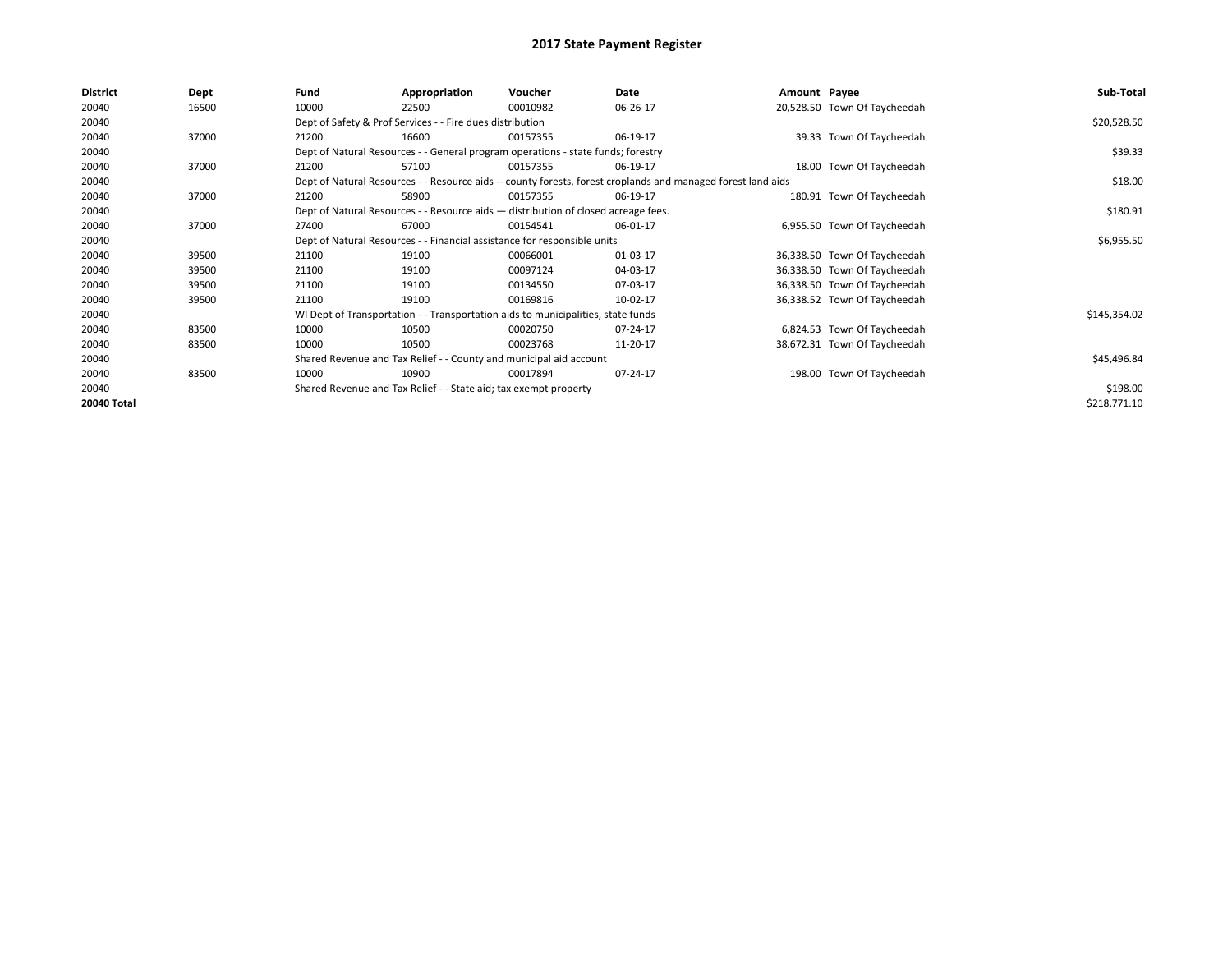# 2017 State Payment Register

| District | Dept | Fund | Appropriation | Voucher | Date | Amount | Payee | Sub-Total |
|---|---|---|---|---|---|---|---|---|
| 20040 | 16500 | 10000 | 22500 | 00010982 | 06-26-17 | 20,528.50 | Town Of Taycheedah | |
| 20040 | | Dept of Safety & Prof Services - - Fire dues distribution | | | | | | $20,528.50 |
| 20040 | 37000 | 21200 | 16600 | 00157355 | 06-19-17 | 39.33 | Town Of Taycheedah | |
| 20040 | | Dept of Natural Resources - - General program operations - state funds; forestry | | | | | | $39.33 |
| 20040 | 37000 | 21200 | 57100 | 00157355 | 06-19-17 | 18.00 | Town Of Taycheedah | |
| 20040 | | Dept of Natural Resources - - Resource aids -- county forests, forest croplands and managed forest land aids | | | | | | $18.00 |
| 20040 | 37000 | 21200 | 58900 | 00157355 | 06-19-17 | 180.91 | Town Of Taycheedah | |
| 20040 | | Dept of Natural Resources - - Resource aids — distribution of closed acreage fees. | | | | | | $180.91 |
| 20040 | 37000 | 27400 | 67000 | 00154541 | 06-01-17 | 6,955.50 | Town Of Taycheedah | |
| 20040 | | Dept of Natural Resources - - Financial assistance for responsible units | | | | | | $6,955.50 |
| 20040 | 39500 | 21100 | 19100 | 00066001 | 01-03-17 | 36,338.50 | Town Of Taycheedah | |
| 20040 | 39500 | 21100 | 19100 | 00097124 | 04-03-17 | 36,338.50 | Town Of Taycheedah | |
| 20040 | 39500 | 21100 | 19100 | 00134550 | 07-03-17 | 36,338.50 | Town Of Taycheedah | |
| 20040 | 39500 | 21100 | 19100 | 00169816 | 10-02-17 | 36,338.52 | Town Of Taycheedah | |
| 20040 | | WI Dept of Transportation - - Transportation aids to municipalities, state funds | | | | | | $145,354.02 |
| 20040 | 83500 | 10000 | 10500 | 00020750 | 07-24-17 | 6,824.53 | Town Of Taycheedah | |
| 20040 | 83500 | 10000 | 10500 | 00023768 | 11-20-17 | 38,672.31 | Town Of Taycheedah | |
| 20040 | | Shared Revenue and Tax Relief - - County and municipal aid account | | | | | | $45,496.84 |
| 20040 | 83500 | 10000 | 10900 | 00017894 | 07-24-17 | 198.00 | Town Of Taycheedah | |
| 20040 | | Shared Revenue and Tax Relief - - State aid; tax exempt property | | | | | | $198.00 |
| **20040 Total** | | | | | | | | $218,771.10 |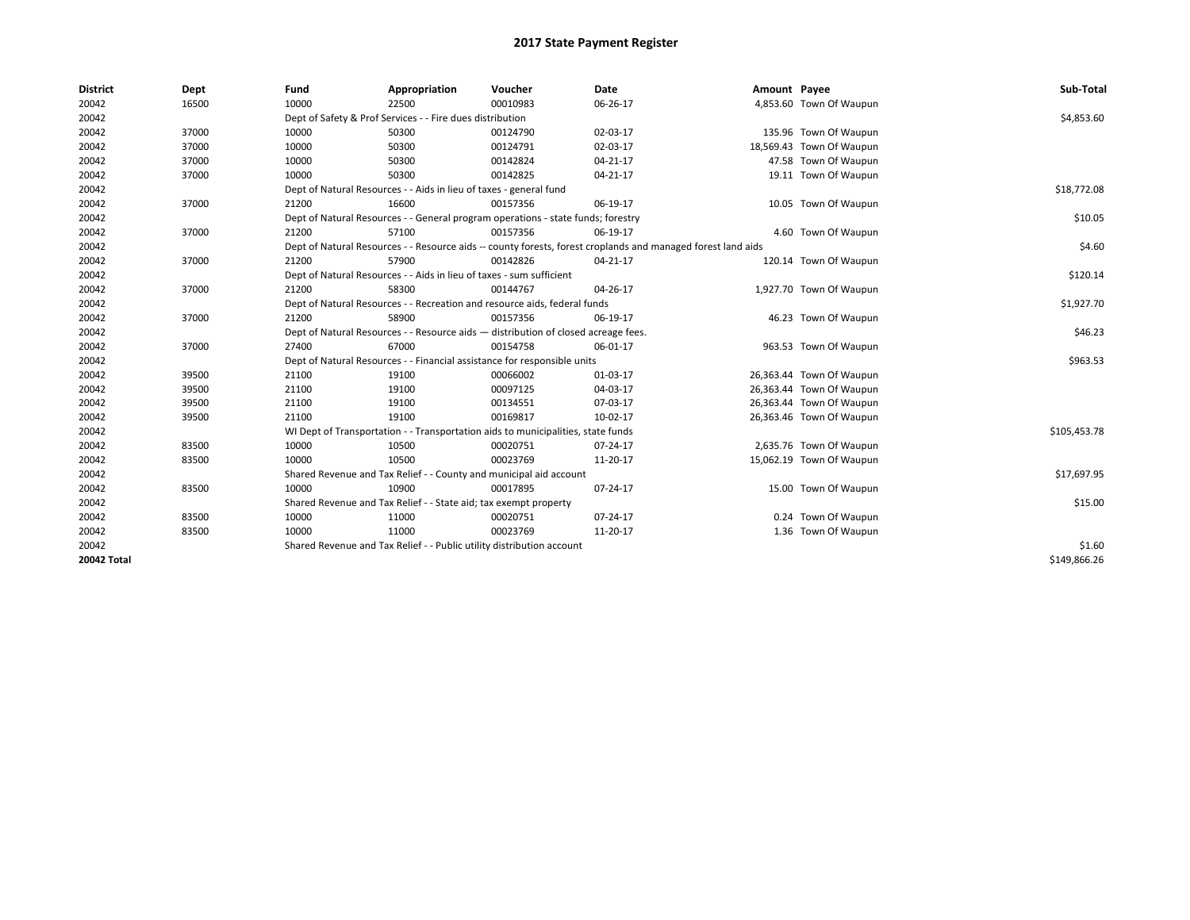# 2017 State Payment Register

| District | Dept | Fund | Appropriation | Voucher | Date | Amount | Payee | Sub-Total |
|---|---|---|---|---|---|---|---|---|
| 20042 | 16500 | 10000 | 22500 | 00010983 | 06-26-17 | 4,853.60 | Town Of Waupun | |
| 20042 | | Dept of Safety & Prof Services - - Fire dues distribution | | | | | | $4,853.60 |
| 20042 | 37000 | 10000 | 50300 | 00124790 | 02-03-17 | 135.96 | Town Of Waupun | |
| 20042 | 37000 | 10000 | 50300 | 00124791 | 02-03-17 | 18,569.43 | Town Of Waupun | |
| 20042 | 37000 | 10000 | 50300 | 00142824 | 04-21-17 | 47.58 | Town Of Waupun | |
| 20042 | 37000 | 10000 | 50300 | 00142825 | 04-21-17 | 19.11 | Town Of Waupun | |
| 20042 | | Dept of Natural Resources - - Aids in lieu of taxes - general fund | | | | | | $18,772.08 |
| 20042 | 37000 | 21200 | 16600 | 00157356 | 06-19-17 | 10.05 | Town Of Waupun | |
| 20042 | | Dept of Natural Resources - - General program operations - state funds; forestry | | | | | | $10.05 |
| 20042 | 37000 | 21200 | 57100 | 00157356 | 06-19-17 | 4.60 | Town Of Waupun | |
| 20042 | | Dept of Natural Resources - - Resource aids -- county forests, forest croplands and managed forest land aids | | | | | | $4.60 |
| 20042 | 37000 | 21200 | 57900 | 00142826 | 04-21-17 | 120.14 | Town Of Waupun | |
| 20042 | | Dept of Natural Resources - - Aids in lieu of taxes - sum sufficient | | | | | | $120.14 |
| 20042 | 37000 | 21200 | 58300 | 00144767 | 04-26-17 | 1,927.70 | Town Of Waupun | |
| 20042 | | Dept of Natural Resources - - Recreation and resource aids, federal funds | | | | | | $1,927.70 |
| 20042 | 37000 | 21200 | 58900 | 00157356 | 06-19-17 | 46.23 | Town Of Waupun | |
| 20042 | | Dept of Natural Resources - - Resource aids — distribution of closed acreage fees. | | | | | | $46.23 |
| 20042 | 37000 | 27400 | 67000 | 00154758 | 06-01-17 | 963.53 | Town Of Waupun | |
| 20042 | | Dept of Natural Resources - - Financial assistance for responsible units | | | | | | $963.53 |
| 20042 | 39500 | 21100 | 19100 | 00066002 | 01-03-17 | 26,363.44 | Town Of Waupun | |
| 20042 | 39500 | 21100 | 19100 | 00097125 | 04-03-17 | 26,363.44 | Town Of Waupun | |
| 20042 | 39500 | 21100 | 19100 | 00134551 | 07-03-17 | 26,363.44 | Town Of Waupun | |
| 20042 | 39500 | 21100 | 19100 | 00169817 | 10-02-17 | 26,363.46 | Town Of Waupun | |
| 20042 | | WI Dept of Transportation - - Transportation aids to municipalities, state funds | | | | | | $105,453.78 |
| 20042 | 83500 | 10000 | 10500 | 00020751 | 07-24-17 | 2,635.76 | Town Of Waupun | |
| 20042 | 83500 | 10000 | 10500 | 00023769 | 11-20-17 | 15,062.19 | Town Of Waupun | |
| 20042 | | Shared Revenue and Tax Relief - - County and municipal aid account | | | | | | $17,697.95 |
| 20042 | 83500 | 10000 | 10900 | 00017895 | 07-24-17 | 15.00 | Town Of Waupun | |
| 20042 | | Shared Revenue and Tax Relief - - State aid; tax exempt property | | | | | | $15.00 |
| 20042 | 83500 | 10000 | 11000 | 00020751 | 07-24-17 | 0.24 | Town Of Waupun | |
| 20042 | 83500 | 10000 | 11000 | 00023769 | 11-20-17 | 1.36 | Town Of Waupun | |
| 20042 | | Shared Revenue and Tax Relief - - Public utility distribution account | | | | | | $1.60 |
| **20042 Total** | | | | | | | | $149,866.26 |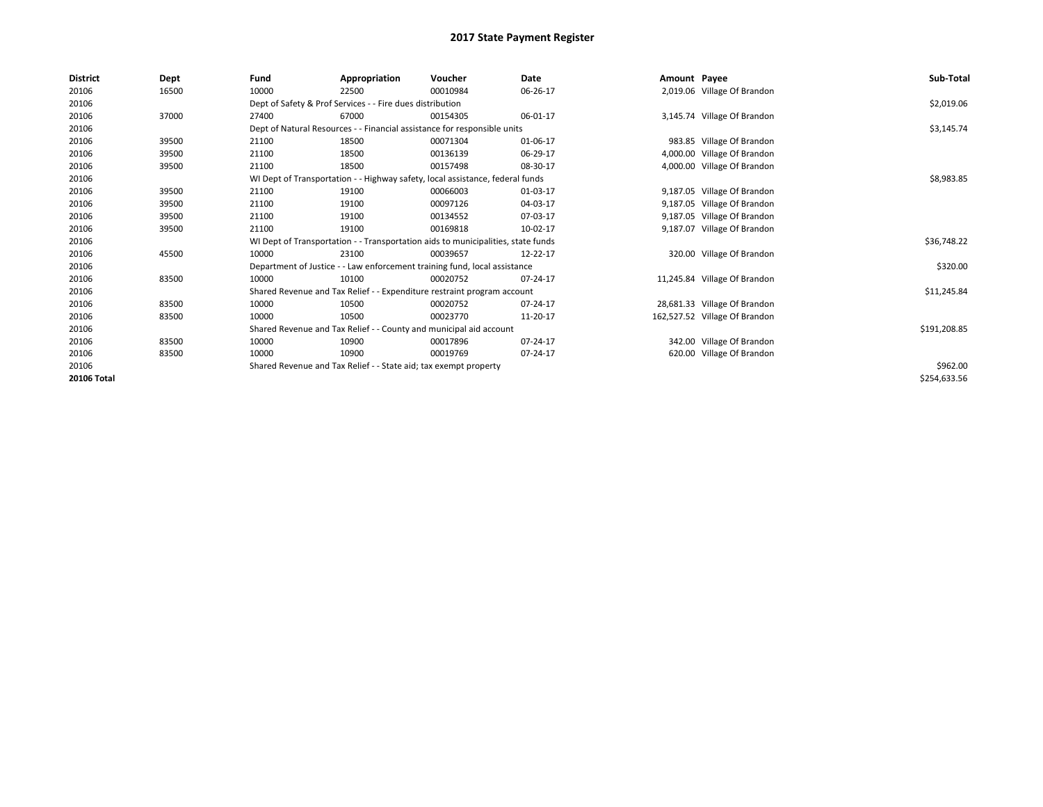# 2017 State Payment Register

| District | Dept | Fund | Appropriation | Voucher | Date | Amount | Payee | Sub-Total |
|---|---|---|---|---|---|---|---|---|
| 20106 | 16500 | 10000 | 22500 | 00010984 | 06-26-17 | 2,019.06 | Village Of Brandon | |
| 20106 | | Dept of Safety & Prof Services - - Fire dues distribution | | | | | | $2,019.06 |
| 20106 | 37000 | 27400 | 67000 | 00154305 | 06-01-17 | 3,145.74 | Village Of Brandon | |
| 20106 | | Dept of Natural Resources - - Financial assistance for responsible units | | | | | | $3,145.74 |
| 20106 | 39500 | 21100 | 18500 | 00071304 | 01-06-17 | 983.85 | Village Of Brandon | |
| 20106 | 39500 | 21100 | 18500 | 00136139 | 06-29-17 | 4,000.00 | Village Of Brandon | |
| 20106 | 39500 | 21100 | 18500 | 00157498 | 08-30-17 | 4,000.00 | Village Of Brandon | |
| 20106 | | WI Dept of Transportation - - Highway safety, local assistance, federal funds | | | | | | $8,983.85 |
| 20106 | 39500 | 21100 | 19100 | 00066003 | 01-03-17 | 9,187.05 | Village Of Brandon | |
| 20106 | 39500 | 21100 | 19100 | 00097126 | 04-03-17 | 9,187.05 | Village Of Brandon | |
| 20106 | 39500 | 21100 | 19100 | 00134552 | 07-03-17 | 9,187.05 | Village Of Brandon | |
| 20106 | 39500 | 21100 | 19100 | 00169818 | 10-02-17 | 9,187.07 | Village Of Brandon | |
| 20106 | | WI Dept of Transportation - - Transportation aids to municipalities, state funds | | | | | | $36,748.22 |
| 20106 | 45500 | 10000 | 23100 | 00039657 | 12-22-17 | 320.00 | Village Of Brandon | |
| 20106 | | Department of Justice - - Law enforcement training fund, local assistance | | | | | | $320.00 |
| 20106 | 83500 | 10000 | 10100 | 00020752 | 07-24-17 | 11,245.84 | Village Of Brandon | |
| 20106 | | Shared Revenue and Tax Relief - - Expenditure restraint program account | | | | | | $11,245.84 |
| 20106 | 83500 | 10000 | 10500 | 00020752 | 07-24-17 | 28,681.33 | Village Of Brandon | |
| 20106 | 83500 | 10000 | 10500 | 00023770 | 11-20-17 | 162,527.52 | Village Of Brandon | |
| 20106 | | Shared Revenue and Tax Relief - - County and municipal aid account | | | | | | $191,208.85 |
| 20106 | 83500 | 10000 | 10900 | 00017896 | 07-24-17 | 342.00 | Village Of Brandon | |
| 20106 | 83500 | 10000 | 10900 | 00019769 | 07-24-17 | 620.00 | Village Of Brandon | |
| 20106 | | Shared Revenue and Tax Relief - - State aid; tax exempt property | | | | | | $962.00 |
| **20106 Total** | | | | | | | | $254,633.56 |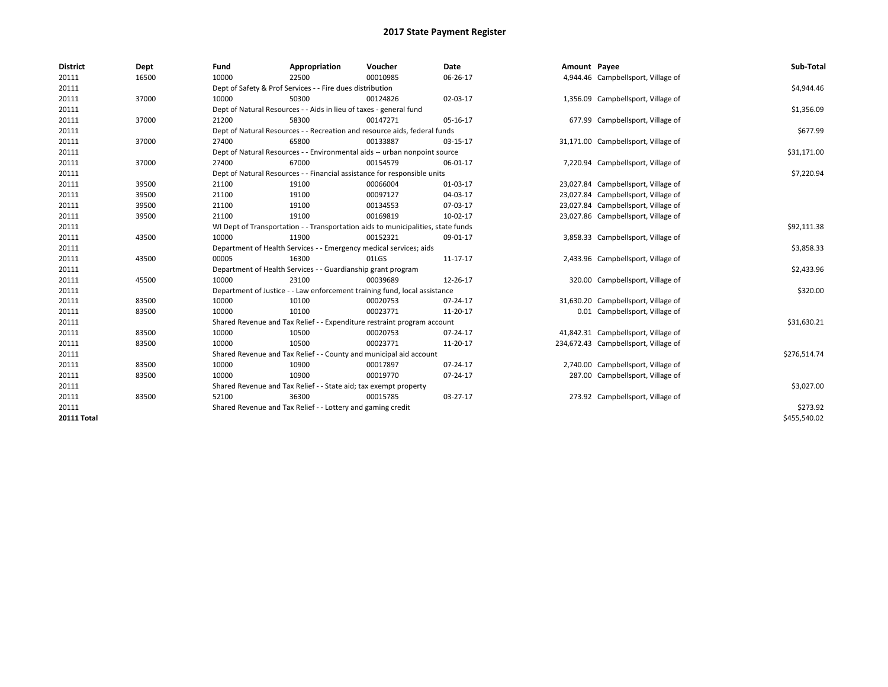# 2017 State Payment Register

| District | Dept | Fund | Appropriation | Voucher | Date | Amount | Payee | Sub-Total |
|---|---|---|---|---|---|---|---|---|
| 20111 | 16500 | 10000 | 22500 | 00010985 | 06-26-17 | 4,944.46 | Campbellsport, Village of | |
| 20111 | | Dept of Safety & Prof Services - - Fire dues distribution | | | | | | $4,944.46 |
| 20111 | 37000 | 10000 | 50300 | 00124826 | 02-03-17 | 1,356.09 | Campbellsport, Village of | |
| 20111 | | Dept of Natural Resources - - Aids in lieu of taxes - general fund | | | | | | $1,356.09 |
| 20111 | 37000 | 21200 | 58300 | 00147271 | 05-16-17 | 677.99 | Campbellsport, Village of | |
| 20111 | | Dept of Natural Resources - - Recreation and resource aids, federal funds | | | | | | $677.99 |
| 20111 | 37000 | 27400 | 65800 | 00133887 | 03-15-17 | 31,171.00 | Campbellsport, Village of | |
| 20111 | | Dept of Natural Resources - - Environmental aids -- urban nonpoint source | | | | | | $31,171.00 |
| 20111 | 37000 | 27400 | 67000 | 00154579 | 06-01-17 | 7,220.94 | Campbellsport, Village of | |
| 20111 | | Dept of Natural Resources - - Financial assistance for responsible units | | | | | | $7,220.94 |
| 20111 | 39500 | 21100 | 19100 | 00066004 | 01-03-17 | 23,027.84 | Campbellsport, Village of | |
| 20111 | 39500 | 21100 | 19100 | 00097127 | 04-03-17 | 23,027.84 | Campbellsport, Village of | |
| 20111 | 39500 | 21100 | 19100 | 00134553 | 07-03-17 | 23,027.84 | Campbellsport, Village of | |
| 20111 | 39500 | 21100 | 19100 | 00169819 | 10-02-17 | 23,027.86 | Campbellsport, Village of | |
| 20111 | | WI Dept of Transportation - - Transportation aids to municipalities, state funds | | | | | | $92,111.38 |
| 20111 | 43500 | 10000 | 11900 | 00152321 | 09-01-17 | 3,858.33 | Campbellsport, Village of | |
| 20111 | | Department of Health Services - - Emergency medical services; aids | | | | | | $3,858.33 |
| 20111 | 43500 | 00005 | 16300 | 01LGS | 11-17-17 | 2,433.96 | Campbellsport, Village of | |
| 20111 | | Department of Health Services - - Guardianship grant program | | | | | | $2,433.96 |
| 20111 | 45500 | 10000 | 23100 | 00039689 | 12-26-17 | 320.00 | Campbellsport, Village of | |
| 20111 | | Department of Justice - - Law enforcement training fund, local assistance | | | | | | $320.00 |
| 20111 | 83500 | 10000 | 10100 | 00020753 | 07-24-17 | 31,630.20 | Campbellsport, Village of | |
| 20111 | 83500 | 10000 | 10100 | 00023771 | 11-20-17 | 0.01 | Campbellsport, Village of | |
| 20111 | | Shared Revenue and Tax Relief - - Expenditure restraint program account | | | | | | $31,630.21 |
| 20111 | 83500 | 10000 | 10500 | 00020753 | 07-24-17 | 41,842.31 | Campbellsport, Village of | |
| 20111 | 83500 | 10000 | 10500 | 00023771 | 11-20-17 | 234,672.43 | Campbellsport, Village of | |
| 20111 | | Shared Revenue and Tax Relief - - County and municipal aid account | | | | | | $276,514.74 |
| 20111 | 83500 | 10000 | 10900 | 00017897 | 07-24-17 | 2,740.00 | Campbellsport, Village of | |
| 20111 | 83500 | 10000 | 10900 | 00019770 | 07-24-17 | 287.00 | Campbellsport, Village of | |
| 20111 | | Shared Revenue and Tax Relief - - State aid; tax exempt property | | | | | | $3,027.00 |
| 20111 | 83500 | 52100 | 36300 | 00015785 | 03-27-17 | 273.92 | Campbellsport, Village of | |
| 20111 | | Shared Revenue and Tax Relief - - Lottery and gaming credit | | | | | | $273.92 |
| **20111 Total** | | | | | | | | $455,540.02 |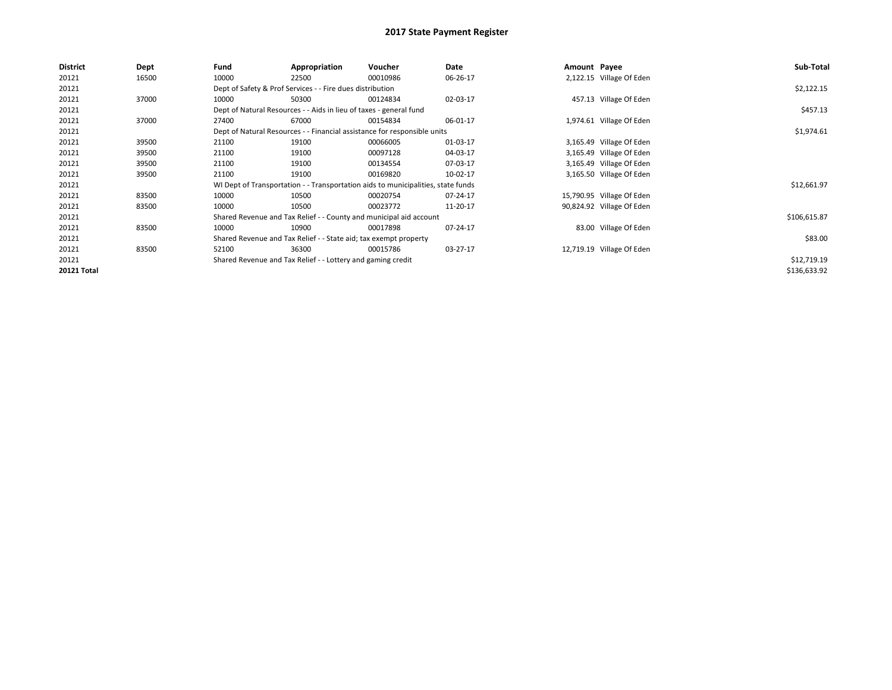# 2017 State Payment Register

| District | Dept | Fund | Appropriation | Voucher | Date | Amount | Payee | Sub-Total |
|---|---|---|---|---|---|---|---|---|
| 20121 | 16500 | 10000 | 22500 | 00010986 | 06-26-17 | 2,122.15 | Village Of Eden | |
| 20121 | | Dept of Safety & Prof Services - - Fire dues distribution | | | | | | $2,122.15 |
| 20121 | 37000 | 10000 | 50300 | 00124834 | 02-03-17 | 457.13 | Village Of Eden | |
| 20121 | | Dept of Natural Resources - - Aids in lieu of taxes - general fund | | | | | | $457.13 |
| 20121 | 37000 | 27400 | 67000 | 00154834 | 06-01-17 | 1,974.61 | Village Of Eden | |
| 20121 | | Dept of Natural Resources - - Financial assistance for responsible units | | | | | | $1,974.61 |
| 20121 | 39500 | 21100 | 19100 | 00066005 | 01-03-17 | 3,165.49 | Village Of Eden | |
| 20121 | 39500 | 21100 | 19100 | 00097128 | 04-03-17 | 3,165.49 | Village Of Eden | |
| 20121 | 39500 | 21100 | 19100 | 00134554 | 07-03-17 | 3,165.49 | Village Of Eden | |
| 20121 | 39500 | 21100 | 19100 | 00169820 | 10-02-17 | 3,165.50 | Village Of Eden | |
| 20121 | | WI Dept of Transportation - - Transportation aids to municipalities, state funds | | | | | | $12,661.97 |
| 20121 | 83500 | 10000 | 10500 | 00020754 | 07-24-17 | 15,790.95 | Village Of Eden | |
| 20121 | 83500 | 10000 | 10500 | 00023772 | 11-20-17 | 90,824.92 | Village Of Eden | |
| 20121 | | Shared Revenue and Tax Relief - - County and municipal aid account | | | | | | $106,615.87 |
| 20121 | 83500 | 10000 | 10900 | 00017898 | 07-24-17 | 83.00 | Village Of Eden | |
| 20121 | | Shared Revenue and Tax Relief - - State aid; tax exempt property | | | | | | $83.00 |
| 20121 | 83500 | 52100 | 36300 | 00015786 | 03-27-17 | 12,719.19 | Village Of Eden | |
| 20121 | | Shared Revenue and Tax Relief - - Lottery and gaming credit | | | | | | $12,719.19 |
| **20121 Total** | | | | | | | | $136,633.92 |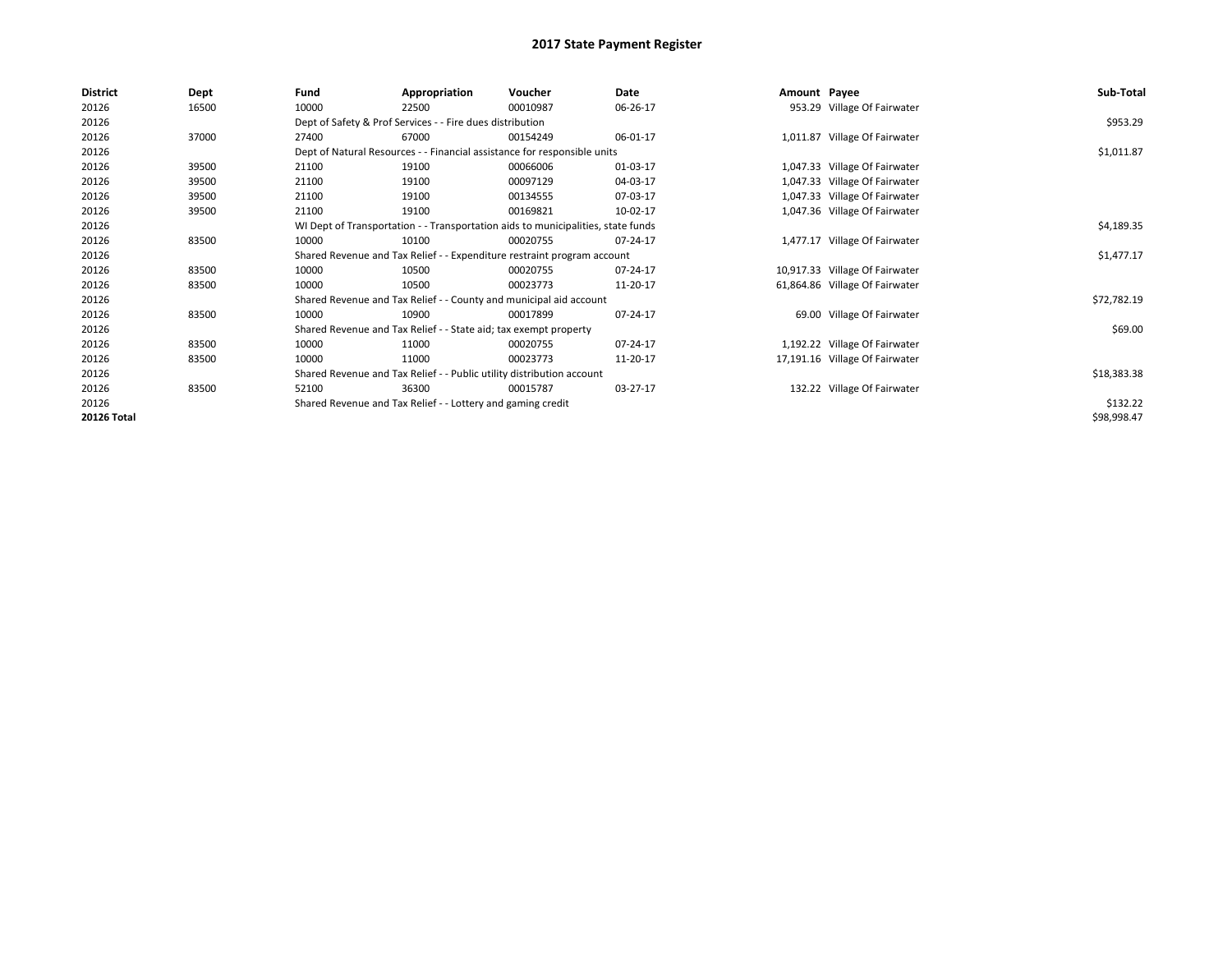# 2017 State Payment Register

| District | Dept | Fund | Appropriation | Voucher | Date | Amount | Payee | Sub-Total |
|---|---|---|---|---|---|---|---|---|
| 20126 | 16500 | 10000 | 22500 | 00010987 | 06-26-17 | 953.29 | Village Of Fairwater | |
| 20126 | | Dept of Safety & Prof Services - - Fire dues distribution | | | | | | $953.29 |
| 20126 | 37000 | 27400 | 67000 | 00154249 | 06-01-17 | 1,011.87 | Village Of Fairwater | |
| 20126 | | Dept of Natural Resources - - Financial assistance for responsible units | | | | | | $1,011.87 |
| 20126 | 39500 | 21100 | 19100 | 00066006 | 01-03-17 | 1,047.33 | Village Of Fairwater | |
| 20126 | 39500 | 21100 | 19100 | 00097129 | 04-03-17 | 1,047.33 | Village Of Fairwater | |
| 20126 | 39500 | 21100 | 19100 | 00134555 | 07-03-17 | 1,047.33 | Village Of Fairwater | |
| 20126 | 39500 | 21100 | 19100 | 00169821 | 10-02-17 | 1,047.36 | Village Of Fairwater | |
| 20126 | | WI Dept of Transportation - - Transportation aids to municipalities, state funds | | | | | | $4,189.35 |
| 20126 | 83500 | 10000 | 10100 | 00020755 | 07-24-17 | 1,477.17 | Village Of Fairwater | |
| 20126 | | Shared Revenue and Tax Relief - - Expenditure restraint program account | | | | | | $1,477.17 |
| 20126 | 83500 | 10000 | 10500 | 00020755 | 07-24-17 | 10,917.33 | Village Of Fairwater | |
| 20126 | 83500 | 10000 | 10500 | 00023773 | 11-20-17 | 61,864.86 | Village Of Fairwater | |
| 20126 | | Shared Revenue and Tax Relief - - County and municipal aid account | | | | | | $72,782.19 |
| 20126 | 83500 | 10000 | 10900 | 00017899 | 07-24-17 | 69.00 | Village Of Fairwater | |
| 20126 | | Shared Revenue and Tax Relief - - State aid; tax exempt property | | | | | | $69.00 |
| 20126 | 83500 | 10000 | 11000 | 00020755 | 07-24-17 | 1,192.22 | Village Of Fairwater | |
| 20126 | 83500 | 10000 | 11000 | 00023773 | 11-20-17 | 17,191.16 | Village Of Fairwater | |
| 20126 | | Shared Revenue and Tax Relief - - Public utility distribution account | | | | | | $18,383.38 |
| 20126 | 83500 | 52100 | 36300 | 00015787 | 03-27-17 | 132.22 | Village Of Fairwater | |
| 20126 | | Shared Revenue and Tax Relief - - Lottery and gaming credit | | | | | | $132.22 |
| **20126 Total** | | | | | | | | $98,998.47 |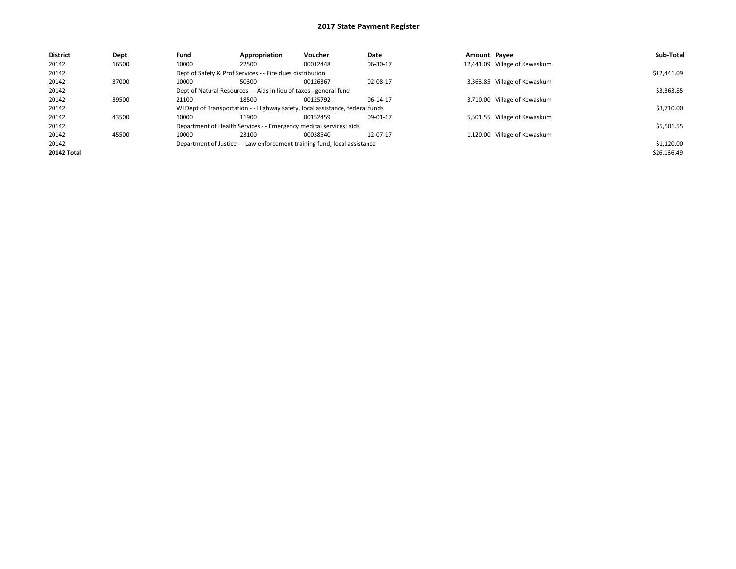# 2017 State Payment Register

| District | Dept | Fund | Appropriation | Voucher | Date | Amount | Payee | Sub-Total |
|---|---|---|---|---|---|---|---|---|
| 20142 | 16500 | 10000 | 22500 | 00012448 | 06-30-17 | 12,441.09 | Village of Kewaskum | |
| 20142 | | Dept of Safety & Prof Services - - Fire dues distribution | | | | | | $12,441.09 |
| 20142 | 37000 | 10000 | 50300 | 00126367 | 02-08-17 | 3,363.85 | Village of Kewaskum | |
| 20142 | | Dept of Natural Resources - - Aids in lieu of taxes - general fund | | | | | | $3,363.85 |
| 20142 | 39500 | 21100 | 18500 | 00125792 | 06-14-17 | 3,710.00 | Village of Kewaskum | |
| 20142 | | WI Dept of Transportation - - Highway safety, local assistance, federal funds | | | | | | $3,710.00 |
| 20142 | 43500 | 10000 | 11900 | 00152459 | 09-01-17 | 5,501.55 | Village of Kewaskum | |
| 20142 | | Department of Health Services - - Emergency medical services; aids | | | | | | $5,501.55 |
| 20142 | 45500 | 10000 | 23100 | 00038540 | 12-07-17 | 1,120.00 | Village of Kewaskum | |
| 20142 | | Department of Justice - - Law enforcement training fund, local assistance | | | | | | $1,120.00 |
| **20142 Total** | | | | | | | | $26,136.49 |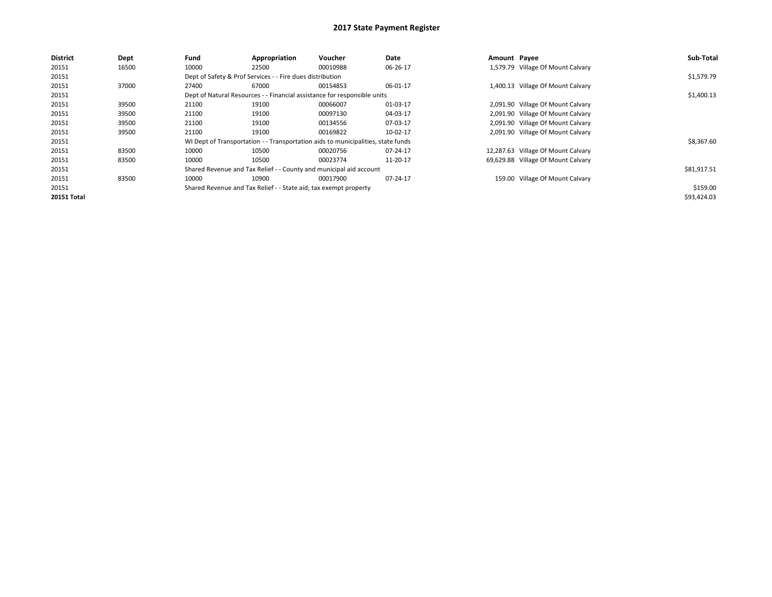# 2017 State Payment Register

| District | Dept | Fund | Appropriation | Voucher | Date | Amount | Payee | Sub-Total |
|---|---|---|---|---|---|---|---|---|
| 20151 | 16500 | 10000 | 22500 | 00010988 | 06-26-17 | 1,579.79 | Village Of Mount Calvary | |
| 20151 | | Dept of Safety & Prof Services - - Fire dues distribution | | | | | | $1,579.79 |
| 20151 | 37000 | 27400 | 67000 | 00154853 | 06-01-17 | 1,400.13 | Village Of Mount Calvary | |
| 20151 | | Dept of Natural Resources - - Financial assistance for responsible units | | | | | | $1,400.13 |
| 20151 | 39500 | 21100 | 19100 | 00066007 | 01-03-17 | 2,091.90 | Village Of Mount Calvary | |
| 20151 | 39500 | 21100 | 19100 | 00097130 | 04-03-17 | 2,091.90 | Village Of Mount Calvary | |
| 20151 | 39500 | 21100 | 19100 | 00134556 | 07-03-17 | 2,091.90 | Village Of Mount Calvary | |
| 20151 | 39500 | 21100 | 19100 | 00169822 | 10-02-17 | 2,091.90 | Village Of Mount Calvary | |
| 20151 | | WI Dept of Transportation - - Transportation aids to municipalities, state funds | | | | | | $8,367.60 |
| 20151 | 83500 | 10000 | 10500 | 00020756 | 07-24-17 | 12,287.63 | Village Of Mount Calvary | |
| 20151 | 83500 | 10000 | 10500 | 00023774 | 11-20-17 | 69,629.88 | Village Of Mount Calvary | |
| 20151 | | Shared Revenue and Tax Relief - - County and municipal aid account | | | | | | $81,917.51 |
| 20151 | 83500 | 10000 | 10900 | 00017900 | 07-24-17 | 159.00 | Village Of Mount Calvary | |
| 20151 | | Shared Revenue and Tax Relief - - State aid; tax exempt property | | | | | | $159.00 |
| **20151 Total** | | | | | | | | $93,424.03 |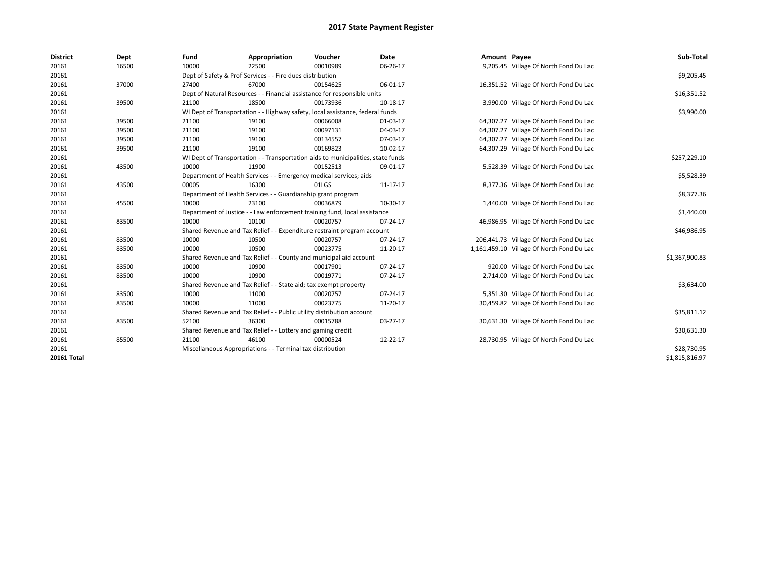# 2017 State Payment Register

| District | Dept | Fund | Appropriation | Voucher | Date | Amount | Payee | Sub-Total |
|---|---|---|---|---|---|---|---|---|
| 20161 | 16500 | 10000 | 22500 | 00010989 | 06-26-17 | 9,205.45 | Village Of North Fond Du Lac | |
| 20161 | | Dept of Safety & Prof Services - - Fire dues distribution | | | | | | $9,205.45 |
| 20161 | 37000 | 27400 | 67000 | 00154625 | 06-01-17 | 16,351.52 | Village Of North Fond Du Lac | |
| 20161 | | Dept of Natural Resources - - Financial assistance for responsible units | | | | | | $16,351.52 |
| 20161 | 39500 | 21100 | 18500 | 00173936 | 10-18-17 | 3,990.00 | Village Of North Fond Du Lac | |
| 20161 | | WI Dept of Transportation - - Highway safety, local assistance, federal funds | | | | | | $3,990.00 |
| 20161 | 39500 | 21100 | 19100 | 00066008 | 01-03-17 | 64,307.27 | Village Of North Fond Du Lac | |
| 20161 | 39500 | 21100 | 19100 | 00097131 | 04-03-17 | 64,307.27 | Village Of North Fond Du Lac | |
| 20161 | 39500 | 21100 | 19100 | 00134557 | 07-03-17 | 64,307.27 | Village Of North Fond Du Lac | |
| 20161 | 39500 | 21100 | 19100 | 00169823 | 10-02-17 | 64,307.29 | Village Of North Fond Du Lac | |
| 20161 | | WI Dept of Transportation - - Transportation aids to municipalities, state funds | | | | | | $257,229.10 |
| 20161 | 43500 | 10000 | 11900 | 00152513 | 09-01-17 | 5,528.39 | Village Of North Fond Du Lac | |
| 20161 | | Department of Health Services - - Emergency medical services; aids | | | | | | $5,528.39 |
| 20161 | 43500 | 00005 | 16300 | 01LGS | 11-17-17 | 8,377.36 | Village Of North Fond Du Lac | |
| 20161 | | Department of Health Services - - Guardianship grant program | | | | | | $8,377.36 |
| 20161 | 45500 | 10000 | 23100 | 00036879 | 10-30-17 | 1,440.00 | Village Of North Fond Du Lac | |
| 20161 | | Department of Justice - - Law enforcement training fund, local assistance | | | | | | $1,440.00 |
| 20161 | 83500 | 10000 | 10100 | 00020757 | 07-24-17 | 46,986.95 | Village Of North Fond Du Lac | |
| 20161 | | Shared Revenue and Tax Relief - - Expenditure restraint program account | | | | | | $46,986.95 |
| 20161 | 83500 | 10000 | 10500 | 00020757 | 07-24-17 | 206,441.73 | Village Of North Fond Du Lac | |
| 20161 | 83500 | 10000 | 10500 | 00023775 | 11-20-17 | 1,161,459.10 | Village Of North Fond Du Lac | |
| 20161 | | Shared Revenue and Tax Relief - - County and municipal aid account | | | | | | $1,367,900.83 |
| 20161 | 83500 | 10000 | 10900 | 00017901 | 07-24-17 | 920.00 | Village Of North Fond Du Lac | |
| 20161 | 83500 | 10000 | 10900 | 00019771 | 07-24-17 | 2,714.00 | Village Of North Fond Du Lac | |
| 20161 | | Shared Revenue and Tax Relief - - State aid; tax exempt property | | | | | | $3,634.00 |
| 20161 | 83500 | 10000 | 11000 | 00020757 | 07-24-17 | 5,351.30 | Village Of North Fond Du Lac | |
| 20161 | 83500 | 10000 | 11000 | 00023775 | 11-20-17 | 30,459.82 | Village Of North Fond Du Lac | |
| 20161 | | Shared Revenue and Tax Relief - - Public utility distribution account | | | | | | $35,811.12 |
| 20161 | 83500 | 52100 | 36300 | 00015788 | 03-27-17 | 30,631.30 | Village Of North Fond Du Lac | |
| 20161 | | Shared Revenue and Tax Relief - - Lottery and gaming credit | | | | | | $30,631.30 |
| 20161 | 85500 | 21100 | 46100 | 00000524 | 12-22-17 | 28,730.95 | Village Of North Fond Du Lac | |
| 20161 | | Miscellaneous Appropriations - - Terminal tax distribution | | | | | | $28,730.95 |
| **20161 Total** | | | | | | | | $1,815,816.97 |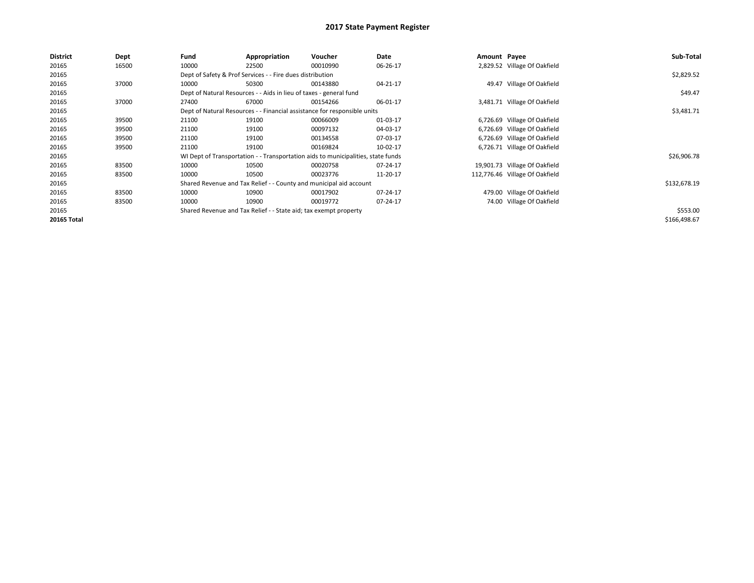# 2017 State Payment Register

| District | Dept | Fund | Appropriation | Voucher | Date | Amount | Payee | Sub-Total |
|---|---|---|---|---|---|---|---|---|
| 20165 | 16500 | 10000 | 22500 | 00010990 | 06-26-17 | 2,829.52 | Village Of Oakfield | |
| 20165 | | Dept of Safety & Prof Services - - Fire dues distribution | | | | | | $2,829.52 |
| 20165 | 37000 | 10000 | 50300 | 00143880 | 04-21-17 | 49.47 | Village Of Oakfield | |
| 20165 | | Dept of Natural Resources - - Aids in lieu of taxes - general fund | | | | | | $49.47 |
| 20165 | 37000 | 27400 | 67000 | 00154266 | 06-01-17 | 3,481.71 | Village Of Oakfield | |
| 20165 | | Dept of Natural Resources - - Financial assistance for responsible units | | | | | | $3,481.71 |
| 20165 | 39500 | 21100 | 19100 | 00066009 | 01-03-17 | 6,726.69 | Village Of Oakfield | |
| 20165 | 39500 | 21100 | 19100 | 00097132 | 04-03-17 | 6,726.69 | Village Of Oakfield | |
| 20165 | 39500 | 21100 | 19100 | 00134558 | 07-03-17 | 6,726.69 | Village Of Oakfield | |
| 20165 | 39500 | 21100 | 19100 | 00169824 | 10-02-17 | 6,726.71 | Village Of Oakfield | |
| 20165 | | WI Dept of Transportation - - Transportation aids to municipalities, state funds | | | | | | $26,906.78 |
| 20165 | 83500 | 10000 | 10500 | 00020758 | 07-24-17 | 19,901.73 | Village Of Oakfield | |
| 20165 | 83500 | 10000 | 10500 | 00023776 | 11-20-17 | 112,776.46 | Village Of Oakfield | |
| 20165 | | Shared Revenue and Tax Relief - - County and municipal aid account | | | | | | $132,678.19 |
| 20165 | 83500 | 10000 | 10900 | 00017902 | 07-24-17 | 479.00 | Village Of Oakfield | |
| 20165 | 83500 | 10000 | 10900 | 00019772 | 07-24-17 | 74.00 | Village Of Oakfield | |
| 20165 | | Shared Revenue and Tax Relief - - State aid; tax exempt property | | | | | | $553.00 |
| **20165 Total** | | | | | | | | $166,498.67 |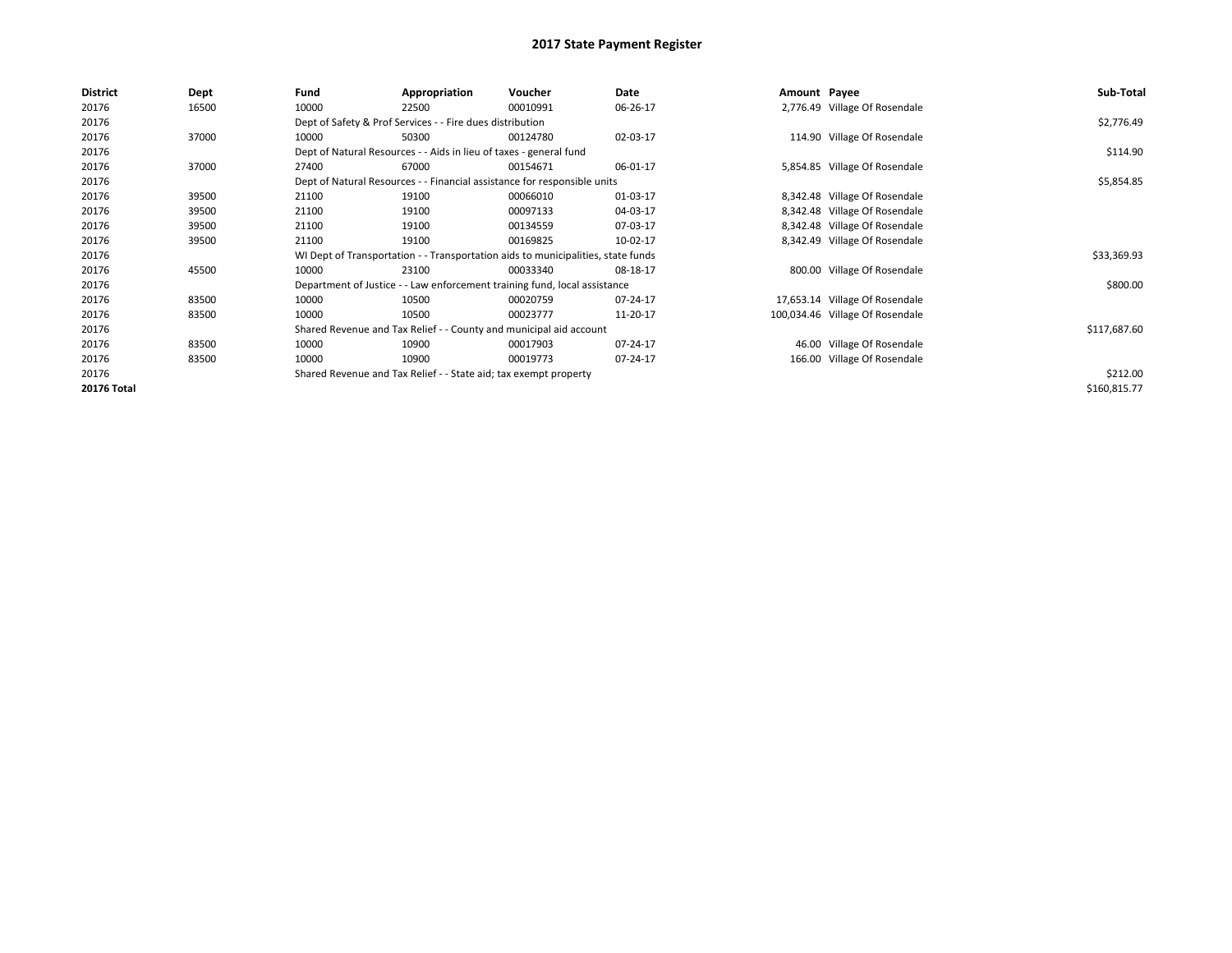# 2017 State Payment Register

| District | Dept | Fund | Appropriation | Voucher | Date | Amount | Payee | Sub-Total |
|---|---|---|---|---|---|---|---|---|
| 20176 | 16500 | 10000 | 22500 | 00010991 | 06-26-17 | 2,776.49 | Village Of Rosendale | |
| 20176 | | Dept of Safety & Prof Services - - Fire dues distribution | | | | | | $2,776.49 |
| 20176 | 37000 | 10000 | 50300 | 00124780 | 02-03-17 | 114.90 | Village Of Rosendale | |
| 20176 | | Dept of Natural Resources - - Aids in lieu of taxes - general fund | | | | | | $114.90 |
| 20176 | 37000 | 27400 | 67000 | 00154671 | 06-01-17 | 5,854.85 | Village Of Rosendale | |
| 20176 | | Dept of Natural Resources - - Financial assistance for responsible units | | | | | | $5,854.85 |
| 20176 | 39500 | 21100 | 19100 | 00066010 | 01-03-17 | 8,342.48 | Village Of Rosendale | |
| 20176 | 39500 | 21100 | 19100 | 00097133 | 04-03-17 | 8,342.48 | Village Of Rosendale | |
| 20176 | 39500 | 21100 | 19100 | 00134559 | 07-03-17 | 8,342.48 | Village Of Rosendale | |
| 20176 | 39500 | 21100 | 19100 | 00169825 | 10-02-17 | 8,342.49 | Village Of Rosendale | |
| 20176 | | WI Dept of Transportation - - Transportation aids to municipalities, state funds | | | | | | $33,369.93 |
| 20176 | 45500 | 10000 | 23100 | 00033340 | 08-18-17 | 800.00 | Village Of Rosendale | |
| 20176 | | Department of Justice - - Law enforcement training fund, local assistance | | | | | | $800.00 |
| 20176 | 83500 | 10000 | 10500 | 00020759 | 07-24-17 | 17,653.14 | Village Of Rosendale | |
| 20176 | 83500 | 10000 | 10500 | 00023777 | 11-20-17 | 100,034.46 | Village Of Rosendale | |
| 20176 | | Shared Revenue and Tax Relief - - County and municipal aid account | | | | | | $117,687.60 |
| 20176 | 83500 | 10000 | 10900 | 00017903 | 07-24-17 | 46.00 | Village Of Rosendale | |
| 20176 | 83500 | 10000 | 10900 | 00019773 | 07-24-17 | 166.00 | Village Of Rosendale | |
| 20176 | | Shared Revenue and Tax Relief - - State aid; tax exempt property | | | | | | $212.00 |
| **20176 Total** | | | | | | | | $160,815.77 |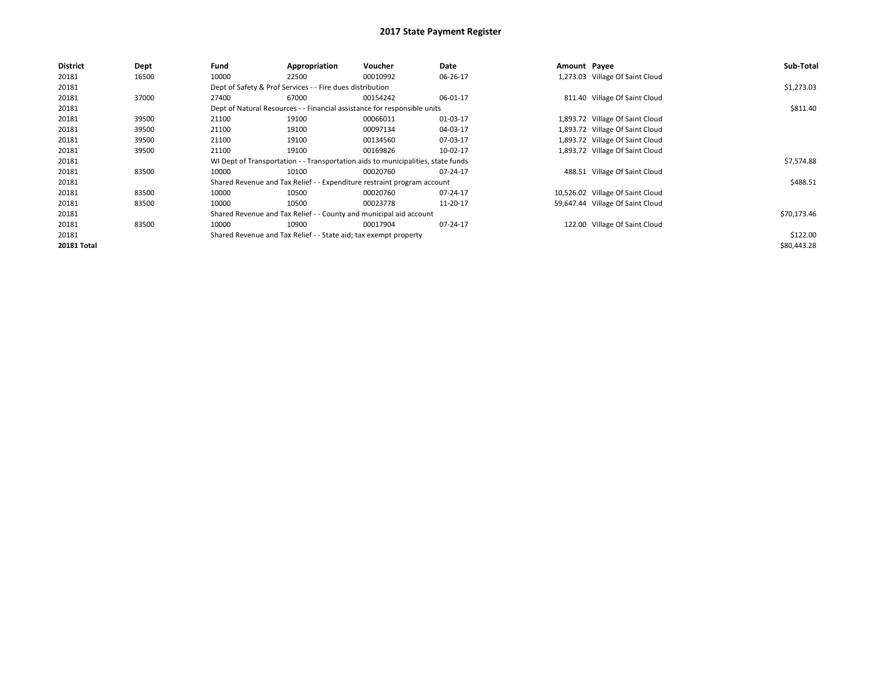# 2017 State Payment Register

| District | Dept | Fund | Appropriation | Voucher | Date | Amount | Payee | Sub-Total |
|---|---|---|---|---|---|---|---|---|
| 20181 | 16500 | 10000 | 22500 | 00010992 | 06-26-17 | 1,273.03 | Village Of Saint Cloud | |
| 20181 | | Dept of Safety & Prof Services - - Fire dues distribution | | | | | | $1,273.03 |
| 20181 | 37000 | 27400 | 67000 | 00154242 | 06-01-17 | 811.40 | Village Of Saint Cloud | |
| 20181 | | Dept of Natural Resources - - Financial assistance for responsible units | | | | | | $811.40 |
| 20181 | 39500 | 21100 | 19100 | 00066011 | 01-03-17 | 1,893.72 | Village Of Saint Cloud | |
| 20181 | 39500 | 21100 | 19100 | 00097134 | 04-03-17 | 1,893.72 | Village Of Saint Cloud | |
| 20181 | 39500 | 21100 | 19100 | 00134560 | 07-03-17 | 1,893.72 | Village Of Saint Cloud | |
| 20181 | 39500 | 21100 | 19100 | 00169826 | 10-02-17 | 1,893.72 | Village Of Saint Cloud | |
| 20181 | | WI Dept of Transportation - - Transportation aids to municipalities, state funds | | | | | | $7,574.88 |
| 20181 | 83500 | 10000 | 10100 | 00020760 | 07-24-17 | 488.51 | Village Of Saint Cloud | |
| 20181 | | Shared Revenue and Tax Relief - - Expenditure restraint program account | | | | | | $488.51 |
| 20181 | 83500 | 10000 | 10500 | 00020760 | 07-24-17 | 10,526.02 | Village Of Saint Cloud | |
| 20181 | 83500 | 10000 | 10500 | 00023778 | 11-20-17 | 59,647.44 | Village Of Saint Cloud | |
| 20181 | | Shared Revenue and Tax Relief - - County and municipal aid account | | | | | | $70,173.46 |
| 20181 | 83500 | 10000 | 10900 | 00017904 | 07-24-17 | 122.00 | Village Of Saint Cloud | |
| 20181 | | Shared Revenue and Tax Relief - - State aid; tax exempt property | | | | | | $122.00 |
| **20181 Total** | | | | | | | | $80,443.28 |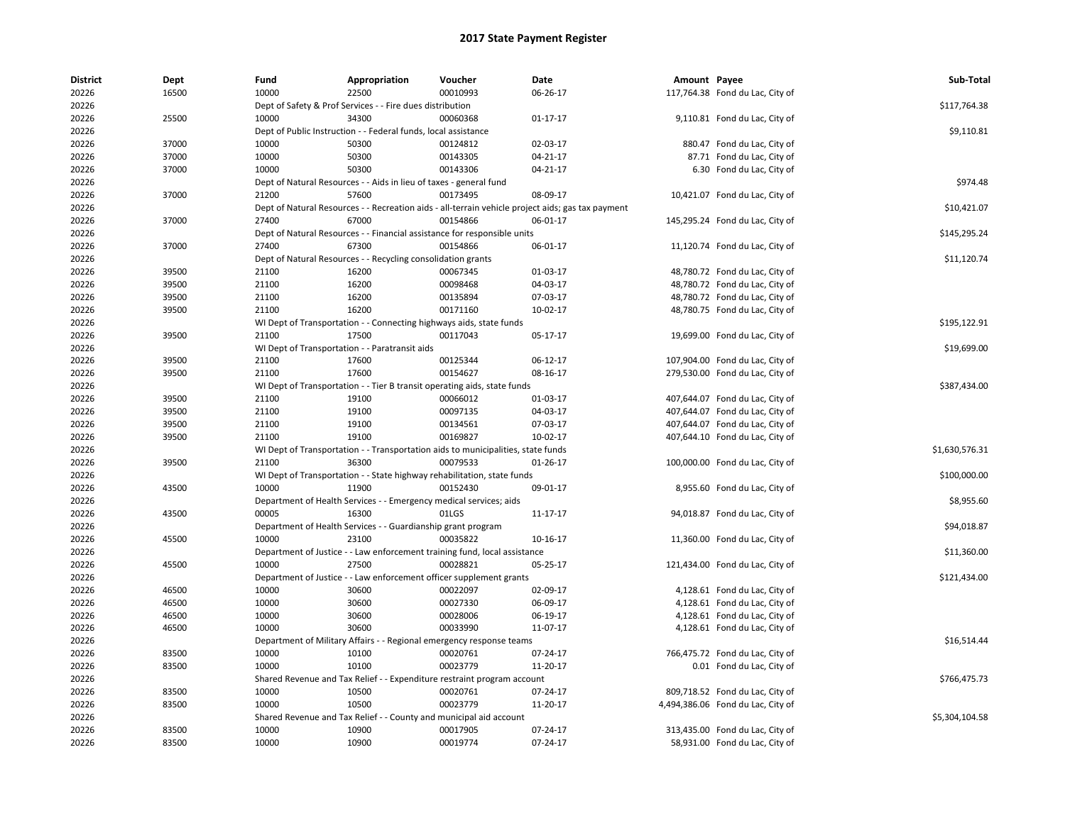# 2017 State Payment Register

| District | Dept | Fund | Appropriation | Voucher | Date | Amount | Payee | Sub-Total |
|---|---|---|---|---|---|---|---|---|
| 20226 | 16500 | 10000 | 22500 | 00010993 | 06-26-17 | 117,764.38 | Fond du Lac, City of | |
| 20226 | | Dept of Safety & Prof Services - - Fire dues distribution | | | | | | $117,764.38 |
| 20226 | 25500 | 10000 | 34300 | 00060368 | 01-17-17 | 9,110.81 | Fond du Lac, City of | |
| 20226 | | Dept of Public Instruction - - Federal funds, local assistance | | | | | | $9,110.81 |
| 20226 | 37000 | 10000 | 50300 | 00124812 | 02-03-17 | 880.47 | Fond du Lac, City of | |
| 20226 | 37000 | 10000 | 50300 | 00143305 | 04-21-17 | 87.71 | Fond du Lac, City of | |
| 20226 | 37000 | 10000 | 50300 | 00143306 | 04-21-17 | 6.30 | Fond du Lac, City of | |
| 20226 | | Dept of Natural Resources - - Aids in lieu of taxes - general fund | | | | | | $974.48 |
| 20226 | 37000 | 21200 | 57600 | 00173495 | 08-09-17 | 10,421.07 | Fond du Lac, City of | |
| 20226 | | Dept of Natural Resources - - Recreation aids - all-terrain vehicle project aids; gas tax payment | | | | | | $10,421.07 |
| 20226 | 37000 | 27400 | 67000 | 00154866 | 06-01-17 | 145,295.24 | Fond du Lac, City of | |
| 20226 | | Dept of Natural Resources - - Financial assistance for responsible units | | | | | | $145,295.24 |
| 20226 | 37000 | 27400 | 67300 | 00154866 | 06-01-17 | 11,120.74 | Fond du Lac, City of | |
| 20226 | | Dept of Natural Resources - - Recycling consolidation grants | | | | | | $11,120.74 |
| 20226 | 39500 | 21100 | 16200 | 00067345 | 01-03-17 | 48,780.72 | Fond du Lac, City of | |
| 20226 | 39500 | 21100 | 16200 | 00098468 | 04-03-17 | 48,780.72 | Fond du Lac, City of | |
| 20226 | 39500 | 21100 | 16200 | 00135894 | 07-03-17 | 48,780.72 | Fond du Lac, City of | |
| 20226 | 39500 | 21100 | 16200 | 00171160 | 10-02-17 | 48,780.75 | Fond du Lac, City of | |
| 20226 | | WI Dept of Transportation - - Connecting highways aids, state funds | | | | | | $195,122.91 |
| 20226 | 39500 | 21100 | 17500 | 00117043 | 05-17-17 | 19,699.00 | Fond du Lac, City of | |
| 20226 | | WI Dept of Transportation - - Paratransit aids | | | | | | $19,699.00 |
| 20226 | 39500 | 21100 | 17600 | 00125344 | 06-12-17 | 107,904.00 | Fond du Lac, City of | |
| 20226 | 39500 | 21100 | 17600 | 00154627 | 08-16-17 | 279,530.00 | Fond du Lac, City of | |
| 20226 | | WI Dept of Transportation - - Tier B transit operating aids, state funds | | | | | | $387,434.00 |
| 20226 | 39500 | 21100 | 19100 | 00066012 | 01-03-17 | 407,644.07 | Fond du Lac, City of | |
| 20226 | 39500 | 21100 | 19100 | 00097135 | 04-03-17 | 407,644.07 | Fond du Lac, City of | |
| 20226 | 39500 | 21100 | 19100 | 00134561 | 07-03-17 | 407,644.07 | Fond du Lac, City of | |
| 20226 | 39500 | 21100 | 19100 | 00169827 | 10-02-17 | 407,644.10 | Fond du Lac, City of | |
| 20226 | | WI Dept of Transportation - - Transportation aids to municipalities, state funds | | | | | | $1,630,576.31 |
| 20226 | 39500 | 21100 | 36300 | 00079533 | 01-26-17 | 100,000.00 | Fond du Lac, City of | |
| 20226 | | WI Dept of Transportation - - State highway rehabilitation, state funds | | | | | | $100,000.00 |
| 20226 | 43500 | 10000 | 11900 | 00152430 | 09-01-17 | 8,955.60 | Fond du Lac, City of | |
| 20226 | | Department of Health Services - - Emergency medical services; aids | | | | | | $8,955.60 |
| 20226 | 43500 | 00005 | 16300 | 01LGS | 11-17-17 | 94,018.87 | Fond du Lac, City of | |
| 20226 | | Department of Health Services - - Guardianship grant program | | | | | | $94,018.87 |
| 20226 | 45500 | 10000 | 23100 | 00035822 | 10-16-17 | 11,360.00 | Fond du Lac, City of | |
| 20226 | | Department of Justice - - Law enforcement training fund, local assistance | | | | | | $11,360.00 |
| 20226 | 45500 | 10000 | 27500 | 00028821 | 05-25-17 | 121,434.00 | Fond du Lac, City of | |
| 20226 | | Department of Justice - - Law enforcement officer supplement grants | | | | | | $121,434.00 |
| 20226 | 46500 | 10000 | 30600 | 00022097 | 02-09-17 | 4,128.61 | Fond du Lac, City of | |
| 20226 | 46500 | 10000 | 30600 | 00027330 | 06-09-17 | 4,128.61 | Fond du Lac, City of | |
| 20226 | 46500 | 10000 | 30600 | 00028006 | 06-19-17 | 4,128.61 | Fond du Lac, City of | |
| 20226 | 46500 | 10000 | 30600 | 00033990 | 11-07-17 | 4,128.61 | Fond du Lac, City of | |
| 20226 | | Department of Military Affairs - - Regional emergency response teams | | | | | | $16,514.44 |
| 20226 | 83500 | 10000 | 10100 | 00020761 | 07-24-17 | 766,475.72 | Fond du Lac, City of | |
| 20226 | 83500 | 10000 | 10100 | 00023779 | 11-20-17 | 0.01 | Fond du Lac, City of | |
| 20226 | | Shared Revenue and Tax Relief - - Expenditure restraint program account | | | | | | $766,475.73 |
| 20226 | 83500 | 10000 | 10500 | 00020761 | 07-24-17 | 809,718.52 | Fond du Lac, City of | |
| 20226 | 83500 | 10000 | 10500 | 00023779 | 11-20-17 | 4,494,386.06 | Fond du Lac, City of | |
| 20226 | | Shared Revenue and Tax Relief - - County and municipal aid account | | | | | | $5,304,104.58 |
| 20226 | 83500 | 10000 | 10900 | 00017905 | 07-24-17 | 313,435.00 | Fond du Lac, City of | |
| 20226 | 83500 | 10000 | 10900 | 00019774 | 07-24-17 | 58,931.00 | Fond du Lac, City of | |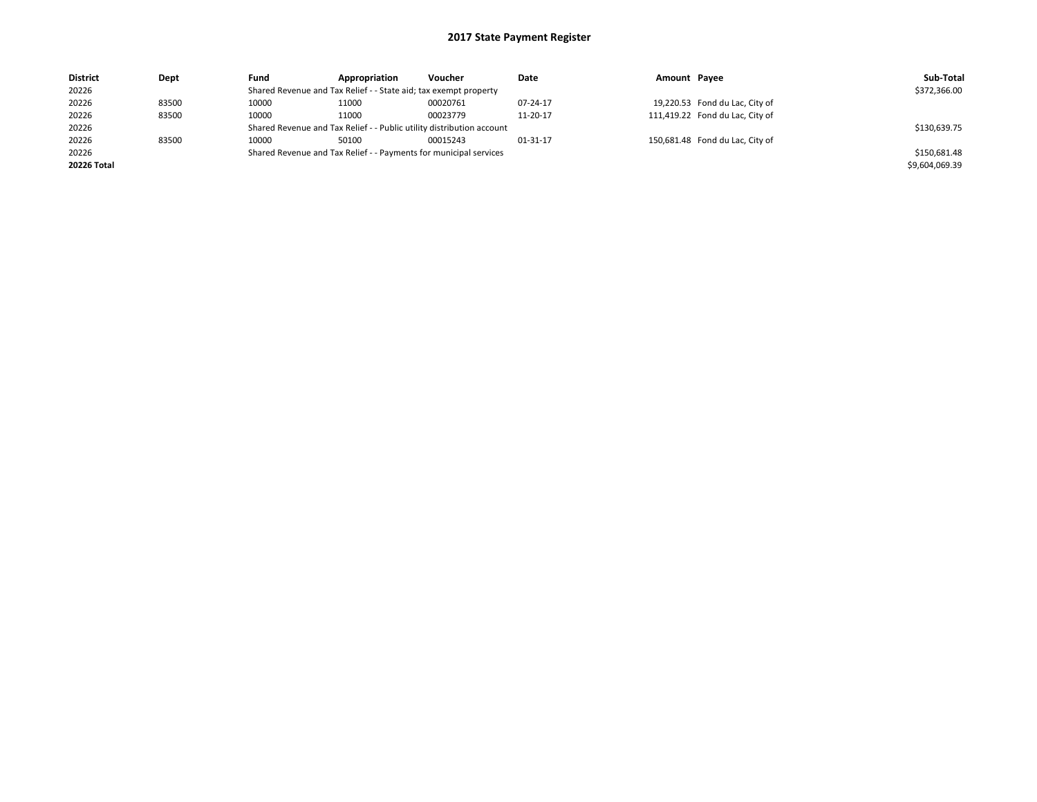# 2017 State Payment Register

| District | Dept | Fund | Appropriation | Voucher | Date | Amount | Payee | Sub-Total |
|---|---|---|---|---|---|---|---|---|
| 20226 | | Shared Revenue and Tax Relief - - State aid; tax exempt property | | | | | | $372,366.00 |
| 20226 | 83500 | 10000 | 11000 | 00020761 | 07-24-17 | 19,220.53 | Fond du Lac, City of | |
| 20226 | 83500 | 10000 | 11000 | 00023779 | 11-20-17 | 111,419.22 | Fond du Lac, City of | |
| 20226 | | Shared Revenue and Tax Relief - - Public utility distribution account | | | | | | $130,639.75 |
| 20226 | 83500 | 10000 | 50100 | 00015243 | 01-31-17 | 150,681.48 | Fond du Lac, City of | |
| 20226 | | Shared Revenue and Tax Relief - - Payments for municipal services | | | | | | $150,681.48 |
| **20226 Total** | | | | | | | | $9,604,069.39 |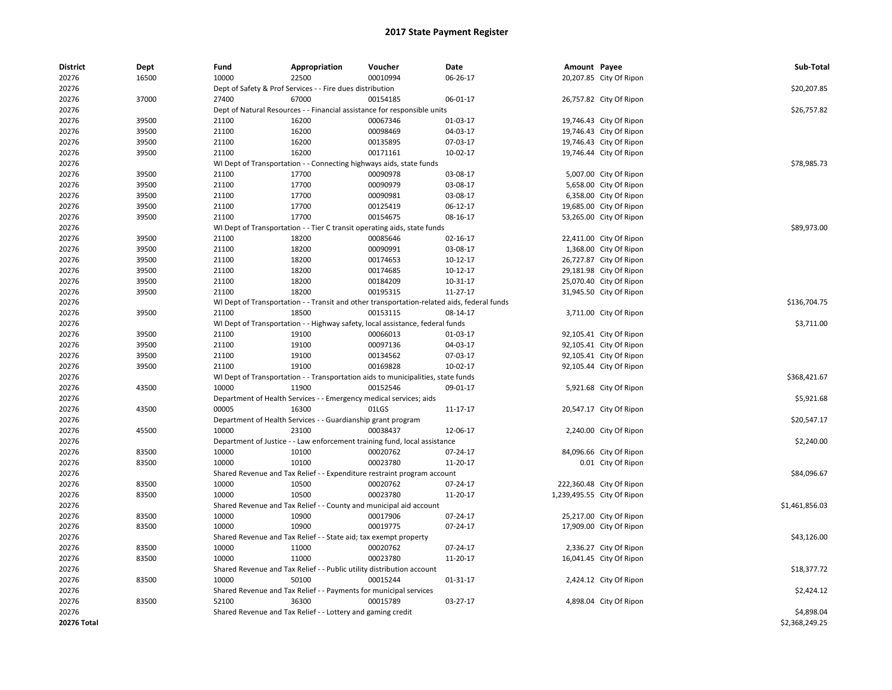# 2017 State Payment Register

| District | Dept | Fund | Appropriation | Voucher | Date | Amount | Payee | Sub-Total |
|---|---|---|---|---|---|---|---|---|
| 20276 | 16500 | 10000 | 22500 | 00010994 | 06-26-17 | 20,207.85 | City Of Ripon | |
| 20276 | | Dept of Safety & Prof Services - - Fire dues distribution | | | | | | $20,207.85 |
| 20276 | 37000 | 27400 | 67000 | 00154185 | 06-01-17 | 26,757.82 | City Of Ripon | |
| 20276 | | Dept of Natural Resources - - Financial assistance for responsible units | | | | | | $26,757.82 |
| 20276 | 39500 | 21100 | 16200 | 00067346 | 01-03-17 | 19,746.43 | City Of Ripon | |
| 20276 | 39500 | 21100 | 16200 | 00098469 | 04-03-17 | 19,746.43 | City Of Ripon | |
| 20276 | 39500 | 21100 | 16200 | 00135895 | 07-03-17 | 19,746.43 | City Of Ripon | |
| 20276 | 39500 | 21100 | 16200 | 00171161 | 10-02-17 | 19,746.44 | City Of Ripon | |
| 20276 | | WI Dept of Transportation - - Connecting highways aids, state funds | | | | | | $78,985.73 |
| 20276 | 39500 | 21100 | 17700 | 00090978 | 03-08-17 | 5,007.00 | City Of Ripon | |
| 20276 | 39500 | 21100 | 17700 | 00090979 | 03-08-17 | 5,658.00 | City Of Ripon | |
| 20276 | 39500 | 21100 | 17700 | 00090981 | 03-08-17 | 6,358.00 | City Of Ripon | |
| 20276 | 39500 | 21100 | 17700 | 00125419 | 06-12-17 | 19,685.00 | City Of Ripon | |
| 20276 | 39500 | 21100 | 17700 | 00154675 | 08-16-17 | 53,265.00 | City Of Ripon | |
| 20276 | | WI Dept of Transportation - - Tier C transit operating aids, state funds | | | | | | $89,973.00 |
| 20276 | 39500 | 21100 | 18200 | 00085646 | 02-16-17 | 22,411.00 | City Of Ripon | |
| 20276 | 39500 | 21100 | 18200 | 00090991 | 03-08-17 | 1,368.00 | City Of Ripon | |
| 20276 | 39500 | 21100 | 18200 | 00174653 | 10-12-17 | 26,727.87 | City Of Ripon | |
| 20276 | 39500 | 21100 | 18200 | 00174685 | 10-12-17 | 29,181.98 | City Of Ripon | |
| 20276 | 39500 | 21100 | 18200 | 00184209 | 10-31-17 | 25,070.40 | City Of Ripon | |
| 20276 | 39500 | 21100 | 18200 | 00195315 | 11-27-17 | 31,945.50 | City Of Ripon | |
| 20276 | | WI Dept of Transportation - - Transit and other transportation-related aids, federal funds | | | | | | $136,704.75 |
| 20276 | 39500 | 21100 | 18500 | 00153115 | 08-14-17 | 3,711.00 | City Of Ripon | |
| 20276 | | WI Dept of Transportation - - Highway safety, local assistance, federal funds | | | | | | $3,711.00 |
| 20276 | 39500 | 21100 | 19100 | 00066013 | 01-03-17 | 92,105.41 | City Of Ripon | |
| 20276 | 39500 | 21100 | 19100 | 00097136 | 04-03-17 | 92,105.41 | City Of Ripon | |
| 20276 | 39500 | 21100 | 19100 | 00134562 | 07-03-17 | 92,105.41 | City Of Ripon | |
| 20276 | 39500 | 21100 | 19100 | 00169828 | 10-02-17 | 92,105.44 | City Of Ripon | |
| 20276 | | WI Dept of Transportation - - Transportation aids to municipalities, state funds | | | | | | $368,421.67 |
| 20276 | 43500 | 10000 | 11900 | 00152546 | 09-01-17 | 5,921.68 | City Of Ripon | |
| 20276 | | Department of Health Services - - Emergency medical services; aids | | | | | | $5,921.68 |
| 20276 | 43500 | 00005 | 16300 | 01LGS | 11-17-17 | 20,547.17 | City Of Ripon | |
| 20276 | | Department of Health Services - - Guardianship grant program | | | | | | $20,547.17 |
| 20276 | 45500 | 10000 | 23100 | 00038437 | 12-06-17 | 2,240.00 | City Of Ripon | |
| 20276 | | Department of Justice - - Law enforcement training fund, local assistance | | | | | | $2,240.00 |
| 20276 | 83500 | 10000 | 10100 | 00020762 | 07-24-17 | 84,096.66 | City Of Ripon | |
| 20276 | 83500 | 10000 | 10100 | 00023780 | 11-20-17 | 0.01 | City Of Ripon | |
| 20276 | | Shared Revenue and Tax Relief - - Expenditure restraint program account | | | | | | $84,096.67 |
| 20276 | 83500 | 10000 | 10500 | 00020762 | 07-24-17 | 222,360.48 | City Of Ripon | |
| 20276 | 83500 | 10000 | 10500 | 00023780 | 11-20-17 | 1,239,495.55 | City Of Ripon | |
| 20276 | | Shared Revenue and Tax Relief - - County and municipal aid account | | | | | | $1,461,856.03 |
| 20276 | 83500 | 10000 | 10900 | 00017906 | 07-24-17 | 25,217.00 | City Of Ripon | |
| 20276 | 83500 | 10000 | 10900 | 00019775 | 07-24-17 | 17,909.00 | City Of Ripon | |
| 20276 | | Shared Revenue and Tax Relief - - State aid; tax exempt property | | | | | | $43,126.00 |
| 20276 | 83500 | 10000 | 11000 | 00020762 | 07-24-17 | 2,336.27 | City Of Ripon | |
| 20276 | 83500 | 10000 | 11000 | 00023780 | 11-20-17 | 16,041.45 | City Of Ripon | |
| 20276 | | Shared Revenue and Tax Relief - - Public utility distribution account | | | | | | $18,377.72 |
| 20276 | 83500 | 10000 | 50100 | 00015244 | 01-31-17 | 2,424.12 | City Of Ripon | |
| 20276 | | Shared Revenue and Tax Relief - - Payments for municipal services | | | | | | $2,424.12 |
| 20276 | 83500 | 52100 | 36300 | 00015789 | 03-27-17 | 4,898.04 | City Of Ripon | |
| 20276 | | Shared Revenue and Tax Relief - - Lottery and gaming credit | | | | | | $4,898.04 |
| **20276 Total** | | | | | | | | $2,368,249.25 |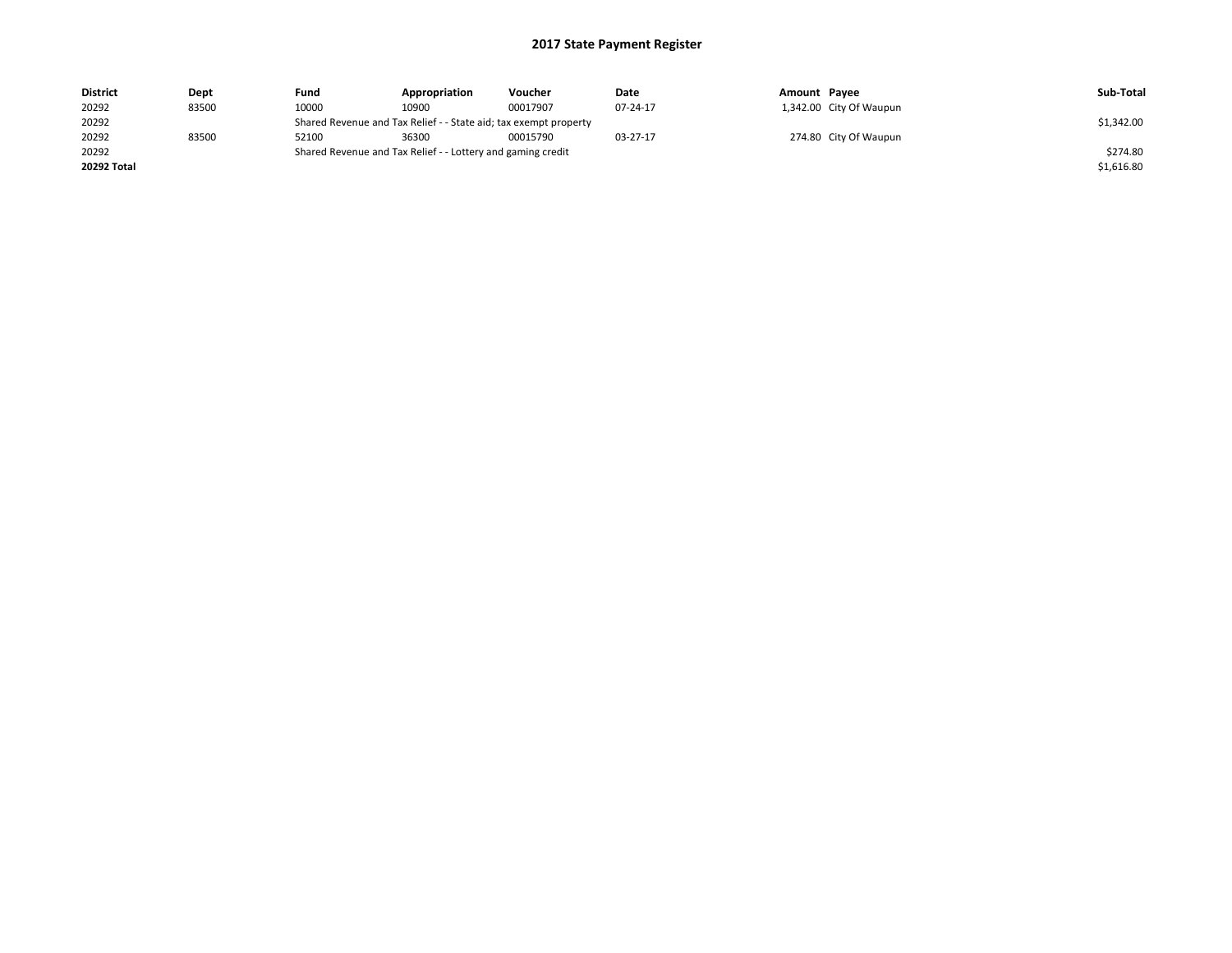# 2017 State Payment Register

| District | Dept | Fund | Appropriation | Voucher | Date | Amount | Payee | Sub-Total |
|---|---|---|---|---|---|---|---|---|
| 20292 | 83500 | 10000 | 10900 | 00017907 | 07-24-17 | 1,342.00 | City Of Waupun | |
| 20292 | | Shared Revenue and Tax Relief - - State aid; tax exempt property | | | | | | $1,342.00 |
| 20292 | 83500 | 52100 | 36300 | 00015790 | 03-27-17 | 274.80 | City Of Waupun | |
| 20292 | | Shared Revenue and Tax Relief - - Lottery and gaming credit | | | | | | $274.80 |
| **20292 Total** | | | | | | | | $1,616.80 |